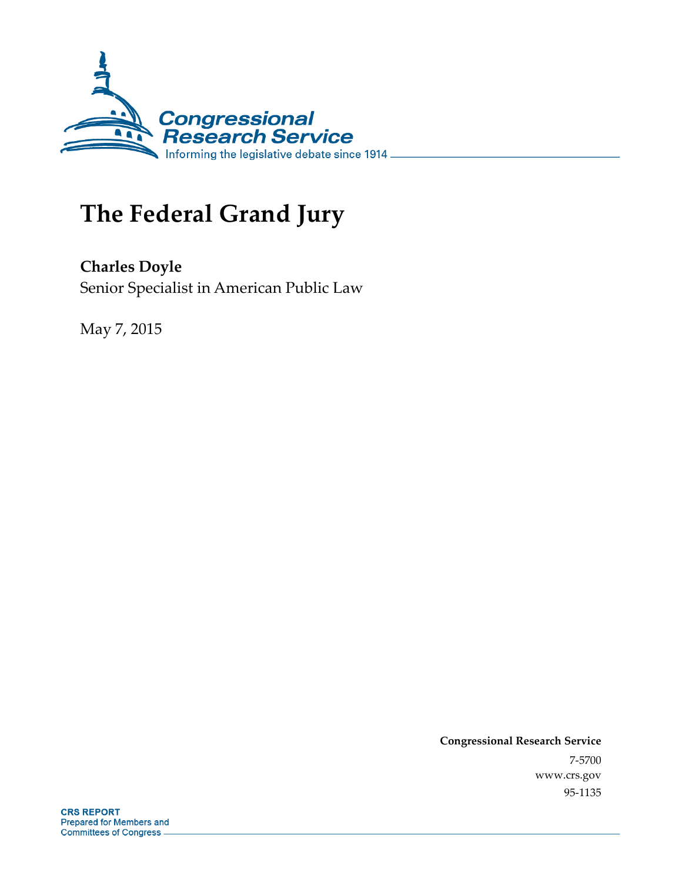Congressional Research Service

Informing the legislative debate since 1914

# The Federal Grand Jury

**Charles Doyle**

Senior Specialist in American Public Law

May 7, 2015

**Congressional Research Service**

7-5700

www.crs.gov

95-1135

**CRS REPORT**

Prepared for Members and Committees of Congress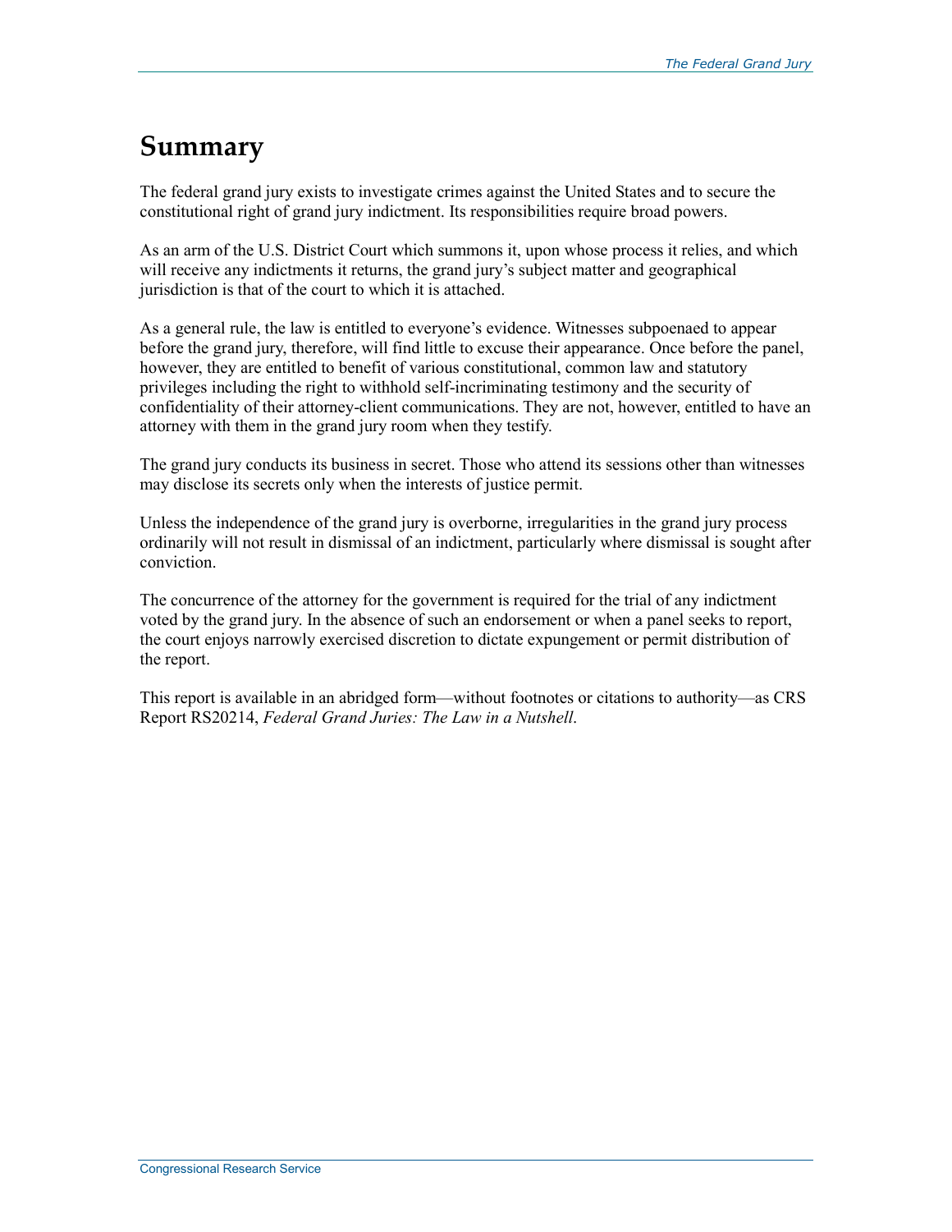# Summary

The federal grand jury exists to investigate crimes against the United States and to secure the constitutional right of grand jury indictment. Its responsibilities require broad powers.

As an arm of the U.S. District Court which summons it, upon whose process it relies, and which will receive any indictments it returns, the grand jury's subject matter and geographical jurisdiction is that of the court to which it is attached.

As a general rule, the law is entitled to everyone's evidence. Witnesses subpoenaed to appear before the grand jury, therefore, will find little to excuse their appearance. Once before the panel, however, they are entitled to benefit of various constitutional, common law and statutory privileges including the right to withhold self-incriminating testimony and the security of confidentiality of their attorney-client communications. They are not, however, entitled to have an attorney with them in the grand jury room when they testify.

The grand jury conducts its business in secret. Those who attend its sessions other than witnesses may disclose its secrets only when the interests of justice permit.

Unless the independence of the grand jury is overborne, irregularities in the grand jury process ordinarily will not result in dismissal of an indictment, particularly where dismissal is sought after conviction.

The concurrence of the attorney for the government is required for the trial of any indictment voted by the grand jury. In the absence of such an endorsement or when a panel seeks to report, the court enjoys narrowly exercised discretion to dictate expungement or permit distribution of the report.

This report is available in an abridged form—without footnotes or citations to authority—as CRS Report RS20214, *Federal Grand Juries: The Law in a Nutshell*.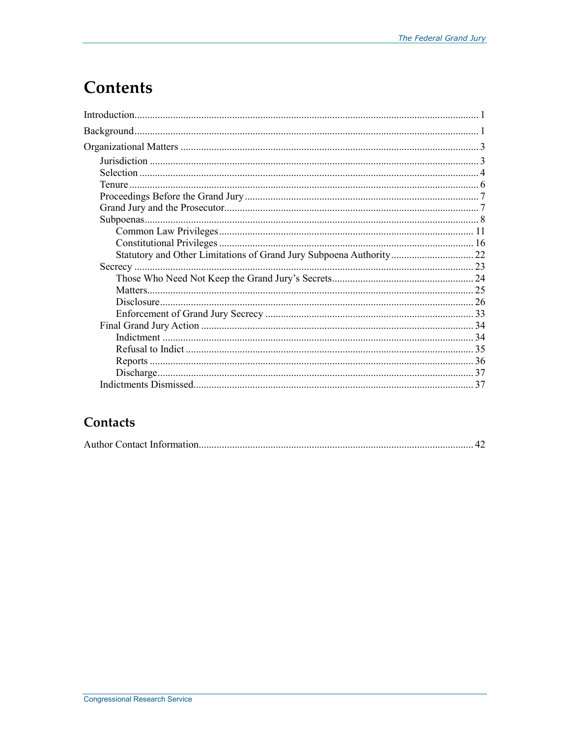# Contents

Introduction .................................................................................................................... 1

Background ...................................................................................................................... 1

Organizational Matters ..................................................................................................... 3

- Jurisdiction ................................................................................................................ 3
- Selection .................................................................................................................... 4
- Tenure ........................................................................................................................ 6
- Proceedings Before the Grand Jury ............................................................................ 7
- Grand Jury and the Prosecutor ................................................................................... 7
- Subpoenas .................................................................................................................. 8
  - Common Law Privileges .................................................................................... 11
  - Constitutional Privileges .................................................................................... 16
  - Statutory and Other Limitations of Grand Jury Subpoena Authority .................. 22
- Secrecy .................................................................................................................... 23
  - Those Who Need Not Keep the Grand Jury's Secrets ......................................... 24
  - Matters ............................................................................................................... 25
  - Disclosure .......................................................................................................... 26
  - Enforcement of Grand Jury Secrecy .................................................................. 33
- Final Grand Jury Action ........................................................................................... 34
  - Indictment ......................................................................................................... 34
  - Refusal to Indict ................................................................................................ 35
  - Reports .............................................................................................................. 36
  - Discharge ........................................................................................................... 37
- Indictments Dismissed ............................................................................................. 37

# Contacts

Author Contact Information ........................................................................................... 42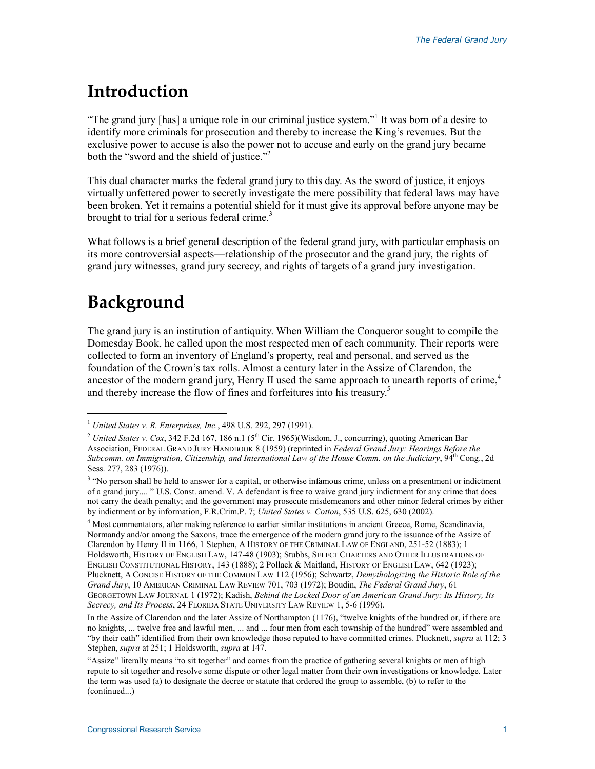# Introduction

"The grand jury [has] a unique role in our criminal justice system."[1] It was born of a desire to identify more criminals for prosecution and thereby to increase the King's revenues. But the exclusive power to accuse is also the power not to accuse and early on the grand jury became both the "sword and the shield of justice."[2]

This dual character marks the federal grand jury to this day. As the sword of justice, it enjoys virtually unfettered power to secretly investigate the mere possibility that federal laws may have been broken. Yet it remains a potential shield for it must give its approval before anyone may be brought to trial for a serious federal crime.[3]

What follows is a brief general description of the federal grand jury, with particular emphasis on its more controversial aspects—relationship of the prosecutor and the grand jury, the rights of grand jury witnesses, grand jury secrecy, and rights of targets of a grand jury investigation.

# Background

The grand jury is an institution of antiquity. When William the Conqueror sought to compile the Domesday Book, he called upon the most respected men of each community. Their reports were collected to form an inventory of England's property, real and personal, and served as the foundation of the Crown's tax rolls. Almost a century later in the Assize of Clarendon, the ancestor of the modern grand jury, Henry II used the same approach to unearth reports of crime,[4] and thereby increase the flow of fines and forfeitures into his treasury.[5]

---

[1] *United States v. R. Enterprises, Inc.*, 498 U.S. 292, 297 (1991).

[2] *United States v. Cox*, 342 F.2d 167, 186 n.1 (5th Cir. 1965)(Wisdom, J., concurring), quoting American Bar Association, FEDERAL GRAND JURY HANDBOOK 8 (1959) (reprinted in *Federal Grand Jury: Hearings Before the Subcomm. on Immigration, Citizenship, and International Law of the House Comm. on the Judiciary*, 94th Cong., 2d Sess. 277, 283 (1976)).

[3] "No person shall be held to answer for a capital, or otherwise infamous crime, unless on a presentment or indictment of a grand jury.... " U.S. Const. amend. V. A defendant is free to waive grand jury indictment for any crime that does not carry the death penalty; and the government may prosecute misdemeanors and other minor federal crimes by either by indictment or by information, F.R.Crim.P. 7; *United States v. Cotton*, 535 U.S. 625, 630 (2002).

[4] Most commentators, after making reference to earlier similar institutions in ancient Greece, Rome, Scandinavia, Normandy and/or among the Saxons, trace the emergence of the modern grand jury to the issuance of the Assize of Clarendon by Henry II in 1166, 1 Stephen, A HISTORY OF THE CRIMINAL LAW OF ENGLAND, 251-52 (1883); 1 Holdsworth, HISTORY OF ENGLISH LAW, 147-48 (1903); Stubbs, SELECT CHARTERS AND OTHER ILLUSTRATIONS OF ENGLISH CONSTITUTIONAL HISTORY, 143 (1888); 2 Pollack & Maitland, HISTORY OF ENGLISH LAW, 642 (1923); Plucknett, A CONCISE HISTORY OF THE COMMON LAW 112 (1956); Schwartz, *Demythologizing the Historic Role of the Grand Jury*, 10 AMERICAN CRIMINAL LAW REVIEW 701, 703 (1972); Boudin, *The Federal Grand Jury*, 61 GEORGETOWN LAW JOURNAL 1 (1972); Kadish, *Behind the Locked Door of an American Grand Jury: Its History, Its Secrecy, and Its Process*, 24 FLORIDA STATE UNIVERSITY LAW REVIEW 1, 5-6 (1996).

In the Assize of Clarendon and the later Assize of Northampton (1176), "twelve knights of the hundred or, if there are no knights, ... twelve free and lawful men, ... and ... four men from each township of the hundred" were assembled and "by their oath" identified from their own knowledge those reputed to have committed crimes. Plucknett, *supra* at 112; 3 Stephen, *supra* at 251; 1 Holdsworth, *supra* at 147.

"Assize" literally means "to sit together" and comes from the practice of gathering several knights or men of high repute to sit together and resolve some dispute or other legal matter from their own investigations or knowledge. Later the term was used (a) to designate the decree or statute that ordered the group to assemble, (b) to refer to the (continued...)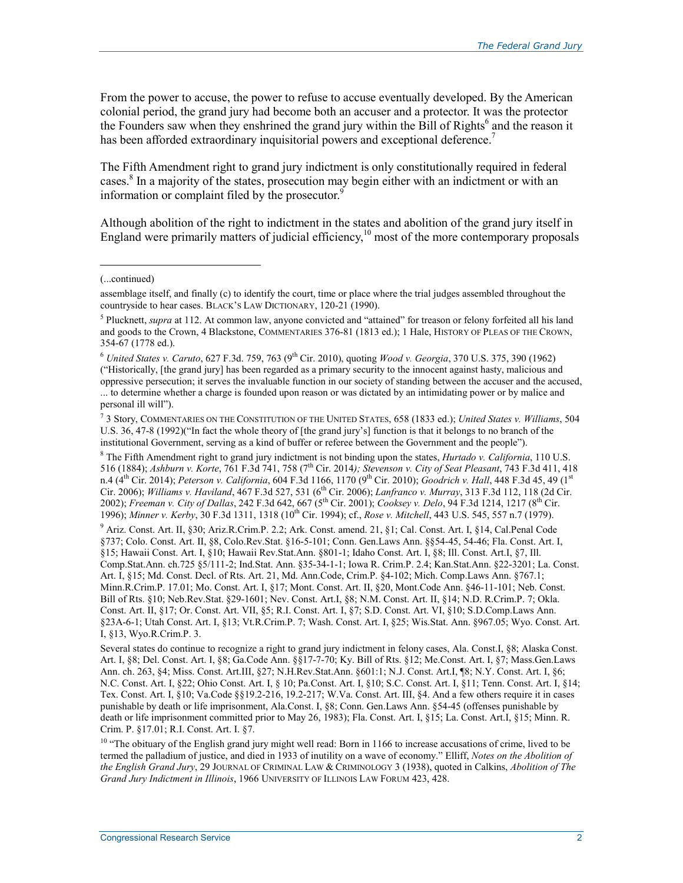From the power to accuse, the power to refuse to accuse eventually developed. By the American colonial period, the grand jury had become both an accuser and a protector. It was the protector the Founders saw when they enshrined the grand jury within the Bill of Rights[6] and the reason it has been afforded extraordinary inquisitorial powers and exceptional deference.[7]

The Fifth Amendment right to grand jury indictment is only constitutionally required in federal cases.[8] In a majority of the states, prosecution may begin either with an indictment or with an information or complaint filed by the prosecutor.[9]

Although abolition of the right to indictment in the states and abolition of the grand jury itself in England were primarily matters of judicial efficiency,[10] most of the more contemporary proposals

---

(...continued)

assemblage itself, and finally (c) to identify the court, time or place where the trial judges assembled throughout the countryside to hear cases. BLACK'S LAW DICTIONARY, 120-21 (1990).

[5] Plucknett, *supra* at 112. At common law, anyone convicted and "attained" for treason or felony forfeited all his land and goods to the Crown, 4 Blackstone, COMMENTARIES 376-81 (1813 ed.); 1 Hale, HISTORY OF PLEAS OF THE CROWN, 354-67 (1778 ed.).

[6] *United States v. Caruto*, 627 F.3d. 759, 763 (9th Cir. 2010), quoting *Wood v. Georgia*, 370 U.S. 375, 390 (1962) ("Historically, [the grand jury] has been regarded as a primary security to the innocent against hasty, malicious and oppressive persecution; it serves the invaluable function in our society of standing between the accuser and the accused, ... to determine whether a charge is founded upon reason or was dictated by an intimidating power or by malice and personal ill will").

[7] 3 Story, COMMENTARIES ON THE CONSTITUTION OF THE UNITED STATES, 658 (1833 ed.); *United States v. Williams*, 504 U.S. 36, 47-8 (1992)("In fact the whole theory of [the grand jury's] function is that it belongs to no branch of the institutional Government, serving as a kind of buffer or referee between the Government and the people").

[8] The Fifth Amendment right to grand jury indictment is not binding upon the states, *Hurtado v. California*, 110 U.S. 516 (1884); *Ashburn v. Korte*, 761 F.3d 741, 758 (7th Cir. 2014); *Stevenson v. City of Seat Pleasant*, 743 F.3d 411, 418 n.4 (4th Cir. 2014); *Peterson v. California*, 604 F.3d 1166, 1170 (9th Cir. 2010); *Goodrich v. Hall*, 448 F.3d 45, 49 (1st Cir. 2006); *Williams v. Haviland*, 467 F.3d 527, 531 (6th Cir. 2006); *Lanfranco v. Murray*, 313 F.3d 112, 118 (2d Cir. 2002); *Freeman v. City of Dallas*, 242 F.3d 642, 667 (5th Cir. 2001); *Cooksey v. Delo*, 94 F.3d 1214, 1217 (8th Cir. 1996); *Minner v. Kerby*, 30 F.3d 1311, 1318 (10th Cir. 1994); cf., *Rose v. Mitchell*, 443 U.S. 545, 557 n.7 (1979).

[9] Ariz. Const. Art. II, §30; Ariz.R.Crim.P. 2.2; Ark. Const. amend. 21, §1; Cal. Const. Art. I, §14, Cal.Penal Code §737; Colo. Const. Art. II, §8, Colo.Rev.Stat. §16-5-101; Conn. Gen.Laws Ann. §§54-45, 54-46; Fla. Const. Art. I, §15; Hawaii Const. Art. I, §10; Hawaii Rev.Stat.Ann. §801-1; Idaho Const. Art. I, §8; Ill. Const. Art.I, §7, Ill. Comp.Stat.Ann. ch.725 §5/111-2; Ind.Stat. Ann. §35-34-1-1; Iowa R. Crim.P. 2.4; Kan.Stat.Ann. §22-3201; La. Const. Art. I, §15; Md. Const. Decl. of Rts. Art. 21, Md. Ann.Code, Crim.P. §4-102; Mich. Comp.Laws Ann. §767.1; Minn.R.Crim.P. 17.01; Mo. Const. Art. I, §17; Mont. Const. Art. II, §20, Mont.Code Ann. §46-11-101; Neb. Const. Bill of Rts. §10; Neb.Rev.Stat. §29-1601; Nev. Const. Art.I, §8; N.M. Const. Art. II, §14; N.D. R.Crim.P. 7; Okla. Const. Art. II, §17; Or. Const. Art. VII, §5; R.I. Const. Art. I, §7; S.D. Const. Art. VI, §10; S.D.Comp.Laws Ann. §23A-6-1; Utah Const. Art. I, §13; Vt.R.Crim.P. 7; Wash. Const. Art. I, §25; Wis.Stat. Ann. §967.05; Wyo. Const. Art. I, §13, Wyo.R.Crim.P. 3.

Several states do continue to recognize a right to grand jury indictment in felony cases, Ala. Const.I, §8; Alaska Const. Art. I, §8; Del. Const. Art. I, §8; Ga.Code Ann. §§17-7-70; Ky. Bill of Rts. §12; Me.Const. Art. I, §7; Mass.Gen.Laws Ann. ch. 263, §4; Miss. Const. Art.III, §27; N.H.Rev.Stat.Ann. §601:1; N.J. Const. Art.I, ¶8; N.Y. Const. Art. I, §6; N.C. Const. Art. I, §22; Ohio Const. Art. I, § 10; Pa.Const. Art. I, §10; S.C. Const. Art. I, §11; Tenn. Const. Art. I, §14; Tex. Const. Art. I, §10; Va.Code §§19.2-216, 19.2-217; W.Va. Const. Art. III, §4. And a few others require it in cases punishable by death or life imprisonment, Ala.Const. I, §8; Conn. Gen.Laws Ann. §54-45 (offenses punishable by death or life imprisonment committed prior to May 26, 1983); Fla. Const. Art. I, §15; La. Const. Art.I, §15; Minn. R. Crim. P. §17.01; R.I. Const. Art. I. §7.

[10] "The obituary of the English grand jury might well read: Born in 1166 to increase accusations of crime, lived to be termed the palladium of justice, and died in 1933 of inutility on a wave of economy." Elliff, *Notes on the Abolition of the English Grand Jury*, 29 JOURNAL OF CRIMINAL LAW & CRIMINOLOGY 3 (1938), quoted in Calkins, *Abolition of The Grand Jury Indictment in Illinois*, 1966 UNIVERSITY OF ILLINOIS LAW FORUM 423, 428.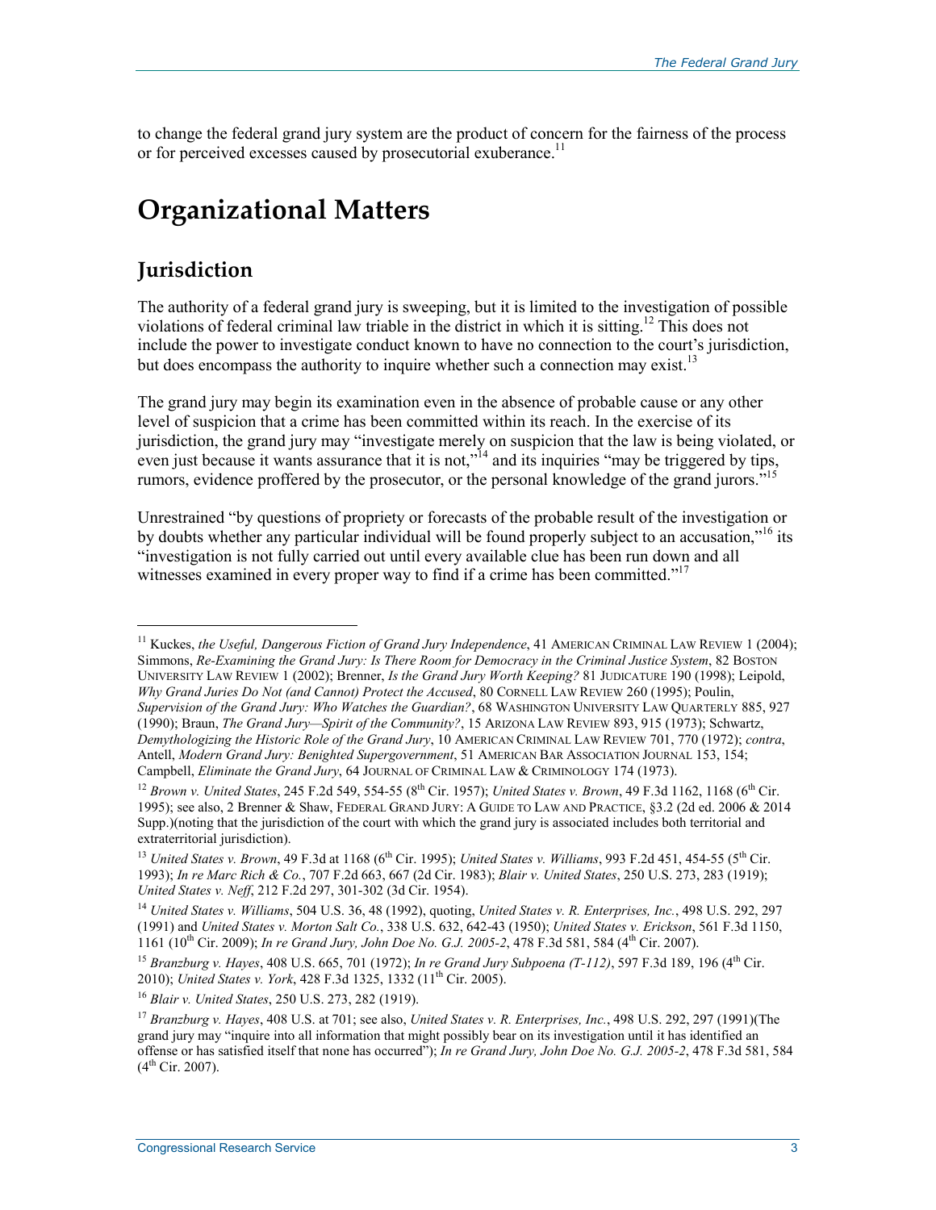to change the federal grand jury system are the product of concern for the fairness of the process or for perceived excesses caused by prosecutorial exuberance.[11]

# Organizational Matters

## Jurisdiction

The authority of a federal grand jury is sweeping, but it is limited to the investigation of possible violations of federal criminal law triable in the district in which it is sitting.[12] This does not include the power to investigate conduct known to have no connection to the court's jurisdiction, but does encompass the authority to inquire whether such a connection may exist.[13]

The grand jury may begin its examination even in the absence of probable cause or any other level of suspicion that a crime has been committed within its reach. In the exercise of its jurisdiction, the grand jury may "investigate merely on suspicion that the law is being violated, or even just because it wants assurance that it is not,"[14] and its inquiries "may be triggered by tips, rumors, evidence proffered by the prosecutor, or the personal knowledge of the grand jurors."[15]

Unrestrained "by questions of propriety or forecasts of the probable result of the investigation or by doubts whether any particular individual will be found properly subject to an accusation,"[16] its "investigation is not fully carried out until every available clue has been run down and all witnesses examined in every proper way to find if a crime has been committed."[17]

---

[11] Kuckes, *the Useful, Dangerous Fiction of Grand Jury Independence*, 41 AMERICAN CRIMINAL LAW REVIEW 1 (2004); Simmons, *Re-Examining the Grand Jury: Is There Room for Democracy in the Criminal Justice System*, 82 BOSTON UNIVERSITY LAW REVIEW 1 (2002); Brenner, *Is the Grand Jury Worth Keeping?* 81 JUDICATURE 190 (1998); Leipold, *Why Grand Juries Do Not (and Cannot) Protect the Accused*, 80 CORNELL LAW REVIEW 260 (1995); Poulin, *Supervision of the Grand Jury: Who Watches the Guardian?*, 68 WASHINGTON UNIVERSITY LAW QUARTERLY 885, 927 (1990); Braun, *The Grand Jury—Spirit of the Community?*, 15 ARIZONA LAW REVIEW 893, 915 (1973); Schwartz, *Demythologizing the Historic Role of the Grand Jury*, 10 AMERICAN CRIMINAL LAW REVIEW 701, 770 (1972); *contra*, Antell, *Modern Grand Jury: Benighted Supergovernment*, 51 AMERICAN BAR ASSOCIATION JOURNAL 153, 154; Campbell, *Eliminate the Grand Jury*, 64 JOURNAL OF CRIMINAL LAW & CRIMINOLOGY 174 (1973).

[12] *Brown v. United States*, 245 F.2d 549, 554-55 (8th Cir. 1957); *United States v. Brown*, 49 F.3d 1162, 1168 (6th Cir. 1995); see also, 2 Brenner & Shaw, FEDERAL GRAND JURY: A GUIDE TO LAW AND PRACTICE, §3.2 (2d ed. 2006 & 2014 Supp.)(noting that the jurisdiction of the court with which the grand jury is associated includes both territorial and extraterritorial jurisdiction).

[13] *United States v. Brown*, 49 F.3d at 1168 (6th Cir. 1995); *United States v. Williams*, 993 F.2d 451, 454-55 (5th Cir. 1993); *In re Marc Rich & Co.*, 707 F.2d 663, 667 (2d Cir. 1983); *Blair v. United States*, 250 U.S. 273, 283 (1919); *United States v. Neff*, 212 F.2d 297, 301-302 (3d Cir. 1954).

[14] *United States v. Williams*, 504 U.S. 36, 48 (1992), quoting, *United States v. R. Enterprises, Inc.*, 498 U.S. 292, 297 (1991) and *United States v. Morton Salt Co.*, 338 U.S. 632, 642-43 (1950); *United States v. Erickson*, 561 F.3d 1150, 1161 (10th Cir. 2009); *In re Grand Jury, John Doe No. G.J. 2005-2*, 478 F.3d 581, 584 (4th Cir. 2007).

[15] *Branzburg v. Hayes*, 408 U.S. 665, 701 (1972); *In re Grand Jury Subpoena (T-112)*, 597 F.3d 189, 196 (4th Cir. 2010); *United States v. York*, 428 F.3d 1325, 1332 (11th Cir. 2005).

[16] *Blair v. United States*, 250 U.S. 273, 282 (1919).

[17] *Branzburg v. Hayes*, 408 U.S. at 701; see also, *United States v. R. Enterprises, Inc.*, 498 U.S. 292, 297 (1991)(The grand jury may "inquire into all information that might possibly bear on its investigation until it has identified an offense or has satisfied itself that none has occurred"); *In re Grand Jury, John Doe No. G.J. 2005-2*, 478 F.3d 581, 584 (4th Cir. 2007).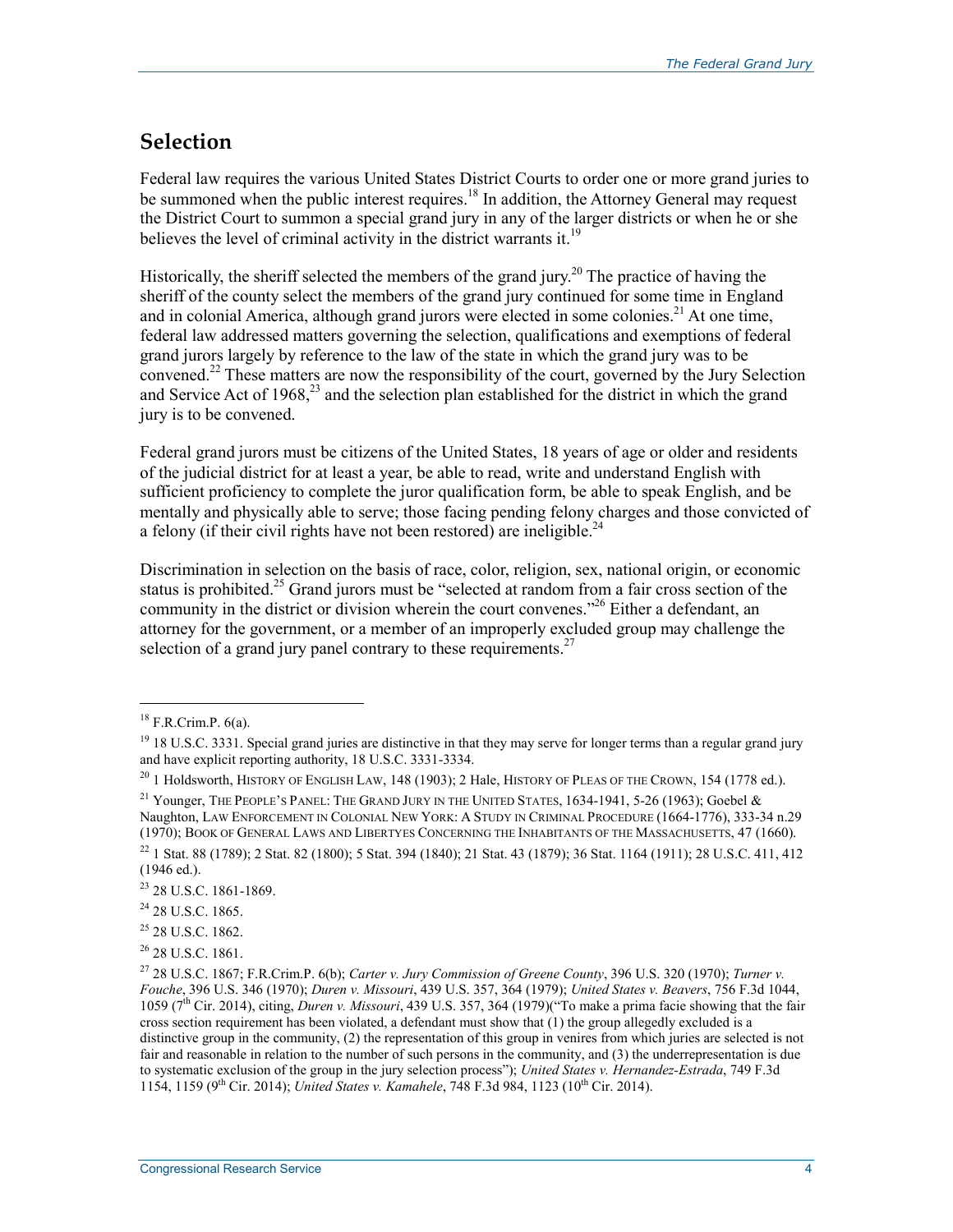## Selection

Federal law requires the various United States District Courts to order one or more grand juries to be summoned when the public interest requires.[18] In addition, the Attorney General may request the District Court to summon a special grand jury in any of the larger districts or when he or she believes the level of criminal activity in the district warrants it.[19]

Historically, the sheriff selected the members of the grand jury.[20] The practice of having the sheriff of the county select the members of the grand jury continued for some time in England and in colonial America, although grand jurors were elected in some colonies.[21] At one time, federal law addressed matters governing the selection, qualifications and exemptions of federal grand jurors largely by reference to the law of the state in which the grand jury was to be convened.[22] These matters are now the responsibility of the court, governed by the Jury Selection and Service Act of 1968,[23] and the selection plan established for the district in which the grand jury is to be convened.

Federal grand jurors must be citizens of the United States, 18 years of age or older and residents of the judicial district for at least a year, be able to read, write and understand English with sufficient proficiency to complete the juror qualification form, be able to speak English, and be mentally and physically able to serve; those facing pending felony charges and those convicted of a felony (if their civil rights have not been restored) are ineligible.[24]

Discrimination in selection on the basis of race, color, religion, sex, national origin, or economic status is prohibited.[25] Grand jurors must be "selected at random from a fair cross section of the community in the district or division wherein the court convenes."[26] Either a defendant, an attorney for the government, or a member of an improperly excluded group may challenge the selection of a grand jury panel contrary to these requirements.[27]

---

[18] F.R.Crim.P. 6(a).

[19] 18 U.S.C. 3331. Special grand juries are distinctive in that they may serve for longer terms than a regular grand jury and have explicit reporting authority, 18 U.S.C. 3331-3334.

[20] 1 Holdsworth, History of English Law, 148 (1903); 2 Hale, History of Pleas of the Crown, 154 (1778 ed.).

[21] Younger, The People's Panel: The Grand Jury in the United States, 1634-1941, 5-26 (1963); Goebel & Naughton, Law Enforcement in Colonial New York: A Study in Criminal Procedure (1664-1776), 333-34 n.29 (1970); Book of General Laws and Libertyes Concerning the Inhabitants of the Massachusetts, 47 (1660).

[22] 1 Stat. 88 (1789); 2 Stat. 82 (1800); 5 Stat. 394 (1840); 21 Stat. 43 (1879); 36 Stat. 1164 (1911); 28 U.S.C. 411, 412 (1946 ed.).

[23] 28 U.S.C. 1861-1869.

[24] 28 U.S.C. 1865.

[25] 28 U.S.C. 1862.

[26] 28 U.S.C. 1861.

[27] 28 U.S.C. 1867; F.R.Crim.P. 6(b); *Carter v. Jury Commission of Greene County*, 396 U.S. 320 (1970); *Turner v. Fouche*, 396 U.S. 346 (1970); *Duren v. Missouri*, 439 U.S. 357, 364 (1979); *United States v. Beavers*, 756 F.3d 1044, 1059 (7th Cir. 2014), citing, *Duren v. Missouri*, 439 U.S. 357, 364 (1979)("To make a prima facie showing that the fair cross section requirement has been violated, a defendant must show that (1) the group allegedly excluded is a distinctive group in the community, (2) the representation of this group in venires from which juries are selected is not fair and reasonable in relation to the number of such persons in the community, and (3) the underrepresentation is due to systematic exclusion of the group in the jury selection process"); *United States v. Hernandez-Estrada*, 749 F.3d 1154, 1159 (9th Cir. 2014); *United States v. Kamahele*, 748 F.3d 984, 1123 (10th Cir. 2014).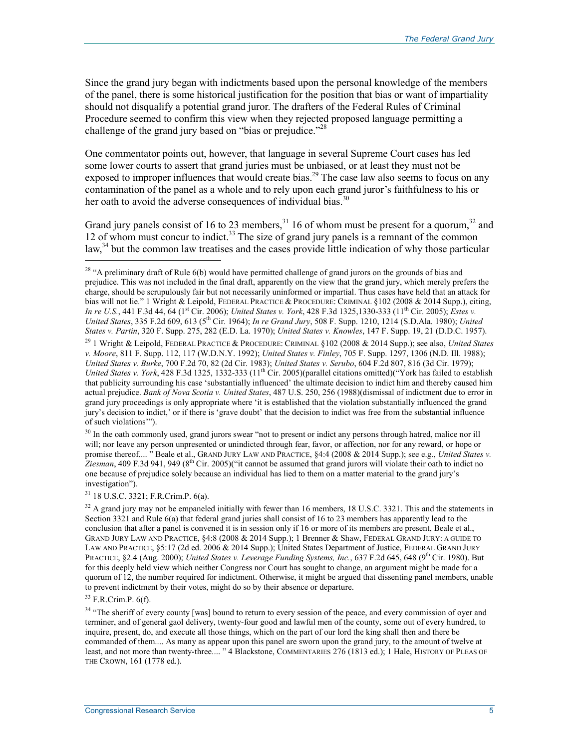Since the grand jury began with indictments based upon the personal knowledge of the members of the panel, there is some historical justification for the position that bias or want of impartiality should not disqualify a potential grand juror. The drafters of the Federal Rules of Criminal Procedure seemed to confirm this view when they rejected proposed language permitting a challenge of the grand jury based on "bias or prejudice."[28]

One commentator points out, however, that language in several Supreme Court cases has led some lower courts to assert that grand juries must be unbiased, or at least they must not be exposed to improper influences that would create bias.[29] The case law also seems to focus on any contamination of the panel as a whole and to rely upon each grand juror's faithfulness to his or her oath to avoid the adverse consequences of individual bias.[30]

Grand jury panels consist of 16 to 23 members,[31] 16 of whom must be present for a quorum,[32] and 12 of whom must concur to indict.[33] The size of grand jury panels is a remnant of the common law,[34] but the common law treatises and the cases provide little indication of why those particular

---

[28] "A preliminary draft of Rule 6(b) would have permitted challenge of grand jurors on the grounds of bias and prejudice. This was not included in the final draft, apparently on the view that the grand jury, which merely prefers the charge, should be scrupulously fair but not necessarily uninformed or impartial. Thus cases have held that an attack for bias will not lie." 1 Wright & Leipold, FEDERAL PRACTICE & PROCEDURE: CRIMINAL §102 (2008 & 2014 Supp.), citing, *In re U.S.*, 441 F.3d 44, 64 (1st Cir. 2006); *United States v. York*, 428 F.3d 1325,1330-333 (11th Cir. 2005); *Estes v. United States*, 335 F.2d 609, 613 (5th Cir. 1964); *In re Grand Jury*, 508 F. Supp. 1210, 1214 (S.D.Ala. 1980); *United States v. Partin*, 320 F. Supp. 275, 282 (E.D. La. 1970); *United States v. Knowles*, 147 F. Supp. 19, 21 (D.D.C. 1957).

[29] 1 Wright & Leipold, FEDERAL PRACTICE & PROCEDURE: CRIMINAL §102 (2008 & 2014 Supp.); see also, *United States v. Moore*, 811 F. Supp. 112, 117 (W.D.N.Y. 1992); *United States v. Finley*, 705 F. Supp. 1297, 1306 (N.D. Ill. 1988); *United States v. Burke*, 700 F.2d 70, 82 (2d Cir. 1983); *United States v. Serubo*, 604 F.2d 807, 816 (3d Cir. 1979); *United States v. York*, 428 F.3d 1325, 1332-333 (11th Cir. 2005)(parallel citations omitted)("York has failed to establish that publicity surrounding his case 'substantially influenced' the ultimate decision to indict him and thereby caused him actual prejudice. *Bank of Nova Scotia v. United States*, 487 U.S. 250, 256 (1988)(dismissal of indictment due to error in grand jury proceedings is only appropriate where 'it is established that the violation substantially influenced the grand jury's decision to indict,' or if there is 'grave doubt' that the decision to indict was free from the substantial influence of such violations'").

[30] In the oath commonly used, grand jurors swear "not to present or indict any persons through hatred, malice nor ill will; nor leave any person unpresented or unindicted through fear, favor, or affection, nor for any reward, or hope or promise thereof.... " Beale et al., GRAND JURY LAW AND PRACTICE, §4:4 (2008 & 2014 Supp.); see e.g., *United States v. Ziesman*, 409 F.3d 941, 949 (8th Cir. 2005)("it cannot be assumed that grand jurors will violate their oath to indict no one because of prejudice solely because an individual has lied to them on a matter material to the grand jury's investigation").

[31] 18 U.S.C. 3321; F.R.Crim.P. 6(a).

[32] A grand jury may not be empaneled initially with fewer than 16 members, 18 U.S.C. 3321. This and the statements in Section 3321 and Rule 6(a) that federal grand juries shall consist of 16 to 23 members has apparently lead to the conclusion that after a panel is convened it is in session only if 16 or more of its members are present, Beale et al., GRAND JURY LAW AND PRACTICE, §4:8 (2008 & 2014 Supp.); 1 Brenner & Shaw, FEDERAL GRAND JURY: A GUIDE TO LAW AND PRACTICE, §5:17 (2d ed. 2006 & 2014 Supp.); United States Department of Justice, FEDERAL GRAND JURY PRACTICE, §2.4 (Aug. 2000); *United States v. Leverage Funding Systems, Inc.*, 637 F.2d 645, 648 (9th Cir. 1980). But for this deeply held view which neither Congress nor Court has sought to change, an argument might be made for a quorum of 12, the number required for indictment. Otherwise, it might be argued that dissenting panel members, unable to prevent indictment by their votes, might do so by their absence or departure.

[33] F.R.Crim.P. 6(f).

[34] "The sheriff of every county [was] bound to return to every session of the peace, and every commission of oyer and terminer, and of general gaol delivery, twenty-four good and lawful men of the county, some out of every hundred, to inquire, present, do, and execute all those things, which on the part of our lord the king shall then and there be commanded of them.... As many as appear upon this panel are sworn upon the grand jury, to the amount of twelve at least, and not more than twenty-three.... " 4 Blackstone, COMMENTARIES 276 (1813 ed.); 1 Hale, HISTORY OF PLEAS OF THE CROWN, 161 (1778 ed.).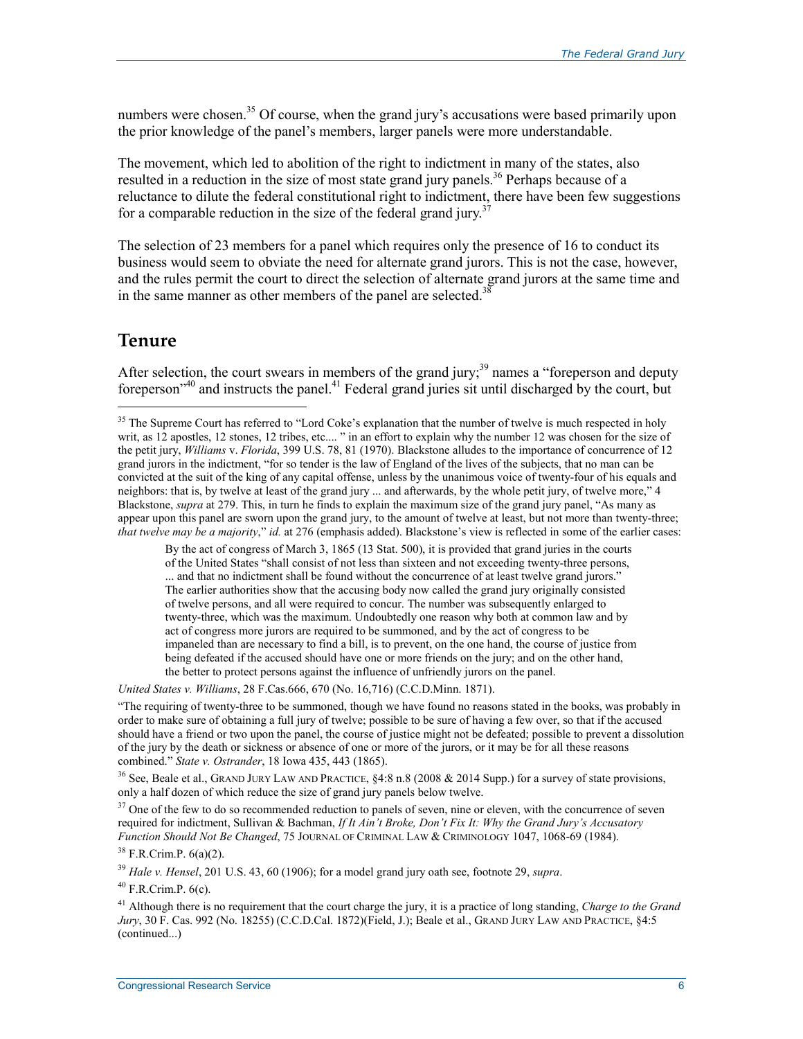numbers were chosen.[35] Of course, when the grand jury's accusations were based primarily upon the prior knowledge of the panel's members, larger panels were more understandable.

The movement, which led to abolition of the right to indictment in many of the states, also resulted in a reduction in the size of most state grand jury panels.[36] Perhaps because of a reluctance to dilute the federal constitutional right to indictment, there have been few suggestions for a comparable reduction in the size of the federal grand jury.[37]

The selection of 23 members for a panel which requires only the presence of 16 to conduct its business would seem to obviate the need for alternate grand jurors. This is not the case, however, and the rules permit the court to direct the selection of alternate grand jurors at the same time and in the same manner as other members of the panel are selected.[38]

## Tenure

After selection, the court swears in members of the grand jury;[39] names a "foreperson and deputy foreperson"[40] and instructs the panel.[41] Federal grand juries sit until discharged by the court, but

---

[35] The Supreme Court has referred to "Lord Coke's explanation that the number of twelve is much respected in holy writ, as 12 apostles, 12 stones, 12 tribes, etc.... " in an effort to explain why the number 12 was chosen for the size of the petit jury, *Williams* v. *Florida*, 399 U.S. 78, 81 (1970). Blackstone alludes to the importance of concurrence of 12 grand jurors in the indictment, "for so tender is the law of England of the lives of the subjects, that no man can be convicted at the suit of the king of any capital offense, unless by the unanimous voice of twenty-four of his equals and neighbors: that is, by twelve at least of the grand jury ... and afterwards, by the whole petit jury, of twelve more," 4 Blackstone, *supra* at 279. This, in turn he finds to explain the maximum size of the grand jury panel, "As many as appear upon this panel are sworn upon the grand jury, to the amount of twelve at least, but not more than twenty-three; *that twelve may be a majority*," *id.* at 276 (emphasis added). Blackstone's view is reflected in some of the earlier cases:

> By the act of congress of March 3, 1865 (13 Stat. 500), it is provided that grand juries in the courts of the United States "shall consist of not less than sixteen and not exceeding twenty-three persons, ... and that no indictment shall be found without the concurrence of at least twelve grand jurors." The earlier authorities show that the accusing body now called the grand jury originally consisted of twelve persons, and all were required to concur. The number was subsequently enlarged to twenty-three, which was the maximum. Undoubtedly one reason why both at common law and by act of congress more jurors are required to be summoned, and by the act of congress to be impaneled than are necessary to find a bill, is to prevent, on the one hand, the course of justice from being defeated if the accused should have one or more friends on the jury; and on the other hand, the better to protect persons against the influence of unfriendly jurors on the panel.

*United States v. Williams*, 28 F.Cas.666, 670 (No. 16,716) (C.C.D.Minn. 1871).

"The requiring of twenty-three to be summoned, though we have found no reasons stated in the books, was probably in order to make sure of obtaining a full jury of twelve; possible to be sure of having a few over, so that if the accused should have a friend or two upon the panel, the course of justice might not be defeated; possible to prevent a dissolution of the jury by the death or sickness or absence of one or more of the jurors, or it may be for all these reasons combined." *State v. Ostrander*, 18 Iowa 435, 443 (1865).

[36] See, Beale et al., GRAND JURY LAW AND PRACTICE, §4:8 n.8 (2008 & 2014 Supp.) for a survey of state provisions, only a half dozen of which reduce the size of grand jury panels below twelve.

[37] One of the few to do so recommended reduction to panels of seven, nine or eleven, with the concurrence of seven required for indictment, Sullivan & Bachman, *If It Ain't Broke, Don't Fix It: Why the Grand Jury's Accusatory Function Should Not Be Changed*, 75 JOURNAL OF CRIMINAL LAW & CRIMINOLOGY 1047, 1068-69 (1984).

[38] F.R.Crim.P. 6(a)(2).

[39] *Hale v. Hensel*, 201 U.S. 43, 60 (1906); for a model grand jury oath see, footnote 29, *supra*.

[40] F.R.Crim.P. 6(c).

[41] Although there is no requirement that the court charge the jury, it is a practice of long standing, *Charge to the Grand Jury*, 30 F. Cas. 992 (No. 18255) (C.C.D.Cal. 1872)(Field, J.); Beale et al., GRAND JURY LAW AND PRACTICE, §4:5 (continued...)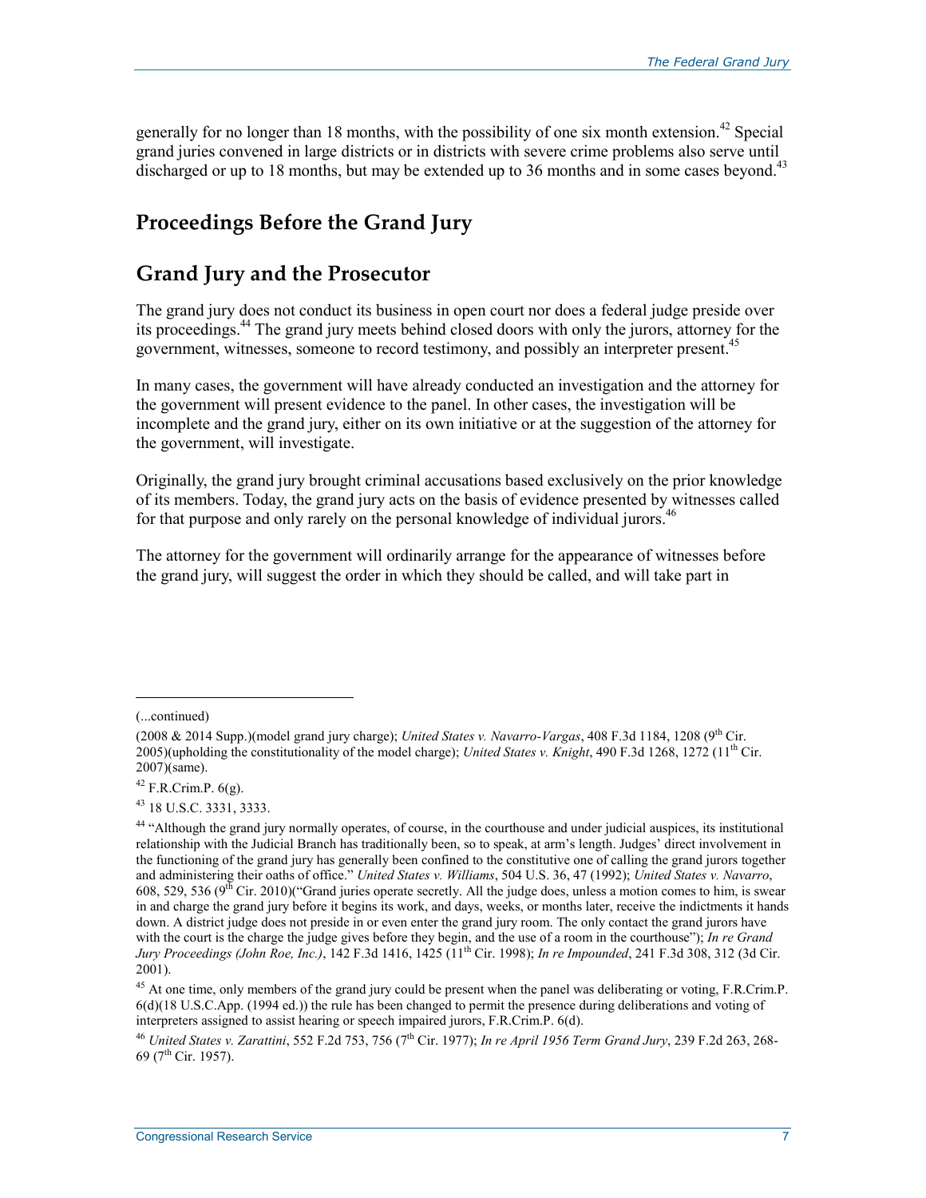generally for no longer than 18 months, with the possibility of one six month extension.[42] Special grand juries convened in large districts or in districts with severe crime problems also serve until discharged or up to 18 months, but may be extended up to 36 months and in some cases beyond.[43]

## Proceedings Before the Grand Jury

## Grand Jury and the Prosecutor

The grand jury does not conduct its business in open court nor does a federal judge preside over its proceedings.[44] The grand jury meets behind closed doors with only the jurors, attorney for the government, witnesses, someone to record testimony, and possibly an interpreter present.[45]

In many cases, the government will have already conducted an investigation and the attorney for the government will present evidence to the panel. In other cases, the investigation will be incomplete and the grand jury, either on its own initiative or at the suggestion of the attorney for the government, will investigate.

Originally, the grand jury brought criminal accusations based exclusively on the prior knowledge of its members. Today, the grand jury acts on the basis of evidence presented by witnesses called for that purpose and only rarely on the personal knowledge of individual jurors.[46]

The attorney for the government will ordinarily arrange for the appearance of witnesses before the grand jury, will suggest the order in which they should be called, and will take part in

---

(...continued)

(2008 & 2014 Supp.)(model grand jury charge); *United States v. Navarro-Vargas*, 408 F.3d 1184, 1208 (9th Cir. 2005)(upholding the constitutionality of the model charge); *United States v. Knight*, 490 F.3d 1268, 1272 (11th Cir. 2007)(same).

[42] F.R.Crim.P. 6(g).

[43] 18 U.S.C. 3331, 3333.

[44] "Although the grand jury normally operates, of course, in the courthouse and under judicial auspices, its institutional relationship with the Judicial Branch has traditionally been, so to speak, at arm's length. Judges' direct involvement in the functioning of the grand jury has generally been confined to the constitutive one of calling the grand jurors together and administering their oaths of office." *United States v. Williams*, 504 U.S. 36, 47 (1992); *United States v. Navarro*, 608, 529, 536 (9th Cir. 2010)("Grand juries operate secretly. All the judge does, unless a motion comes to him, is swear in and charge the grand jury before it begins its work, and days, weeks, or months later, receive the indictments it hands down. A district judge does not preside in or even enter the grand jury room. The only contact the grand jurors have with the court is the charge the judge gives before they begin, and the use of a room in the courthouse"); *In re Grand Jury Proceedings (John Roe, Inc.)*, 142 F.3d 1416, 1425 (11th Cir. 1998); *In re Impounded*, 241 F.3d 308, 312 (3d Cir. 2001).

[45] At one time, only members of the grand jury could be present when the panel was deliberating or voting, F.R.Crim.P. 6(d)(18 U.S.C.App. (1994 ed.)) the rule has been changed to permit the presence during deliberations and voting of interpreters assigned to assist hearing or speech impaired jurors, F.R.Crim.P. 6(d).

[46] *United States v. Zarattini*, 552 F.2d 753, 756 (7th Cir. 1977); *In re April 1956 Term Grand Jury*, 239 F.2d 263, 268-69 (7th Cir. 1957).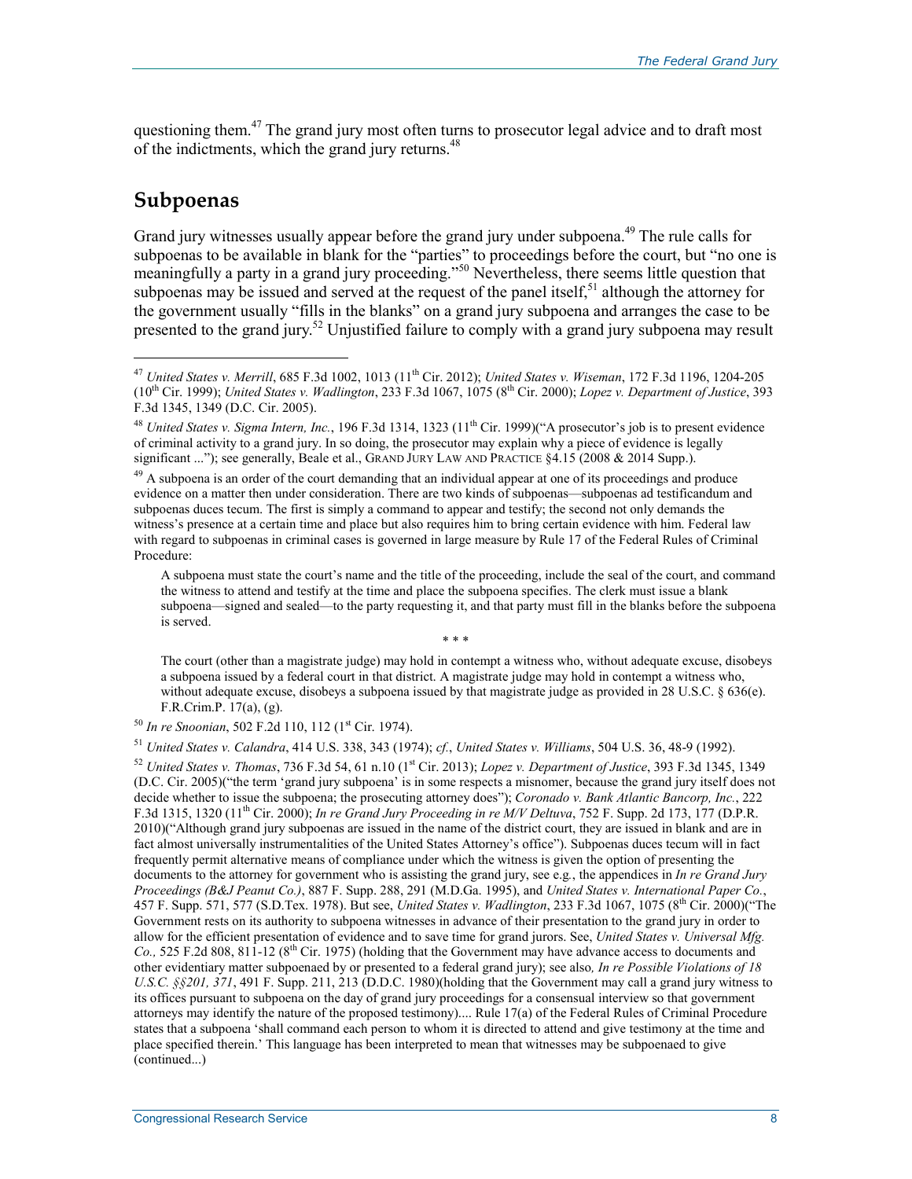questioning them.[47] The grand jury most often turns to prosecutor legal advice and to draft most of the indictments, which the grand jury returns.[48]

## Subpoenas

Grand jury witnesses usually appear before the grand jury under subpoena.[49] The rule calls for subpoenas to be available in blank for the "parties" to proceedings before the court, but "no one is meaningfully a party in a grand jury proceeding."[50] Nevertheless, there seems little question that subpoenas may be issued and served at the request of the panel itself,[51] although the attorney for the government usually "fills in the blanks" on a grand jury subpoena and arranges the case to be presented to the grand jury.[52] Unjustified failure to comply with a grand jury subpoena may result

---

[47] *United States v. Merrill*, 685 F.3d 1002, 1013 (11th Cir. 2012); *United States v. Wiseman*, 172 F.3d 1196, 1204-205 (10th Cir. 1999); *United States v. Wadlington*, 233 F.3d 1067, 1075 (8th Cir. 2000); *Lopez v. Department of Justice*, 393 F.3d 1345, 1349 (D.C. Cir. 2005).

[48] *United States v. Sigma Intern, Inc.*, 196 F.3d 1314, 1323 (11th Cir. 1999)("A prosecutor's job is to present evidence of criminal activity to a grand jury. In so doing, the prosecutor may explain why a piece of evidence is legally significant ..."); see generally, Beale et al., GRAND JURY LAW AND PRACTICE §4.15 (2008 & 2014 Supp.).

[49] A subpoena is an order of the court demanding that an individual appear at one of its proceedings and produce evidence on a matter then under consideration. There are two kinds of subpoenas—subpoenas ad testificandum and subpoenas duces tecum. The first is simply a command to appear and testify; the second not only demands the witness's presence at a certain time and place but also requires him to bring certain evidence with him. Federal law with regard to subpoenas in criminal cases is governed in large measure by Rule 17 of the Federal Rules of Criminal Procedure:

> A subpoena must state the court's name and the title of the proceeding, include the seal of the court, and command the witness to attend and testify at the time and place the subpoena specifies. The clerk must issue a blank subpoena—signed and sealed—to the party requesting it, and that party must fill in the blanks before the subpoena is served.
>
> \* \* \*
>
> The court (other than a magistrate judge) may hold in contempt a witness who, without adequate excuse, disobeys a subpoena issued by a federal court in that district. A magistrate judge may hold in contempt a witness who, without adequate excuse, disobeys a subpoena issued by that magistrate judge as provided in 28 U.S.C. § 636(e). F.R.Crim.P. 17(a), (g).

[50] *In re Snoonian*, 502 F.2d 110, 112 (1st Cir. 1974).

[51] *United States v. Calandra*, 414 U.S. 338, 343 (1974); *cf.*, *United States v. Williams*, 504 U.S. 36, 48-9 (1992).

[52] *United States v. Thomas*, 736 F.3d 54, 61 n.10 (1st Cir. 2013); *Lopez v. Department of Justice*, 393 F.3d 1345, 1349 (D.C. Cir. 2005)("the term 'grand jury subpoena' is in some respects a misnomer, because the grand jury itself does not decide whether to issue the subpoena; the prosecuting attorney does"); *Coronado v. Bank Atlantic Bancorp, Inc.*, 222 F.3d 1315, 1320 (11th Cir. 2000); *In re Grand Jury Proceeding in re M/V Deltuva*, 752 F. Supp. 2d 173, 177 (D.P.R. 2010)("Although grand jury subpoenas are issued in the name of the district court, they are issued in blank and are in fact almost universally instrumentalities of the United States Attorney's office"). Subpoenas duces tecum will in fact frequently permit alternative means of compliance under which the witness is given the option of presenting the documents to the attorney for government who is assisting the grand jury, see e.g., the appendices in *In re Grand Jury Proceedings (B&J Peanut Co.)*, 887 F. Supp. 288, 291 (M.D.Ga. 1995), and *United States v. International Paper Co.*, 457 F. Supp. 571, 577 (S.D.Tex. 1978). But see, *United States v. Wadlington*, 233 F.3d 1067, 1075 (8th Cir. 2000)("The Government rests on its authority to subpoena witnesses in advance of their presentation to the grand jury in order to allow for the efficient presentation of evidence and to save time for grand jurors. See, *United States v. Universal Mfg. Co.,* 525 F.2d 808, 811-12 (8th Cir. 1975) (holding that the Government may have advance access to documents and other evidentiary matter subpoenaed by or presented to a federal grand jury); see also*, In re Possible Violations of 18 U.S.C. §§201, 371*, 491 F. Supp. 211, 213 (D.D.C. 1980)(holding that the Government may call a grand jury witness to its offices pursuant to subpoena on the day of grand jury proceedings for a consensual interview so that government attorneys may identify the nature of the proposed testimony).... Rule 17(a) of the Federal Rules of Criminal Procedure states that a subpoena 'shall command each person to whom it is directed to attend and give testimony at the time and place specified therein.' This language has been interpreted to mean that witnesses may be subpoenaed to give (continued...)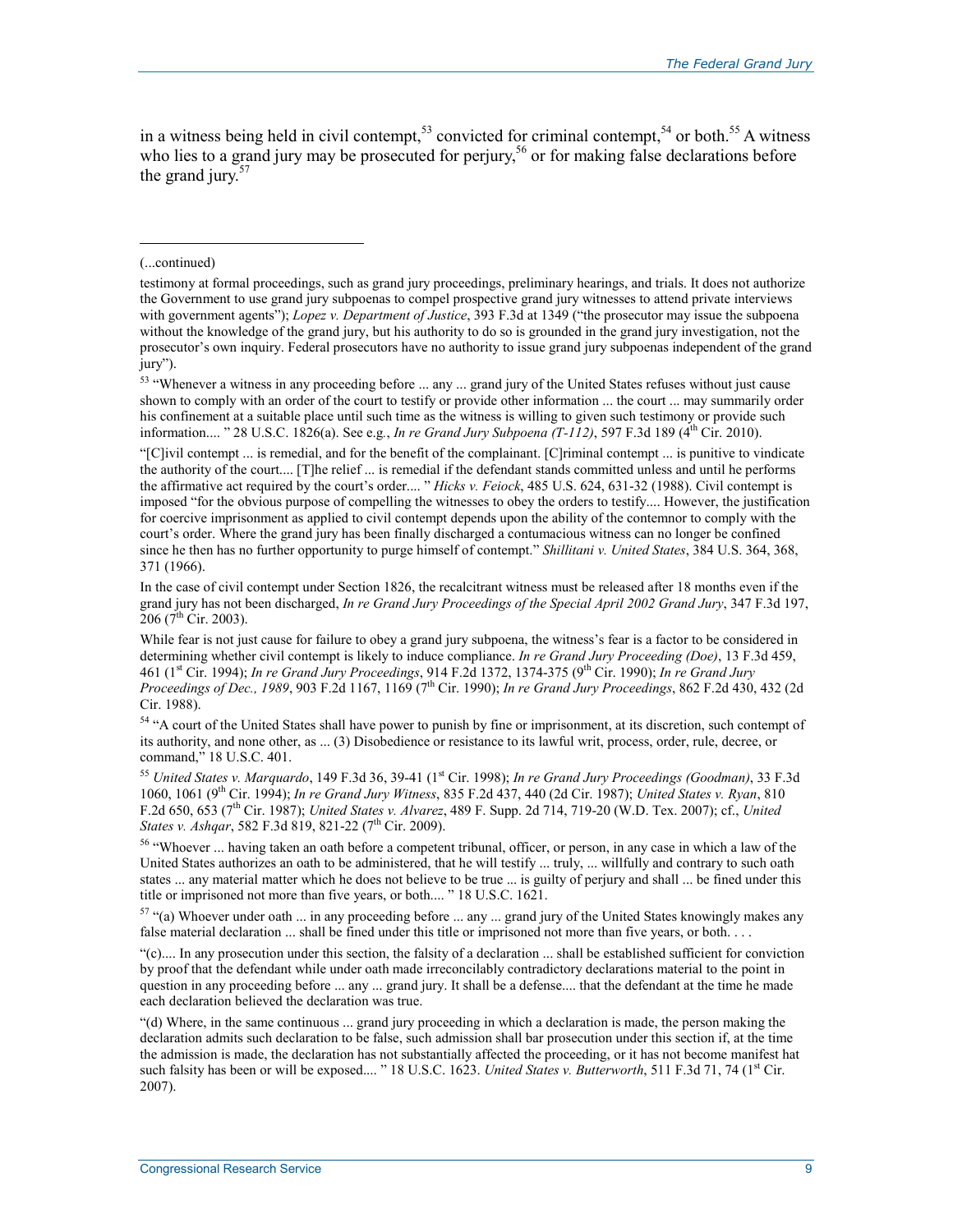in a witness being held in civil contempt,[53] convicted for criminal contempt,[54] or both.[55] A witness who lies to a grand jury may be prosecuted for perjury,[56] or for making false declarations before the grand jury.[57]

---

(...continued)

testimony at formal proceedings, such as grand jury proceedings, preliminary hearings, and trials. It does not authorize the Government to use grand jury subpoenas to compel prospective grand jury witnesses to attend private interviews with government agents"); *Lopez v. Department of Justice*, 393 F.3d at 1349 ("the prosecutor may issue the subpoena without the knowledge of the grand jury, but his authority to do so is grounded in the grand jury investigation, not the prosecutor's own inquiry. Federal prosecutors have no authority to issue grand jury subpoenas independent of the grand jury").

[53] "Whenever a witness in any proceeding before ... any ... grand jury of the United States refuses without just cause shown to comply with an order of the court to testify or provide other information ... the court ... may summarily order his confinement at a suitable place until such time as the witness is willing to given such testimony or provide such information.... " 28 U.S.C. 1826(a). See e.g., *In re Grand Jury Subpoena (T-112)*, 597 F.3d 189 (4th Cir. 2010).

"[C]ivil contempt ... is remedial, and for the benefit of the complainant. [C]riminal contempt ... is punitive to vindicate the authority of the court.... [T]he relief ... is remedial if the defendant stands committed unless and until he performs the affirmative act required by the court's order.... " *Hicks v. Feiock*, 485 U.S. 624, 631-32 (1988). Civil contempt is imposed "for the obvious purpose of compelling the witnesses to obey the orders to testify.... However, the justification for coercive imprisonment as applied to civil contempt depends upon the ability of the contemnor to comply with the court's order. Where the grand jury has been finally discharged a contumacious witness can no longer be confined since he then has no further opportunity to purge himself of contempt." *Shillitani v. United States*, 384 U.S. 364, 368, 371 (1966).

In the case of civil contempt under Section 1826, the recalcitrant witness must be released after 18 months even if the grand jury has not been discharged, *In re Grand Jury Proceedings of the Special April 2002 Grand Jury*, 347 F.3d 197, 206 (7th Cir. 2003).

While fear is not just cause for failure to obey a grand jury subpoena, the witness's fear is a factor to be considered in determining whether civil contempt is likely to induce compliance. *In re Grand Jury Proceeding (Doe)*, 13 F.3d 459, 461 (1st Cir. 1994); *In re Grand Jury Proceedings*, 914 F.2d 1372, 1374-375 (9th Cir. 1990); *In re Grand Jury Proceedings of Dec., 1989*, 903 F.2d 1167, 1169 (7th Cir. 1990); *In re Grand Jury Proceedings*, 862 F.2d 430, 432 (2d Cir. 1988).

[54] "A court of the United States shall have power to punish by fine or imprisonment, at its discretion, such contempt of its authority, and none other, as ... (3) Disobedience or resistance to its lawful writ, process, order, rule, decree, or command," 18 U.S.C. 401.

[55] *United States v. Marquardo*, 149 F.3d 36, 39-41 (1st Cir. 1998); *In re Grand Jury Proceedings (Goodman)*, 33 F.3d 1060, 1061 (9th Cir. 1994); *In re Grand Jury Witness*, 835 F.2d 437, 440 (2d Cir. 1987); *United States v. Ryan*, 810 F.2d 650, 653 (7th Cir. 1987); *United States v. Alvarez*, 489 F. Supp. 2d 714, 719-20 (W.D. Tex. 2007); cf., *United States v. Ashqar*, 582 F.3d 819, 821-22 (7th Cir. 2009).

[56] "Whoever ... having taken an oath before a competent tribunal, officer, or person, in any case in which a law of the United States authorizes an oath to be administered, that he will testify ... truly, ... willfully and contrary to such oath states ... any material matter which he does not believe to be true ... is guilty of perjury and shall ... be fined under this title or imprisoned not more than five years, or both.... " 18 U.S.C. 1621.

[57] "(a) Whoever under oath ... in any proceeding before ... any ... grand jury of the United States knowingly makes any false material declaration ... shall be fined under this title or imprisoned not more than five years, or both. . . .

"(c).... In any prosecution under this section, the falsity of a declaration ... shall be established sufficient for conviction by proof that the defendant while under oath made irreconcilably contradictory declarations material to the point in question in any proceeding before ... any ... grand jury. It shall be a defense.... that the defendant at the time he made each declaration believed the declaration was true.

"(d) Where, in the same continuous ... grand jury proceeding in which a declaration is made, the person making the declaration admits such declaration to be false, such admission shall bar prosecution under this section if, at the time the admission is made, the declaration has not substantially affected the proceeding, or it has not become manifest hat such falsity has been or will be exposed.... " 18 U.S.C. 1623. *United States v. Butterworth*, 511 F.3d 71, 74 (1st Cir. 2007).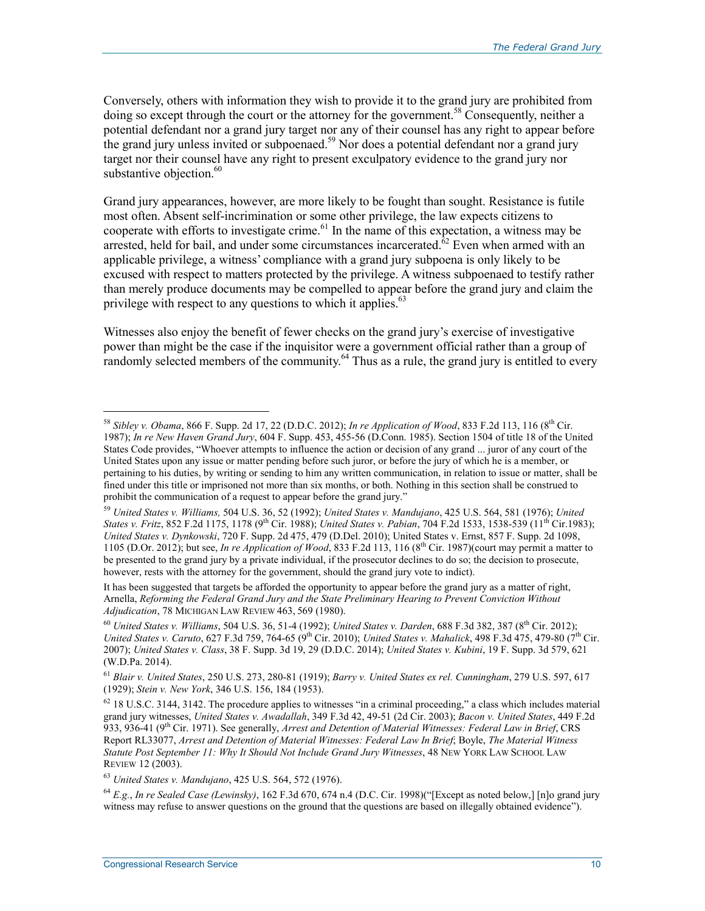Conversely, others with information they wish to provide it to the grand jury are prohibited from doing so except through the court or the attorney for the government.[58] Consequently, neither a potential defendant nor a grand jury target nor any of their counsel has any right to appear before the grand jury unless invited or subpoenaed.[59] Nor does a potential defendant nor a grand jury target nor their counsel have any right to present exculpatory evidence to the grand jury nor substantive objection.[60]

Grand jury appearances, however, are more likely to be fought than sought. Resistance is futile most often. Absent self-incrimination or some other privilege, the law expects citizens to cooperate with efforts to investigate crime.[61] In the name of this expectation, a witness may be arrested, held for bail, and under some circumstances incarcerated.[62] Even when armed with an applicable privilege, a witness' compliance with a grand jury subpoena is only likely to be excused with respect to matters protected by the privilege. A witness subpoenaed to testify rather than merely produce documents may be compelled to appear before the grand jury and claim the privilege with respect to any questions to which it applies.[63]

Witnesses also enjoy the benefit of fewer checks on the grand jury's exercise of investigative power than might be the case if the inquisitor were a government official rather than a group of randomly selected members of the community.[64] Thus as a rule, the grand jury is entitled to every

---

[58] *Sibley v. Obama*, 866 F. Supp. 2d 17, 22 (D.D.C. 2012); *In re Application of Wood*, 833 F.2d 113, 116 (8th Cir. 1987); *In re New Haven Grand Jury*, 604 F. Supp. 453, 455-56 (D.Conn. 1985). Section 1504 of title 18 of the United States Code provides, "Whoever attempts to influence the action or decision of any grand ... juror of any court of the United States upon any issue or matter pending before such juror, or before the jury of which he is a member, or pertaining to his duties, by writing or sending to him any written communication, in relation to issue or matter, shall be fined under this title or imprisoned not more than six months, or both. Nothing in this section shall be construed to prohibit the communication of a request to appear before the grand jury."

[59] *United States v. Williams,* 504 U.S. 36, 52 (1992); *United States v. Mandujano*, 425 U.S. 564, 581 (1976); *United States v. Fritz*, 852 F.2d 1175, 1178 (9th Cir. 1988); *United States v. Pabian*, 704 F.2d 1533, 1538-539 (11th Cir.1983); *United States v. Dynkowski*, 720 F. Supp. 2d 475, 479 (D.Del. 2010); United States v. Ernst, 857 F. Supp. 2d 1098, 1105 (D.Or. 2012); but see, *In re Application of Wood*, 833 F.2d 113, 116 (8th Cir. 1987)(court may permit a matter to be presented to the grand jury by a private individual, if the prosecutor declines to do so; the decision to prosecute, however, rests with the attorney for the government, should the grand jury vote to indict).

It has been suggested that targets be afforded the opportunity to appear before the grand jury as a matter of right, Arnella, *Reforming the Federal Grand Jury and the State Preliminary Hearing to Prevent Conviction Without Adjudication*, 78 MICHIGAN LAW REVIEW 463, 569 (1980).

[60] *United States v. Williams*, 504 U.S. 36, 51-4 (1992); *United States v. Darden*, 688 F.3d 382, 387 (8th Cir. 2012); *United States v. Caruto*, 627 F.3d 759, 764-65 (9th Cir. 2010); *United States v. Mahalick*, 498 F.3d 475, 479-80 (7th Cir. 2007); *United States v. Class*, 38 F. Supp. 3d 19, 29 (D.D.C. 2014); *United States v. Kubini*, 19 F. Supp. 3d 579, 621 (W.D.Pa. 2014).

[61] *Blair v. United States*, 250 U.S. 273, 280-81 (1919); *Barry v. United States ex rel. Cunningham*, 279 U.S. 597, 617 (1929); *Stein v. New York*, 346 U.S. 156, 184 (1953).

[62] 18 U.S.C. 3144, 3142. The procedure applies to witnesses "in a criminal proceeding," a class which includes material grand jury witnesses, *United States v. Awadallah*, 349 F.3d 42, 49-51 (2d Cir. 2003); *Bacon v. United States*, 449 F.2d 933, 936-41 (9th Cir. 1971). See generally, *Arrest and Detention of Material Witnesses: Federal Law in Brief*, CRS Report RL33077, *Arrest and Detention of Material Witnesses: Federal Law In Brief*; Boyle, *The Material Witness Statute Post September 11: Why It Should Not Include Grand Jury Witnesses*, 48 NEW YORK LAW SCHOOL LAW REVIEW 12 (2003).

[63] *United States v. Mandujano*, 425 U.S. 564, 572 (1976).

[64] *E.g.*, *In re Sealed Case (Lewinsky)*, 162 F.3d 670, 674 n.4 (D.C. Cir. 1998)("[Except as noted below,] [n]o grand jury witness may refuse to answer questions on the ground that the questions are based on illegally obtained evidence").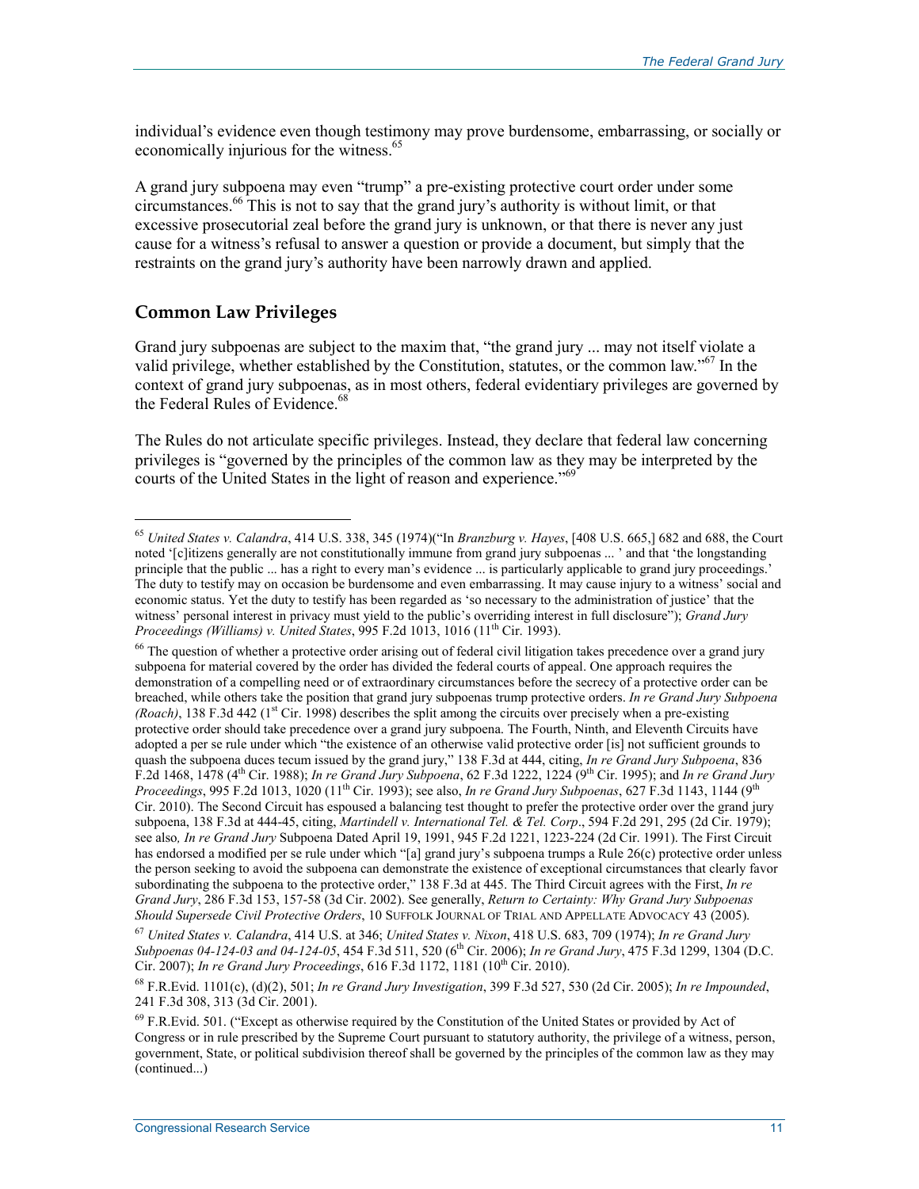individual's evidence even though testimony may prove burdensome, embarrassing, or socially or economically injurious for the witness.[65]

A grand jury subpoena may even "trump" a pre-existing protective court order under some circumstances.[66] This is not to say that the grand jury's authority is without limit, or that excessive prosecutorial zeal before the grand jury is unknown, or that there is never any just cause for a witness's refusal to answer a question or provide a document, but simply that the restraints on the grand jury's authority have been narrowly drawn and applied.

## Common Law Privileges

Grand jury subpoenas are subject to the maxim that, "the grand jury ... may not itself violate a valid privilege, whether established by the Constitution, statutes, or the common law."[67] In the context of grand jury subpoenas, as in most others, federal evidentiary privileges are governed by the Federal Rules of Evidence.[68]

The Rules do not articulate specific privileges. Instead, they declare that federal law concerning privileges is "governed by the principles of the common law as they may be interpreted by the courts of the United States in the light of reason and experience."[69]

---

[65] *United States v. Calandra*, 414 U.S. 338, 345 (1974)("In *Branzburg v. Hayes*, [408 U.S. 665,] 682 and 688, the Court noted '[c]itizens generally are not constitutionally immune from grand jury subpoenas ... ' and that 'the longstanding principle that the public ... has a right to every man's evidence ... is particularly applicable to grand jury proceedings.' The duty to testify may on occasion be burdensome and even embarrassing. It may cause injury to a witness' social and economic status. Yet the duty to testify has been regarded as 'so necessary to the administration of justice' that the witness' personal interest in privacy must yield to the public's overriding interest in full disclosure"); *Grand Jury Proceedings (Williams) v. United States*, 995 F.2d 1013, 1016 (11th Cir. 1993).

[66] The question of whether a protective order arising out of federal civil litigation takes precedence over a grand jury subpoena for material covered by the order has divided the federal courts of appeal. One approach requires the demonstration of a compelling need or of extraordinary circumstances before the secrecy of a protective order can be breached, while others take the position that grand jury subpoenas trump protective orders. *In re Grand Jury Subpoena (Roach)*, 138 F.3d 442 (1st Cir. 1998) describes the split among the circuits over precisely when a pre-existing protective order should take precedence over a grand jury subpoena. The Fourth, Ninth, and Eleventh Circuits have adopted a per se rule under which "the existence of an otherwise valid protective order [is] not sufficient grounds to quash the subpoena duces tecum issued by the grand jury," 138 F.3d at 444, citing, *In re Grand Jury Subpoena*, 836 F.2d 1468, 1478 (4th Cir. 1988); *In re Grand Jury Subpoena*, 62 F.3d 1222, 1224 (9th Cir. 1995); and *In re Grand Jury Proceedings*, 995 F.2d 1013, 1020 (11th Cir. 1993); see also, *In re Grand Jury Subpoenas*, 627 F.3d 1143, 1144 (9th Cir. 2010). The Second Circuit has espoused a balancing test thought to prefer the protective order over the grand jury subpoena, 138 F.3d at 444-45, citing, *Martindell v. International Tel. & Tel. Corp*., 594 F.2d 291, 295 (2d Cir. 1979); see also*, In re Grand Jury* Subpoena Dated April 19, 1991, 945 F.2d 1221, 1223-224 (2d Cir. 1991). The First Circuit has endorsed a modified per se rule under which "[a] grand jury's subpoena trumps a Rule 26(c) protective order unless the person seeking to avoid the subpoena can demonstrate the existence of exceptional circumstances that clearly favor subordinating the subpoena to the protective order," 138 F.3d at 445. The Third Circuit agrees with the First, *In re Grand Jury*, 286 F.3d 153, 157-58 (3d Cir. 2002). See generally, *Return to Certainty: Why Grand Jury Subpoenas Should Supersede Civil Protective Orders*, 10 SUFFOLK JOURNAL OF TRIAL AND APPELLATE ADVOCACY 43 (2005).

[67] *United States v. Calandra*, 414 U.S. at 346; *United States v. Nixon*, 418 U.S. 683, 709 (1974); *In re Grand Jury Subpoenas 04-124-03 and 04-124-05*, 454 F.3d 511, 520 (6th Cir. 2006); *In re Grand Jury*, 475 F.3d 1299, 1304 (D.C. Cir. 2007); *In re Grand Jury Proceedings*, 616 F.3d 1172, 1181 (10th Cir. 2010).

[68] F.R.Evid. 1101(c), (d)(2), 501; *In re Grand Jury Investigation*, 399 F.3d 527, 530 (2d Cir. 2005); *In re Impounded*, 241 F.3d 308, 313 (3d Cir. 2001).

[69] F.R.Evid. 501. ("Except as otherwise required by the Constitution of the United States or provided by Act of Congress or in rule prescribed by the Supreme Court pursuant to statutory authority, the privilege of a witness, person, government, State, or political subdivision thereof shall be governed by the principles of the common law as they may (continued...)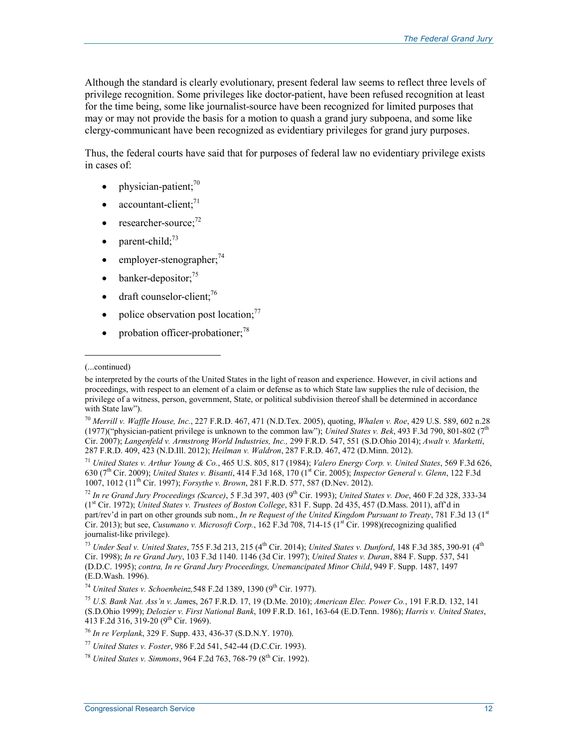Although the standard is clearly evolutionary, present federal law seems to reflect three levels of privilege recognition. Some privileges like doctor-patient, have been refused recognition at least for the time being, some like journalist-source have been recognized for limited purposes that may or may not provide the basis for a motion to quash a grand jury subpoena, and some like clergy-communicant have been recognized as evidentiary privileges for grand jury purposes.

Thus, the federal courts have said that for purposes of federal law no evidentiary privilege exists in cases of:

- physician-patient;[70]
- accountant-client;[71]
- researcher-source;[72]
- parent-child;[73]
- employer-stenographer;[74]
- banker-depositor;[75]
- draft counselor-client;[76]
- police observation post location;[77]
- probation officer-probationer;[78]

---

(...continued)

be interpreted by the courts of the United States in the light of reason and experience. However, in civil actions and proceedings, with respect to an element of a claim or defense as to which State law supplies the rule of decision, the privilege of a witness, person, government, State, or political subdivision thereof shall be determined in accordance with State law").

[70] *Merrill v. Waffle House, Inc.*, 227 F.R.D. 467, 471 (N.D.Tex. 2005), quoting, *Whalen v. Roe*, 429 U.S. 589, 602 n.28 (1977)("physician-patient privilege is unknown to the common law"); *United States v. Bek*, 493 F.3d 790, 801-802 (7th Cir. 2007); *Langenfeld v. Armstrong World Industries, Inc.,* 299 F.R.D. 547, 551 (S.D.Ohio 2014); *Awalt v. Marketti*, 287 F.R.D. 409, 423 (N.D.Ill. 2012); *Heilman v. Waldron*, 287 F.R.D. 467, 472 (D.Minn. 2012).

[71] *United States v. Arthur Young & Co.*, 465 U.S. 805, 817 (1984); *Valero Energy Corp. v. United States*, 569 F.3d 626, 630 (7th Cir. 2009); *United States v. Bisanti*, 414 F.3d 168, 170 (1st Cir. 2005); *Inspector General v. Glenn*, 122 F.3d 1007, 1012 (11th Cir. 1997); *Forsythe v. Brown*, 281 F.R.D. 577, 587 (D.Nev. 2012).

[72] *In re Grand Jury Proceedings (Scarce)*, 5 F.3d 397, 403 (9th Cir. 1993); *United States v. Doe*, 460 F.2d 328, 333-34 (1st Cir. 1972); *United States v. Trustees of Boston College*, 831 F. Supp. 2d 435, 457 (D.Mass. 2011), aff'd in part/rev'd in part on other grounds sub nom., *In re Request of the United Kingdom Pursuant to Treaty*, 781 F.3d 13 (1st Cir. 2013); but see, *Cusumano v. Microsoft Corp.*, 162 F.3d 708, 714-15 (1st Cir. 1998)(recognizing qualified journalist-like privilege).

[73] *Under Seal v. United States*, 755 F.3d 213, 215 (4th Cir. 2014); *United States v. Dunford*, 148 F.3d 385, 390-91 (4th Cir. 1998); *In re Grand Jury*, 103 F.3d 1140. 1146 (3d Cir. 1997); *United States v. Duran*, 884 F. Supp. 537, 541 (D.D.C. 1995); *contra, In re Grand Jury Proceedings, Unemancipated Minor Child*, 949 F. Supp. 1487, 1497 (E.D.Wash. 1996).

[74] *United States v. Schoenheinz,*548 F.2d 1389, 1390 (9th Cir. 1977).

[75] *U.S. Bank Nat. Ass'n v. James*, 267 F.R.D. 17, 19 (D.Me. 2010); *American Elec. Power Co.*, 191 F.R.D. 132, 141 (S.D.Ohio 1999); *Delozier v. First National Bank*, 109 F.R.D. 161, 163-64 (E.D.Tenn. 1986); *Harris v. United States*, 413 F.2d 316, 319-20 (9th Cir. 1969).

[76] *In re Verplank*, 329 F. Supp. 433, 436-37 (S.D.N.Y. 1970).

[77] *United States v. Foster*, 986 F.2d 541, 542-44 (D.C.Cir. 1993).

[78] *United States v. Simmons*, 964 F.2d 763, 768-79 (8th Cir. 1992).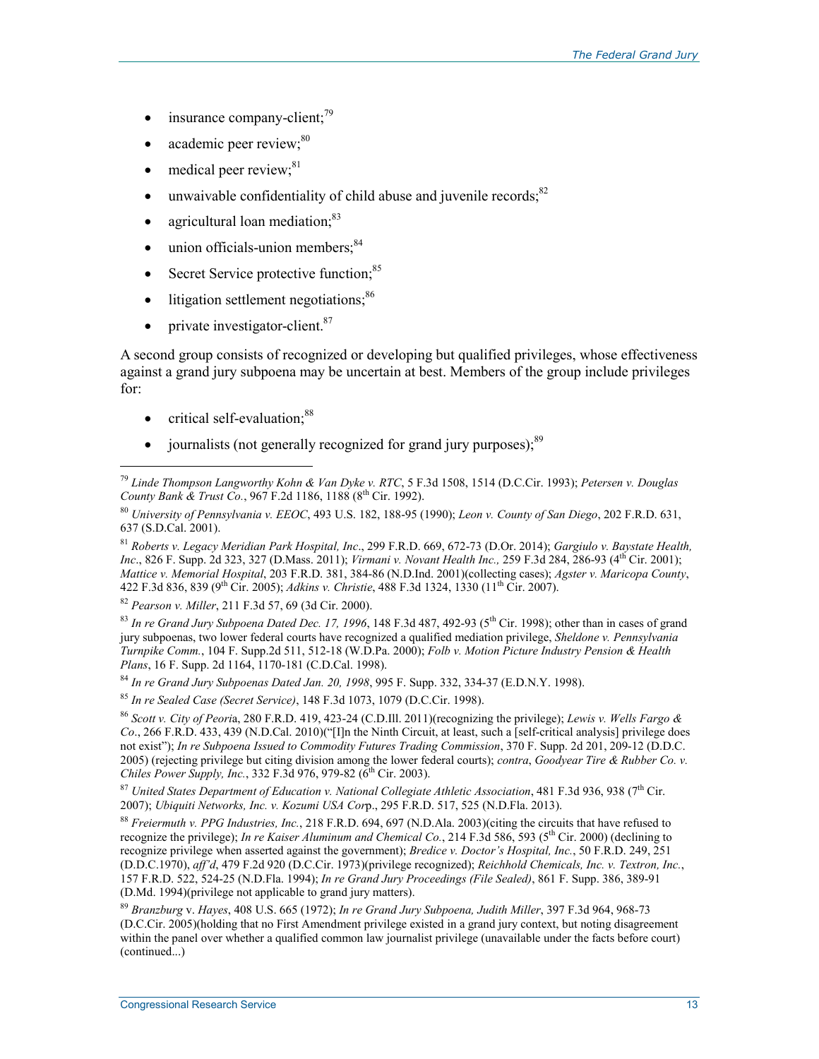- insurance company-client;[79]
- academic peer review;[80]
- medical peer review;[81]
- unwaivable confidentiality of child abuse and juvenile records;[82]
- agricultural loan mediation;[83]
- union officials-union members;[84]
- Secret Service protective function;[85]
- litigation settlement negotiations;[86]
- private investigator-client.[87]

A second group consists of recognized or developing but qualified privileges, whose effectiveness against a grand jury subpoena may be uncertain at best. Members of the group include privileges for:

- critical self-evaluation;[88]
- journalists (not generally recognized for grand jury purposes);[89]

---

[79] *Linde Thompson Langworthy Kohn & Van Dyke v. RTC*, 5 F.3d 1508, 1514 (D.C.Cir. 1993); *Petersen v. Douglas County Bank & Trust Co.*, 967 F.2d 1186, 1188 (8th Cir. 1992).

[80] *University of Pennsylvania v. EEOC*, 493 U.S. 182, 188-95 (1990); *Leon v. County of San Diego*, 202 F.R.D. 631, 637 (S.D.Cal. 2001).

[81] *Roberts v. Legacy Meridian Park Hospital, Inc*., 299 F.R.D. 669, 672-73 (D.Or. 2014); *Gargiulo v. Baystate Health, Inc*., 826 F. Supp. 2d 323, 327 (D.Mass. 2011); *Virmani v. Novant Health Inc.,* 259 F.3d 284, 286-93 (4th Cir. 2001); *Mattice v. Memorial Hospital*, 203 F.R.D. 381, 384-86 (N.D.Ind. 2001)(collecting cases); *Agster v. Maricopa County*, 422 F.3d 836, 839 (9th Cir. 2005); *Adkins v. Christie*, 488 F.3d 1324, 1330 (11th Cir. 2007).

[82] *Pearson v. Miller*, 211 F.3d 57, 69 (3d Cir. 2000).

[83] *In re Grand Jury Subpoena Dated Dec. 17, 1996*, 148 F.3d 487, 492-93 (5th Cir. 1998); other than in cases of grand jury subpoenas, two lower federal courts have recognized a qualified mediation privilege, *Sheldone v. Pennsylvania Turnpike Comm.*, 104 F. Supp.2d 511, 512-18 (W.D.Pa. 2000); *Folb v. Motion Picture Industry Pension & Health Plans*, 16 F. Supp. 2d 1164, 1170-181 (C.D.Cal. 1998).

[84] *In re Grand Jury Subpoenas Dated Jan. 20, 1998*, 995 F. Supp. 332, 334-37 (E.D.N.Y. 1998).

[85] *In re Sealed Case (Secret Service)*, 148 F.3d 1073, 1079 (D.C.Cir. 1998).

[86] *Scott v. City of Peori*a, 280 F.R.D. 419, 423-24 (C.D.Ill. 2011)(recognizing the privilege); *Lewis v. Wells Fargo & Co*., 266 F.R.D. 433, 439 (N.D.Cal. 2010)("[I]n the Ninth Circuit, at least, such a [self-critical analysis] privilege does not exist"); *In re Subpoena Issued to Commodity Futures Trading Commission*, 370 F. Supp. 2d 201, 209-12 (D.D.C. 2005) (rejecting privilege but citing division among the lower federal courts); *contra*, *Goodyear Tire & Rubber Co. v. Chiles Power Supply, Inc.*, 332 F.3d 976, 979-82 (6th Cir. 2003).

[87] *United States Department of Education v. National Collegiate Athletic Association*, 481 F.3d 936, 938 (7th Cir. 2007); *Ubiquiti Networks, Inc. v. Kozumi USA Cor*p., 295 F.R.D. 517, 525 (N.D.Fla. 2013).

[88] *Freiermuth v. PPG Industries, Inc.*, 218 F.R.D. 694, 697 (N.D.Ala. 2003)(citing the circuits that have refused to recognize the privilege); *In re Kaiser Aluminum and Chemical Co.*, 214 F.3d 586, 593 (5th Cir. 2000) (declining to recognize privilege when asserted against the government); *Bredice v. Doctor's Hospital, Inc.*, 50 F.R.D. 249, 251 (D.D.C.1970), *aff'd*, 479 F.2d 920 (D.C.Cir. 1973)(privilege recognized); *Reichhold Chemicals, Inc. v. Textron, Inc.*, 157 F.R.D. 522, 524-25 (N.D.Fla. 1994); *In re Grand Jury Proceedings (File Sealed)*, 861 F. Supp. 386, 389-91 (D.Md. 1994)(privilege not applicable to grand jury matters).

[89] *Branzburg* v. *Hayes*, 408 U.S. 665 (1972); *In re Grand Jury Subpoena, Judith Miller*, 397 F.3d 964, 968-73 (D.C.Cir. 2005)(holding that no First Amendment privilege existed in a grand jury context, but noting disagreement within the panel over whether a qualified common law journalist privilege (unavailable under the facts before court) (continued...)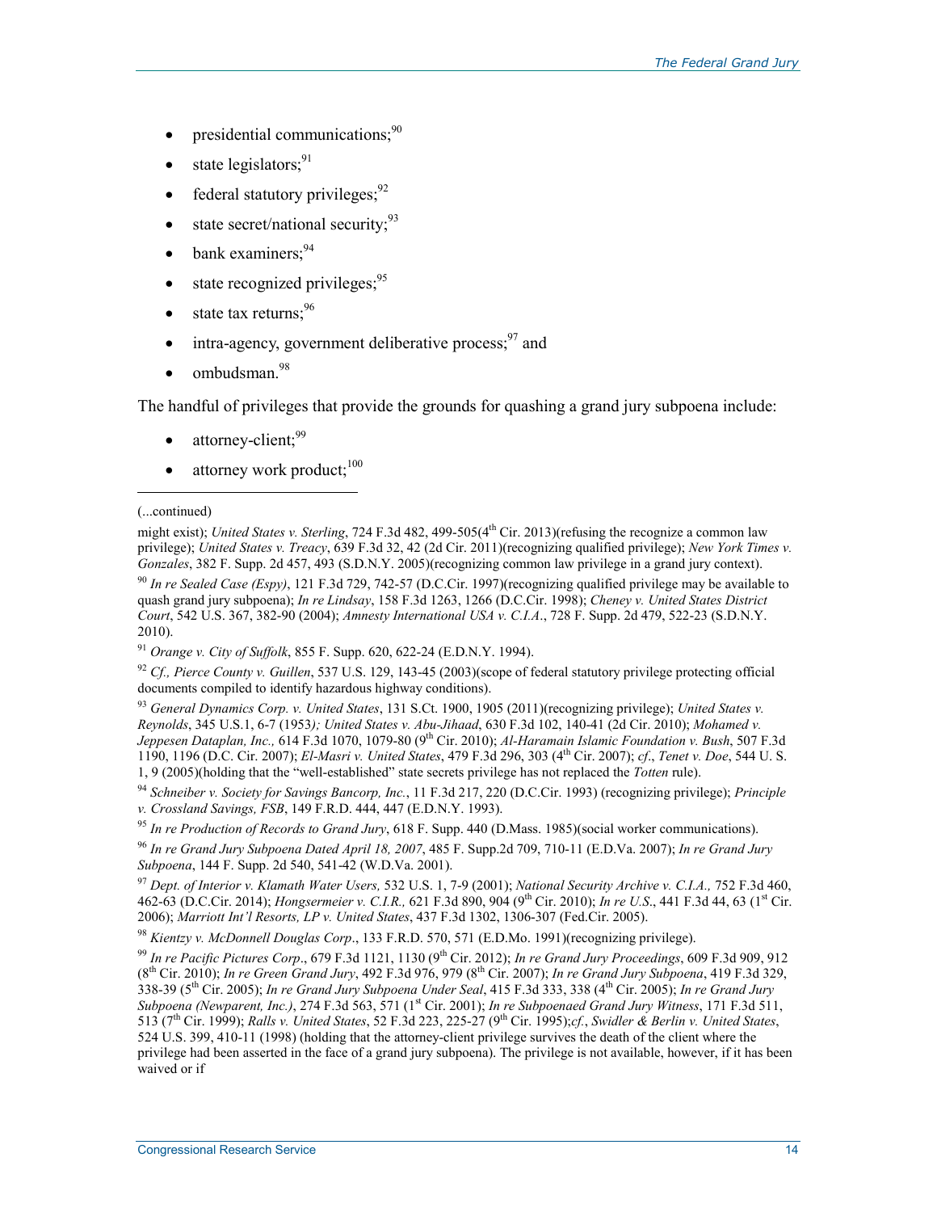- presidential communications;[90]
- state legislators;[91]
- federal statutory privileges;[92]
- state secret/national security;[93]
- bank examiners;[94]
- state recognized privileges;[95]
- state tax returns;[96]
- intra-agency, government deliberative process;[97] and
- ombudsman.[98]

The handful of privileges that provide the grounds for quashing a grand jury subpoena include:

- attorney-client;[99]
- attorney work product;[100]

---

(...continued)

might exist); *United States v. Sterling*, 724 F.3d 482, 499-505(4th Cir. 2013)(refusing the recognize a common law privilege); *United States v. Treacy*, 639 F.3d 32, 42 (2d Cir. 2011)(recognizing qualified privilege); *New York Times v. Gonzales*, 382 F. Supp. 2d 457, 493 (S.D.N.Y. 2005)(recognizing common law privilege in a grand jury context).

[90] *In re Sealed Case (Espy)*, 121 F.3d 729, 742-57 (D.C.Cir. 1997)(recognizing qualified privilege may be available to quash grand jury subpoena); *In re Lindsay*, 158 F.3d 1263, 1266 (D.C.Cir. 1998); *Cheney v. United States District Court*, 542 U.S. 367, 382-90 (2004); *Amnesty International USA v. C.I.A.*, 728 F. Supp. 2d 479, 522-23 (S.D.N.Y. 2010).

[91] *Orange v. City of Suffolk*, 855 F. Supp. 620, 622-24 (E.D.N.Y. 1994).

[92] *Cf., Pierce County v. Guillen*, 537 U.S. 129, 143-45 (2003)(scope of federal statutory privilege protecting official documents compiled to identify hazardous highway conditions).

[93] *General Dynamics Corp. v. United States*, 131 S.Ct. 1900, 1905 (2011)(recognizing privilege); *United States v. Reynolds*, 345 U.S.1, 6-7 (1953*); United States v. Abu-Jihaad*, 630 F.3d 102, 140-41 (2d Cir. 2010); *Mohamed v. Jeppesen Dataplan, Inc.,* 614 F.3d 1070, 1079-80 (9th Cir. 2010); *Al-Haramain Islamic Foundation v. Bush*, 507 F.3d 1190, 1196 (D.C. Cir. 2007); *El-Masri v. United States*, 479 F.3d 296, 303 (4th Cir. 2007); *cf*., *Tenet v. Doe*, 544 U. S. 1, 9 (2005)(holding that the "well-established" state secrets privilege has not replaced the *Totten* rule).

[94] *Schneiber v. Society for Savings Bancorp, Inc.*, 11 F.3d 217, 220 (D.C.Cir. 1993) (recognizing privilege); *Principle v. Crossland Savings, FSB*, 149 F.R.D. 444, 447 (E.D.N.Y. 1993).

[95] *In re Production of Records to Grand Jury*, 618 F. Supp. 440 (D.Mass. 1985)(social worker communications).

[96] *In re Grand Jury Subpoena Dated April 18, 2007*, 485 F. Supp.2d 709, 710-11 (E.D.Va. 2007); *In re Grand Jury Subpoena*, 144 F. Supp. 2d 540, 541-42 (W.D.Va. 2001).

[97] *Dept. of Interior v. Klamath Water Users,* 532 U.S. 1, 7-9 (2001); *National Security Archive v. C.I.A.,* 752 F.3d 460, 462-63 (D.C.Cir. 2014); *Hongsermeier v. C.I.R.,* 621 F.3d 890, 904 (9th Cir. 2010); *In re U.S*., 441 F.3d 44, 63 (1st Cir. 2006); *Marriott Int'l Resorts, LP v. United States*, 437 F.3d 1302, 1306-307 (Fed.Cir. 2005).

[98] *Kientzy v. McDonnell Douglas Corp*., 133 F.R.D. 570, 571 (E.D.Mo. 1991)(recognizing privilege).

[99] *In re Pacific Pictures Corp*., 679 F.3d 1121, 1130 (9th Cir. 2012); *In re Grand Jury Proceedings*, 609 F.3d 909, 912 (8th Cir. 2010); *In re Green Grand Jury*, 492 F.3d 976, 979 (8th Cir. 2007); *In re Grand Jury Subpoena*, 419 F.3d 329, 338-39 (5th Cir. 2005); *In re Grand Jury Subpoena Under Seal*, 415 F.3d 333, 338 (4th Cir. 2005); *In re Grand Jury Subpoena (Newparent, Inc.)*, 274 F.3d 563, 571 (1st Cir. 2001); *In re Subpoenaed Grand Jury Witness*, 171 F.3d 511, 513 (7th Cir. 1999); *Ralls v. United States*, 52 F.3d 223, 225-27 (9th Cir. 1995);*cf.*, *Swidler & Berlin v. United States*, 524 U.S. 399, 410-11 (1998) (holding that the attorney-client privilege survives the death of the client where the privilege had been asserted in the face of a grand jury subpoena). The privilege is not available, however, if it has been waived or if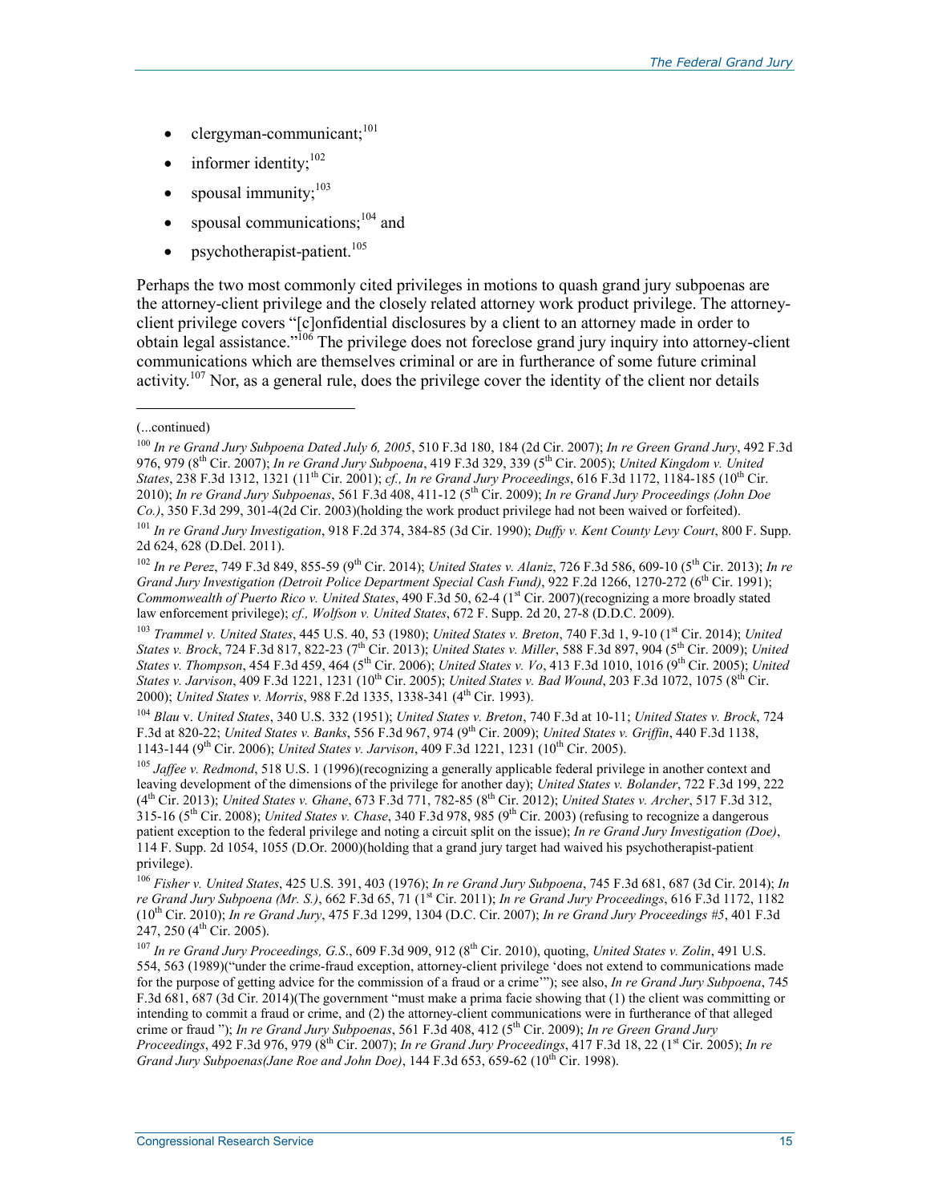- clergyman-communicant;[101]
- informer identity;[102]
- spousal immunity;[103]
- spousal communications;[104] and
- psychotherapist-patient.[105]

Perhaps the two most commonly cited privileges in motions to quash grand jury subpoenas are the attorney-client privilege and the closely related attorney work product privilege. The attorney-client privilege covers "[c]onfidential disclosures by a client to an attorney made in order to obtain legal assistance."[106] The privilege does not foreclose grand jury inquiry into attorney-client communications which are themselves criminal or are in furtherance of some future criminal activity.[107] Nor, as a general rule, does the privilege cover the identity of the client nor details

---

(...continued)

[100] *In re Grand Jury Subpoena Dated July 6, 2005*, 510 F.3d 180, 184 (2d Cir. 2007); *In re Green Grand Jury*, 492 F.3d 976, 979 (8th Cir. 2007); *In re Grand Jury Subpoena*, 419 F.3d 329, 339 (5th Cir. 2005); *United Kingdom v. United States*, 238 F.3d 1312, 1321 (11th Cir. 2001); *cf., In re Grand Jury Proceedings*, 616 F.3d 1172, 1184-185 (10th Cir. 2010); *In re Grand Jury Subpoenas*, 561 F.3d 408, 411-12 (5th Cir. 2009); *In re Grand Jury Proceedings (John Doe Co.)*, 350 F.3d 299, 301-4(2d Cir. 2003)(holding the work product privilege had not been waived or forfeited).

[101] *In re Grand Jury Investigation*, 918 F.2d 374, 384-85 (3d Cir. 1990); *Duffy v. Kent County Levy Court*, 800 F. Supp. 2d 624, 628 (D.Del. 2011).

[102] *In re Perez*, 749 F.3d 849, 855-59 (9th Cir. 2014); *United States v. Alaniz*, 726 F.3d 586, 609-10 (5th Cir. 2013); *In re Grand Jury Investigation (Detroit Police Department Special Cash Fund)*, 922 F.2d 1266, 1270-272 (6th Cir. 1991); *Commonwealth of Puerto Rico v. United States*, 490 F.3d 50, 62-4 (1st Cir. 2007)(recognizing a more broadly stated law enforcement privilege); *cf., Wolfson v. United States*, 672 F. Supp. 2d 20, 27-8 (D.D.C. 2009).

[103] *Trammel v. United States*, 445 U.S. 40, 53 (1980); *United States v. Breton*, 740 F.3d 1, 9-10 (1st Cir. 2014); *United States v. Brock*, 724 F.3d 817, 822-23 (7th Cir. 2013); *United States v. Miller*, 588 F.3d 897, 904 (5th Cir. 2009); *United States v. Thompson*, 454 F.3d 459, 464 (5th Cir. 2006); *United States v. Vo*, 413 F.3d 1010, 1016 (9th Cir. 2005); *United States v. Jarvison*, 409 F.3d 1221, 1231 (10th Cir. 2005); *United States v. Bad Wound*, 203 F.3d 1072, 1075 (8th Cir. 2000); *United States v. Morris*, 988 F.2d 1335, 1338-341 (4th Cir. 1993).

[104] *Blau* v. *United States*, 340 U.S. 332 (1951); *United States v. Breton*, 740 F.3d at 10-11; *United States v. Brock*, 724 F.3d at 820-22; *United States v. Banks*, 556 F.3d 967, 974 (9th Cir. 2009); *United States v. Griffin*, 440 F.3d 1138, 1143-144 (9th Cir. 2006); *United States v. Jarvison*, 409 F.3d 1221, 1231 (10th Cir. 2005).

[105] *Jaffee v. Redmond*, 518 U.S. 1 (1996)(recognizing a generally applicable federal privilege in another context and leaving development of the dimensions of the privilege for another day); *United States v. Bolander*, 722 F.3d 199, 222 (4th Cir. 2013); *United States v. Ghane*, 673 F.3d 771, 782-85 (8th Cir. 2012); *United States v. Archer*, 517 F.3d 312, 315-16 (5th Cir. 2008); *United States v. Chase*, 340 F.3d 978, 985 (9th Cir. 2003) (refusing to recognize a dangerous patient exception to the federal privilege and noting a circuit split on the issue); *In re Grand Jury Investigation (Doe)*, 114 F. Supp. 2d 1054, 1055 (D.Or. 2000)(holding that a grand jury target had waived his psychotherapist-patient privilege).

[106] *Fisher v. United States*, 425 U.S. 391, 403 (1976); *In re Grand Jury Subpoena*, 745 F.3d 681, 687 (3d Cir. 2014); *In re Grand Jury Subpoena (Mr. S.)*, 662 F.3d 65, 71 (1st Cir. 2011); *In re Grand Jury Proceedings*, 616 F.3d 1172, 1182 (10th Cir. 2010); *In re Grand Jury*, 475 F.3d 1299, 1304 (D.C. Cir. 2007); *In re Grand Jury Proceedings #5*, 401 F.3d 247, 250 (4th Cir. 2005).

[107] *In re Grand Jury Proceedings, G.S.*, 609 F.3d 909, 912 (8th Cir. 2010), quoting, *United States v. Zolin*, 491 U.S. 554, 563 (1989)("under the crime-fraud exception, attorney-client privilege 'does not extend to communications made for the purpose of getting advice for the commission of a fraud or a crime'"); see also, *In re Grand Jury Subpoena*, 745 F.3d 681, 687 (3d Cir. 2014)(The government "must make a prima facie showing that (1) the client was committing or intending to commit a fraud or crime, and (2) the attorney-client communications were in furtherance of that alleged crime or fraud "); *In re Grand Jury Subpoenas*, 561 F.3d 408, 412 (5th Cir. 2009); *In re Green Grand Jury Proceedings*, 492 F.3d 976, 979 (8th Cir. 2007); *In re Grand Jury Proceedings*, 417 F.3d 18, 22 (1st Cir. 2005); *In re Grand Jury Subpoenas(Jane Roe and John Doe)*, 144 F.3d 653, 659-62 (10th Cir. 1998).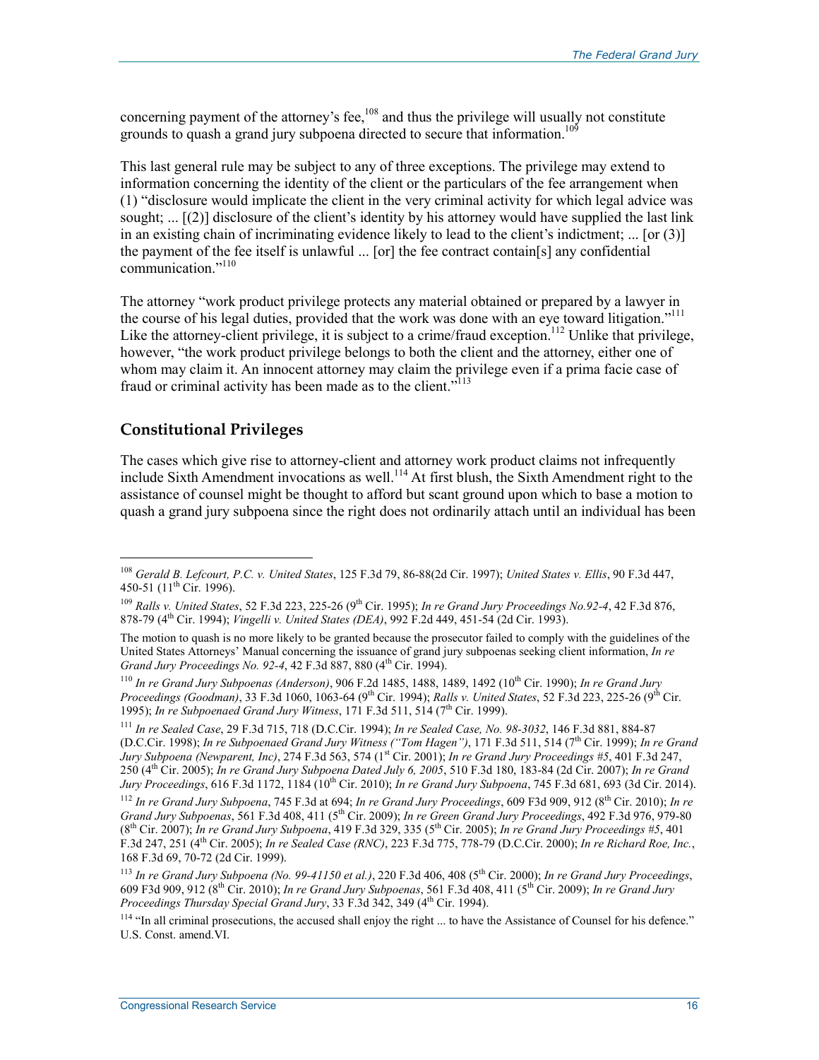concerning payment of the attorney's fee,[108] and thus the privilege will usually not constitute grounds to quash a grand jury subpoena directed to secure that information.[109]

This last general rule may be subject to any of three exceptions. The privilege may extend to information concerning the identity of the client or the particulars of the fee arrangement when (1) "disclosure would implicate the client in the very criminal activity for which legal advice was sought; ... [(2)] disclosure of the client's identity by his attorney would have supplied the last link in an existing chain of incriminating evidence likely to lead to the client's indictment; ... [or (3)] the payment of the fee itself is unlawful ... [or] the fee contract contain[s] any confidential communication."[110]

The attorney "work product privilege protects any material obtained or prepared by a lawyer in the course of his legal duties, provided that the work was done with an eye toward litigation."[111] Like the attorney-client privilege, it is subject to a crime/fraud exception.[112] Unlike that privilege, however, "the work product privilege belongs to both the client and the attorney, either one of whom may claim it. An innocent attorney may claim the privilege even if a prima facie case of fraud or criminal activity has been made as to the client."[113]

## Constitutional Privileges

The cases which give rise to attorney-client and attorney work product claims not infrequently include Sixth Amendment invocations as well.[114] At first blush, the Sixth Amendment right to the assistance of counsel might be thought to afford but scant ground upon which to base a motion to quash a grand jury subpoena since the right does not ordinarily attach until an individual has been

---

[108] *Gerald B. Lefcourt, P.C. v. United States*, 125 F.3d 79, 86-88(2d Cir. 1997); *United States v. Ellis*, 90 F.3d 447, 450-51 (11th Cir. 1996).

[109] *Ralls v. United States*, 52 F.3d 223, 225-26 (9th Cir. 1995); *In re Grand Jury Proceedings No.92-4*, 42 F.3d 876, 878-79 (4th Cir. 1994); *Vingelli v. United States (DEA)*, 992 F.2d 449, 451-54 (2d Cir. 1993).

The motion to quash is no more likely to be granted because the prosecutor failed to comply with the guidelines of the United States Attorneys' Manual concerning the issuance of grand jury subpoenas seeking client information, *In re Grand Jury Proceedings No. 92-4*, 42 F.3d 887, 880 (4th Cir. 1994).

[110] *In re Grand Jury Subpoenas (Anderson)*, 906 F.2d 1485, 1488, 1489, 1492 (10th Cir. 1990); *In re Grand Jury Proceedings (Goodman)*, 33 F.3d 1060, 1063-64 (9th Cir. 1994); *Ralls v. United States*, 52 F.3d 223, 225-26 (9th Cir. 1995); *In re Subpoenaed Grand Jury Witness*, 171 F.3d 511, 514 (7th Cir. 1999).

[111] *In re Sealed Case*, 29 F.3d 715, 718 (D.C.Cir. 1994); *In re Sealed Case, No. 98-3032*, 146 F.3d 881, 884-87 (D.C.Cir. 1998); *In re Subpoenaed Grand Jury Witness ("Tom Hagen")*, 171 F.3d 511, 514 (7th Cir. 1999); *In re Grand Jury Subpoena (Newparent, Inc)*, 274 F.3d 563, 574 (1st Cir. 2001); *In re Grand Jury Proceedings #5*, 401 F.3d 247, 250 (4th Cir. 2005); *In re Grand Jury Subpoena Dated July 6, 2005*, 510 F.3d 180, 183-84 (2d Cir. 2007); *In re Grand Jury Proceedings*, 616 F.3d 1172, 1184 (10th Cir. 2010); *In re Grand Jury Subpoena*, 745 F.3d 681, 693 (3d Cir. 2014).

[112] *In re Grand Jury Subpoena*, 745 F.3d at 694; *In re Grand Jury Proceedings*, 609 F3d 909, 912 (8th Cir. 2010); *In re Grand Jury Subpoenas*, 561 F.3d 408, 411 (5th Cir. 2009); *In re Green Grand Jury Proceedings*, 492 F.3d 976, 979-80 (8th Cir. 2007); *In re Grand Jury Subpoena*, 419 F.3d 329, 335 (5th Cir. 2005); *In re Grand Jury Proceedings #5*, 401 F.3d 247, 251 (4th Cir. 2005); *In re Sealed Case (RNC)*, 223 F.3d 775, 778-79 (D.C.Cir. 2000); *In re Richard Roe, Inc.*, 168 F.3d 69, 70-72 (2d Cir. 1999).

[113] *In re Grand Jury Subpoena (No. 99-41150 et al.)*, 220 F.3d 406, 408 (5th Cir. 2000); *In re Grand Jury Proceedings*, 609 F3d 909, 912 (8th Cir. 2010); *In re Grand Jury Subpoenas*, 561 F.3d 408, 411 (5th Cir. 2009); *In re Grand Jury Proceedings Thursday Special Grand Jury*, 33 F.3d 342, 349 (4th Cir. 1994).

[114] "In all criminal prosecutions, the accused shall enjoy the right ... to have the Assistance of Counsel for his defence." U.S. Const. amend.VI.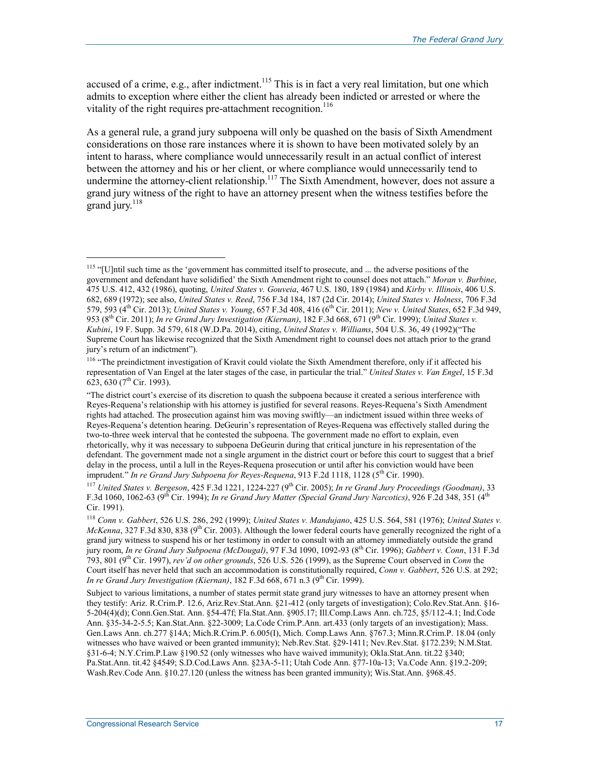accused of a crime, e.g., after indictment.[115] This is in fact a very real limitation, but one which admits to exception where either the client has already been indicted or arrested or where the vitality of the right requires pre-attachment recognition.[116]

As a general rule, a grand jury subpoena will only be quashed on the basis of Sixth Amendment considerations on those rare instances where it is shown to have been motivated solely by an intent to harass, where compliance would unnecessarily result in an actual conflict of interest between the attorney and his or her client, or where compliance would unnecessarily tend to undermine the attorney-client relationship.[117] The Sixth Amendment, however, does not assure a grand jury witness of the right to have an attorney present when the witness testifies before the grand jury.[118]

---

[115] "[U]ntil such time as the 'government has committed itself to prosecute, and ... the adverse positions of the government and defendant have solidified' the Sixth Amendment right to counsel does not attach." *Moran v. Burbine*, 475 U.S. 412, 432 (1986), quoting, *United States v. Gouveia*, 467 U.S. 180, 189 (1984) and *Kirby v. Illinois*, 406 U.S. 682, 689 (1972); see also, *United States v. Reed*, 756 F.3d 184, 187 (2d Cir. 2014); *United States v. Holness*, 706 F.3d 579, 593 (4th Cir. 2013); *United States v. Young*, 657 F.3d 408, 416 (6th Cir. 2011); *New v. United States*, 652 F.3d 949, 953 (8th Cir. 2011); *In re Grand Jury Investigation (Kiernan)*, 182 F.3d 668, 671 (9th Cir. 1999); *United States v. Kubini*, 19 F. Supp. 3d 579, 618 (W.D.Pa. 2014), citing, *United States v. Williams*, 504 U.S. 36, 49 (1992)("The Supreme Court has likewise recognized that the Sixth Amendment right to counsel does not attach prior to the grand jury's return of an indictment").

[116] "The preindictment investigation of Kravit could violate the Sixth Amendment therefore, only if it affected his representation of Van Engel at the later stages of the case, in particular the trial." *United States v. Van Engel*, 15 F.3d 623, 630 (7th Cir. 1993).

"The district court's exercise of its discretion to quash the subpoena because it created a serious interference with Reyes-Requena's relationship with his attorney is justified for several reasons. Reyes-Requena's Sixth Amendment rights had attached. The prosecution against him was moving swiftly—an indictment issued within three weeks of Reyes-Requena's detention hearing. DeGeurin's representation of Reyes-Requena was effectively stalled during the two-to-three week interval that he contested the subpoena. The government made no effort to explain, even rhetorically, why it was necessary to subpoena DeGeurin during that critical juncture in his representation of the defendant. The government made not a single argument in the district court or before this court to suggest that a brief delay in the process, until a lull in the Reyes-Requena prosecution or until after his conviction would have been imprudent." *In re Grand Jury Subpoena for Reyes-Requena*, 913 F.2d 1118, 1128 (5th Cir. 1990).

[117] *United States v. Bergeson*, 425 F.3d 1221, 1224-227 (9th Cir. 2005); *In re Grand Jury Proceedings (Goodman)*, 33 F.3d 1060, 1062-63 (9th Cir. 1994); *In re Grand Jury Matter (Special Grand Jury Narcotics)*, 926 F.2d 348, 351 (4th Cir. 1991).

[118] *Conn v. Gabbert*, 526 U.S. 286, 292 (1999); *United States v. Mandujano*, 425 U.S. 564, 581 (1976); *United States v. McKenna*, 327 F.3d 830, 838 (9th Cir. 2003). Although the lower federal courts have generally recognized the right of a grand jury witness to suspend his or her testimony in order to consult with an attorney immediately outside the grand jury room, *In re Grand Jury Subpoena (McDougal)*, 97 F.3d 1090, 1092-93 (8th Cir. 1996); *Gabbert v. Conn*, 131 F.3d 793, 801 (9th Cir. 1997), *rev'd on other grounds*, 526 U.S. 526 (1999), as the Supreme Court observed in *Conn* the Court itself has never held that such an accommodation is constitutionally required, *Conn v. Gabbert*, 526 U.S. at 292; *In re Grand Jury Investigation (Kiernan)*, 182 F.3d 668, 671 n.3 (9th Cir. 1999).

Subject to various limitations, a number of states permit state grand jury witnesses to have an attorney present when they testify: Ariz. R.Crim.P. 12.6, Ariz.Rev.Stat.Ann. §21-412 (only targets of investigation); Colo.Rev.Stat.Ann. §16-5-204(4)(d); Conn.Gen.Stat. Ann. §54-47f; Fla.Stat.Ann. §905.17; Ill.Comp.Laws Ann. ch.725, §5/112-4.1; Ind.Code Ann. §35-34-2-5.5; Kan.Stat.Ann. §22-3009; La.Code Crim.P.Ann. art.433 (only targets of an investigation); Mass. Gen.Laws Ann. ch.277 §14A; Mich.R.Crim.P. 6.005(I), Mich. Comp.Laws Ann. §767.3; Minn.R.Crim.P. 18.04 (only witnesses who have waived or been granted immunity); Neb.Rev.Stat. §29-1411; Nev.Rev.Stat. §172.239; N.M.Stat. §31-6-4; N.Y.Crim.P.Law §190.52 (only witnesses who have waived immunity); Okla.Stat.Ann. tit.22 §340; Pa.Stat.Ann. tit.42 §4549; S.D.Cod.Laws Ann. §23A-5-11; Utah Code Ann. §77-10a-13; Va.Code Ann. §19.2-209; Wash.Rev.Code Ann. §10.27.120 (unless the witness has been granted immunity); Wis.Stat.Ann. §968.45.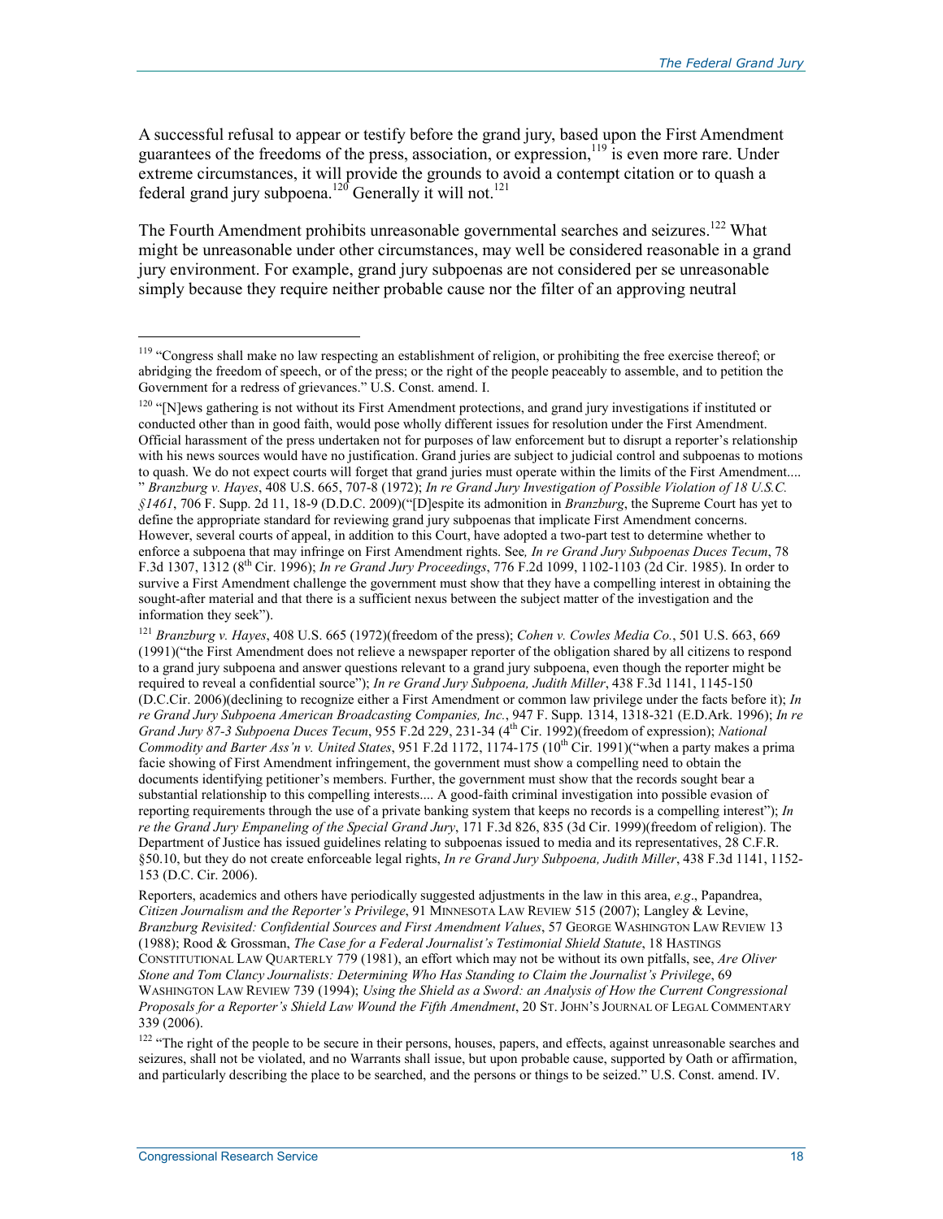A successful refusal to appear or testify before the grand jury, based upon the First Amendment guarantees of the freedoms of the press, association, or expression,[119] is even more rare. Under extreme circumstances, it will provide the grounds to avoid a contempt citation or to quash a federal grand jury subpoena.[120] Generally it will not.[121]

The Fourth Amendment prohibits unreasonable governmental searches and seizures.[122] What might be unreasonable under other circumstances, may well be considered reasonable in a grand jury environment. For example, grand jury subpoenas are not considered per se unreasonable simply because they require neither probable cause nor the filter of an approving neutral

---

[119] "Congress shall make no law respecting an establishment of religion, or prohibiting the free exercise thereof; or abridging the freedom of speech, or of the press; or the right of the people peaceably to assemble, and to petition the Government for a redress of grievances." U.S. Const. amend. I.

[120] "[N]ews gathering is not without its First Amendment protections, and grand jury investigations if instituted or conducted other than in good faith, would pose wholly different issues for resolution under the First Amendment. Official harassment of the press undertaken not for purposes of law enforcement but to disrupt a reporter's relationship with his news sources would have no justification. Grand juries are subject to judicial control and subpoenas to motions to quash. We do not expect courts will forget that grand juries must operate within the limits of the First Amendment.... " *Branzburg v. Hayes*, 408 U.S. 665, 707-8 (1972); *In re Grand Jury Investigation of Possible Violation of 18 U.S.C. §1461*, 706 F. Supp. 2d 11, 18-9 (D.D.C. 2009)("[D]espite its admonition in *Branzburg*, the Supreme Court has yet to define the appropriate standard for reviewing grand jury subpoenas that implicate First Amendment concerns. However, several courts of appeal, in addition to this Court, have adopted a two-part test to determine whether to enforce a subpoena that may infringe on First Amendment rights. See*, In re Grand Jury Subpoenas Duces Tecum*, 78 F.3d 1307, 1312 (8th Cir. 1996); *In re Grand Jury Proceedings*, 776 F.2d 1099, 1102-1103 (2d Cir. 1985). In order to survive a First Amendment challenge the government must show that they have a compelling interest in obtaining the sought-after material and that there is a sufficient nexus between the subject matter of the investigation and the information they seek").

[121] *Branzburg v. Hayes*, 408 U.S. 665 (1972)(freedom of the press); *Cohen v. Cowles Media Co.*, 501 U.S. 663, 669 (1991)("the First Amendment does not relieve a newspaper reporter of the obligation shared by all citizens to respond to a grand jury subpoena and answer questions relevant to a grand jury subpoena, even though the reporter might be required to reveal a confidential source"); *In re Grand Jury Subpoena, Judith Miller*, 438 F.3d 1141, 1145-150 (D.C.Cir. 2006)(declining to recognize either a First Amendment or common law privilege under the facts before it); *In re Grand Jury Subpoena American Broadcasting Companies, Inc.*, 947 F. Supp. 1314, 1318-321 (E.D.Ark. 1996); *In re Grand Jury 87-3 Subpoena Duces Tecum*, 955 F.2d 229, 231-34 (4th Cir. 1992)(freedom of expression); *National Commodity and Barter Ass'n v. United States*, 951 F.2d 1172, 1174-175 (10th Cir. 1991)("when a party makes a prima facie showing of First Amendment infringement, the government must show a compelling need to obtain the documents identifying petitioner's members. Further, the government must show that the records sought bear a substantial relationship to this compelling interests.... A good-faith criminal investigation into possible evasion of reporting requirements through the use of a private banking system that keeps no records is a compelling interest"); *In re the Grand Jury Empaneling of the Special Grand Jury*, 171 F.3d 826, 835 (3d Cir. 1999)(freedom of religion). The Department of Justice has issued guidelines relating to subpoenas issued to media and its representatives, 28 C.F.R. §50.10, but they do not create enforceable legal rights, *In re Grand Jury Subpoena, Judith Miller*, 438 F.3d 1141, 1152-153 (D.C. Cir. 2006).

Reporters, academics and others have periodically suggested adjustments in the law in this area, *e.g*., Papandrea, *Citizen Journalism and the Reporter's Privilege*, 91 MINNESOTA LAW REVIEW 515 (2007); Langley & Levine, *Branzburg Revisited: Confidential Sources and First Amendment Values*, 57 GEORGE WASHINGTON LAW REVIEW 13 (1988); Rood & Grossman, *The Case for a Federal Journalist's Testimonial Shield Statute*, 18 HASTINGS CONSTITUTIONAL LAW QUARTERLY 779 (1981), an effort which may not be without its own pitfalls, see, *Are Oliver Stone and Tom Clancy Journalists: Determining Who Has Standing to Claim the Journalist's Privilege*, 69 WASHINGTON LAW REVIEW 739 (1994); *Using the Shield as a Sword: an Analysis of How the Current Congressional Proposals for a Reporter's Shield Law Wound the Fifth Amendment*, 20 ST. JOHN'S JOURNAL OF LEGAL COMMENTARY 339 (2006).

[122] "The right of the people to be secure in their persons, houses, papers, and effects, against unreasonable searches and seizures, shall not be violated, and no Warrants shall issue, but upon probable cause, supported by Oath or affirmation, and particularly describing the place to be searched, and the persons or things to be seized." U.S. Const. amend. IV.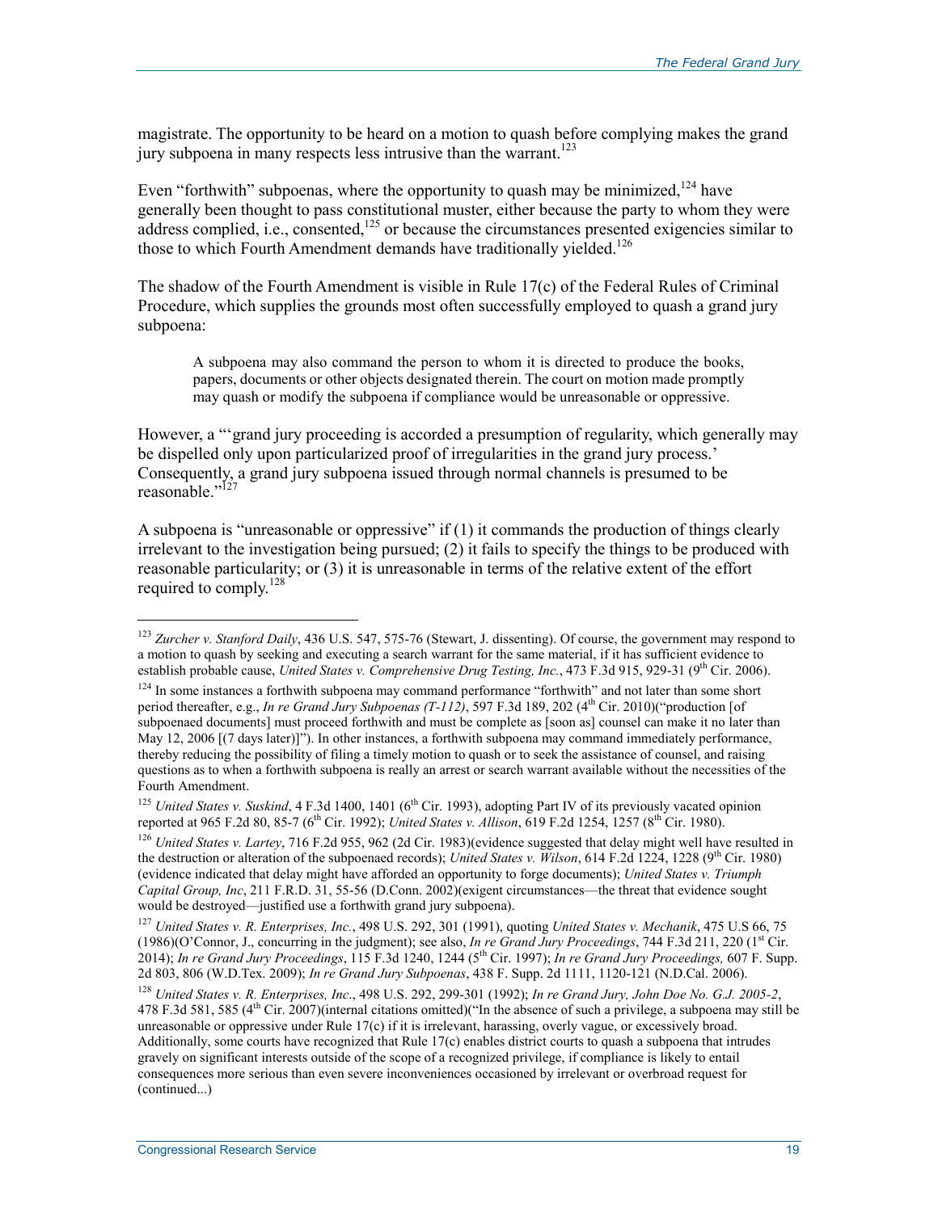magistrate. The opportunity to be heard on a motion to quash before complying makes the grand jury subpoena in many respects less intrusive than the warrant.[123]

Even "forthwith" subpoenas, where the opportunity to quash may be minimized,[124] have generally been thought to pass constitutional muster, either because the party to whom they were address complied, i.e., consented,[125] or because the circumstances presented exigencies similar to those to which Fourth Amendment demands have traditionally yielded.[126]

The shadow of the Fourth Amendment is visible in Rule 17(c) of the Federal Rules of Criminal Procedure, which supplies the grounds most often successfully employed to quash a grand jury subpoena:

> A subpoena may also command the person to whom it is directed to produce the books, papers, documents or other objects designated therein. The court on motion made promptly may quash or modify the subpoena if compliance would be unreasonable or oppressive.

However, a "'grand jury proceeding is accorded a presumption of regularity, which generally may be dispelled only upon particularized proof of irregularities in the grand jury process.' Consequently, a grand jury subpoena issued through normal channels is presumed to be reasonable."[127]

A subpoena is "unreasonable or oppressive" if (1) it commands the production of things clearly irrelevant to the investigation being pursued; (2) it fails to specify the things to be produced with reasonable particularity; or (3) it is unreasonable in terms of the relative extent of the effort required to comply.[128]

---

[123] *Zurcher v. Stanford Daily*, 436 U.S. 547, 575-76 (Stewart, J. dissenting). Of course, the government may respond to a motion to quash by seeking and executing a search warrant for the same material, if it has sufficient evidence to establish probable cause, *United States v. Comprehensive Drug Testing, Inc.*, 473 F.3d 915, 929-31 (9th Cir. 2006).

[124] In some instances a forthwith subpoena may command performance "forthwith" and not later than some short period thereafter, e.g., *In re Grand Jury Subpoenas (T-112)*, 597 F.3d 189, 202 (4th Cir. 2010)("production [of subpoenaed documents] must proceed forthwith and must be complete as [soon as] counsel can make it no later than May 12, 2006 [(7 days later)]"). In other instances, a forthwith subpoena may command immediately performance, thereby reducing the possibility of filing a timely motion to quash or to seek the assistance of counsel, and raising questions as to when a forthwith subpoena is really an arrest or search warrant available without the necessities of the Fourth Amendment.

[125] *United States v. Suskind*, 4 F.3d 1400, 1401 (6th Cir. 1993), adopting Part IV of its previously vacated opinion reported at 965 F.2d 80, 85-7 (6th Cir. 1992); *United States v. Allison*, 619 F.2d 1254, 1257 (8th Cir. 1980).

[126] *United States v. Lartey*, 716 F.2d 955, 962 (2d Cir. 1983)(evidence suggested that delay might well have resulted in the destruction or alteration of the subpoenaed records); *United States v. Wilson*, 614 F.2d 1224, 1228 (9th Cir. 1980) (evidence indicated that delay might have afforded an opportunity to forge documents); *United States v. Triumph Capital Group, Inc*, 211 F.R.D. 31, 55-56 (D.Conn. 2002)(exigent circumstances—the threat that evidence sought would be destroyed—justified use a forthwith grand jury subpoena).

[127] *United States v. R. Enterprises, Inc.*, 498 U.S. 292, 301 (1991), quoting *United States v. Mechanik*, 475 U.S 66, 75 (1986)(O'Connor, J., concurring in the judgment); see also, *In re Grand Jury Proceedings*, 744 F.3d 211, 220 (1st Cir. 2014); *In re Grand Jury Proceedings*, 115 F.3d 1240, 1244 (5th Cir. 1997); *In re Grand Jury Proceedings,* 607 F. Supp. 2d 803, 806 (W.D.Tex. 2009); *In re Grand Jury Subpoenas*, 438 F. Supp. 2d 1111, 1120-121 (N.D.Cal. 2006).

[128] *United States v. R. Enterprises, Inc*., 498 U.S. 292, 299-301 (1992); *In re Grand Jury, John Doe No. G.J. 2005-2*, 478 F.3d 581, 585 (4th Cir. 2007)(internal citations omitted)("In the absence of such a privilege, a subpoena may still be unreasonable or oppressive under Rule 17(c) if it is irrelevant, harassing, overly vague, or excessively broad. Additionally, some courts have recognized that Rule 17(c) enables district courts to quash a subpoena that intrudes gravely on significant interests outside of the scope of a recognized privilege, if compliance is likely to entail consequences more serious than even severe inconveniences occasioned by irrelevant or overbroad request for (continued...)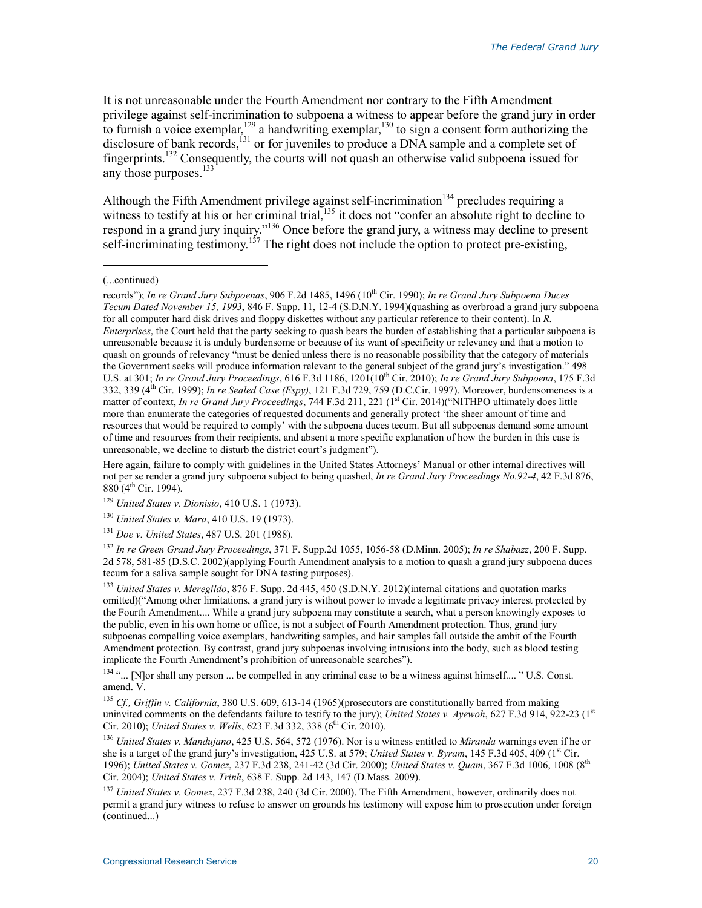It is not unreasonable under the Fourth Amendment nor contrary to the Fifth Amendment privilege against self-incrimination to subpoena a witness to appear before the grand jury in order to furnish a voice exemplar,[129] a handwriting exemplar,[130] to sign a consent form authorizing the disclosure of bank records,[131] or for juveniles to produce a DNA sample and a complete set of fingerprints.[132] Consequently, the courts will not quash an otherwise valid subpoena issued for any those purposes.[133]

Although the Fifth Amendment privilege against self-incrimination[134] precludes requiring a witness to testify at his or her criminal trial,[135] it does not "confer an absolute right to decline to respond in a grand jury inquiry."[136] Once before the grand jury, a witness may decline to present self-incriminating testimony.[137] The right does not include the option to protect pre-existing,

---

(...continued)

records"); *In re Grand Jury Subpoenas*, 906 F.2d 1485, 1496 (10th Cir. 1990); *In re Grand Jury Subpoena Duces Tecum Dated November 15, 1993*, 846 F. Supp. 11, 12-4 (S.D.N.Y. 1994)(quashing as overbroad a grand jury subpoena for all computer hard disk drives and floppy diskettes without any particular reference to their content). In *R. Enterprises*, the Court held that the party seeking to quash bears the burden of establishing that a particular subpoena is unreasonable because it is unduly burdensome or because of its want of specificity or relevancy and that a motion to quash on grounds of relevancy "must be denied unless there is no reasonable possibility that the category of materials the Government seeks will produce information relevant to the general subject of the grand jury's investigation." 498 U.S. at 301; *In re Grand Jury Proceedings*, 616 F.3d 1186, 1201(10th Cir. 2010); *In re Grand Jury Subpoena*, 175 F.3d 332, 339 (4th Cir. 1999); *In re Sealed Case (Espy)*, 121 F.3d 729, 759 (D.C.Cir. 1997). Moreover, burdensomeness is a matter of context, *In re Grand Jury Proceedings*, 744 F.3d 211, 221 (1st Cir. 2014)("NITHPO ultimately does little more than enumerate the categories of requested documents and generally protect 'the sheer amount of time and resources that would be required to comply' with the subpoena duces tecum. But all subpoenas demand some amount of time and resources from their recipients, and absent a more specific explanation of how the burden in this case is unreasonable, we decline to disturb the district court's judgment").

Here again, failure to comply with guidelines in the United States Attorneys' Manual or other internal directives will not per se render a grand jury subpoena subject to being quashed, *In re Grand Jury Proceedings No.92-4*, 42 F.3d 876, 880 (4th Cir. 1994).

[129] *United States v. Dionisio*, 410 U.S. 1 (1973).

[130] *United States v. Mara*, 410 U.S. 19 (1973).

[131] *Doe v. United States*, 487 U.S. 201 (1988).

[132] *In re Green Grand Jury Proceedings*, 371 F. Supp.2d 1055, 1056-58 (D.Minn. 2005); *In re Shabazz*, 200 F. Supp. 2d 578, 581-85 (D.S.C. 2002)(applying Fourth Amendment analysis to a motion to quash a grand jury subpoena duces tecum for a saliva sample sought for DNA testing purposes).

[133] *United States v. Meregildo*, 876 F. Supp. 2d 445, 450 (S.D.N.Y. 2012)(internal citations and quotation marks omitted)("Among other limitations, a grand jury is without power to invade a legitimate privacy interest protected by the Fourth Amendment.... While a grand jury subpoena may constitute a search, what a person knowingly exposes to the public, even in his own home or office, is not a subject of Fourth Amendment protection. Thus, grand jury subpoenas compelling voice exemplars, handwriting samples, and hair samples fall outside the ambit of the Fourth Amendment protection. By contrast, grand jury subpoenas involving intrusions into the body, such as blood testing implicate the Fourth Amendment's prohibition of unreasonable searches").

[134] "... [N]or shall any person ... be compelled in any criminal case to be a witness against himself.... " U.S. Const. amend. V.

[135] *Cf., Griffin v. California*, 380 U.S. 609, 613-14 (1965)(prosecutors are constitutionally barred from making uninvited comments on the defendants failure to testify to the jury); *United States v. Ayewoh*, 627 F.3d 914, 922-23 (1st Cir. 2010); *United States v. Wells*, 623 F.3d 332, 338 (6th Cir. 2010).

[136] *United States v. Mandujano*, 425 U.S. 564, 572 (1976). Nor is a witness entitled to *Miranda* warnings even if he or she is a target of the grand jury's investigation, 425 U.S. at 579; *United States v. Byram*, 145 F.3d 405, 409 (1st Cir. 1996); *United States v. Gomez*, 237 F.3d 238, 241-42 (3d Cir. 2000); *United States v. Quam*, 367 F.3d 1006, 1008 (8th Cir. 2004); *United States v. Trinh*, 638 F. Supp. 2d 143, 147 (D.Mass. 2009).

[137] *United States v. Gomez*, 237 F.3d 238, 240 (3d Cir. 2000). The Fifth Amendment, however, ordinarily does not permit a grand jury witness to refuse to answer on grounds his testimony will expose him to prosecution under foreign (continued...)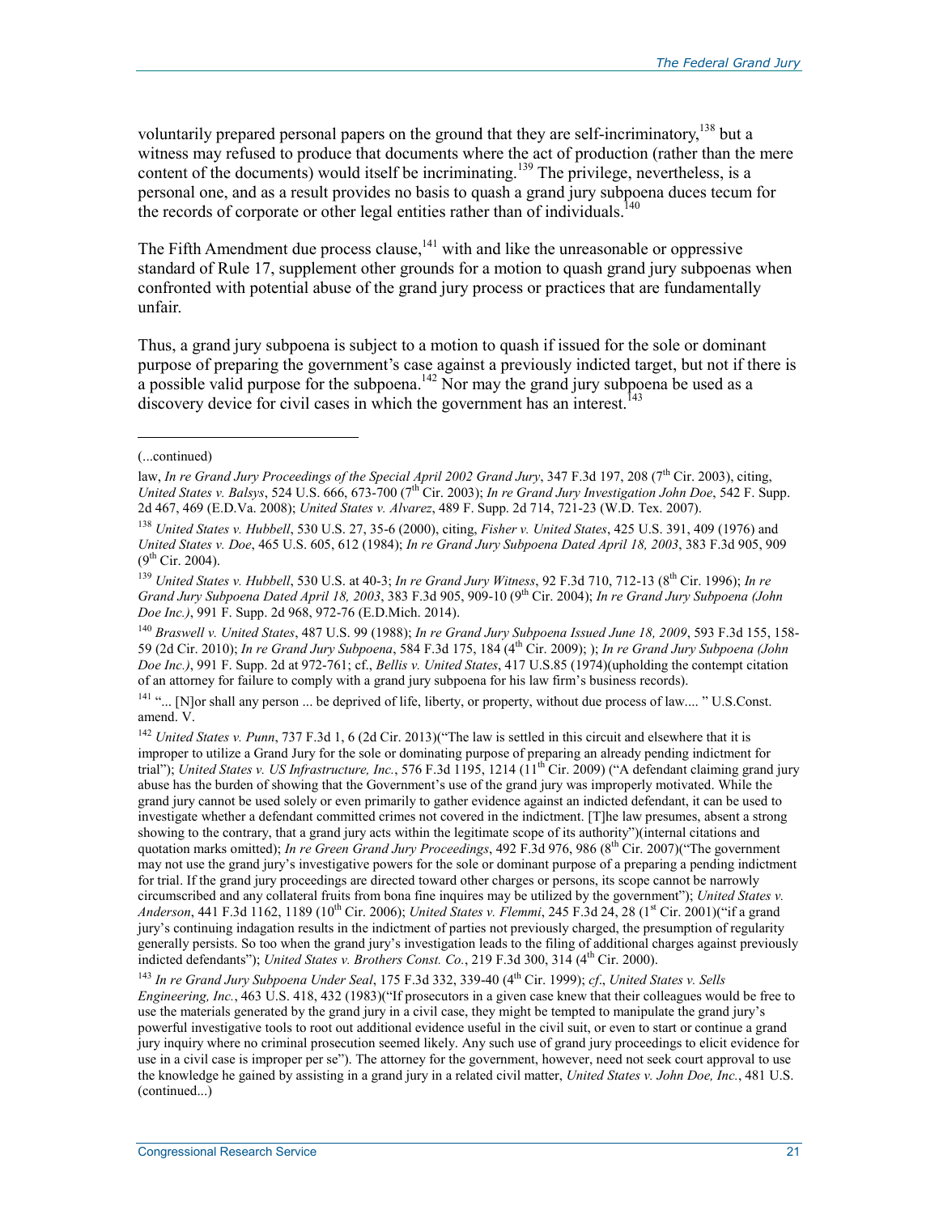voluntarily prepared personal papers on the ground that they are self-incriminatory,[138] but a witness may refused to produce that documents where the act of production (rather than the mere content of the documents) would itself be incriminating.[139] The privilege, nevertheless, is a personal one, and as a result provides no basis to quash a grand jury subpoena duces tecum for the records of corporate or other legal entities rather than of individuals.[140]

The Fifth Amendment due process clause,[141] with and like the unreasonable or oppressive standard of Rule 17, supplement other grounds for a motion to quash grand jury subpoenas when confronted with potential abuse of the grand jury process or practices that are fundamentally unfair.

Thus, a grand jury subpoena is subject to a motion to quash if issued for the sole or dominant purpose of preparing the government's case against a previously indicted target, but not if there is a possible valid purpose for the subpoena.[142] Nor may the grand jury subpoena be used as a discovery device for civil cases in which the government has an interest.[143]

---

(...continued)

law, *In re Grand Jury Proceedings of the Special April 2002 Grand Jury*, 347 F.3d 197, 208 (7th Cir. 2003), citing, *United States v. Balsys*, 524 U.S. 666, 673-700 (7th Cir. 2003); *In re Grand Jury Investigation John Doe*, 542 F. Supp. 2d 467, 469 (E.D.Va. 2008); *United States v. Alvarez*, 489 F. Supp. 2d 714, 721-23 (W.D. Tex. 2007).

[138] *United States v. Hubbell*, 530 U.S. 27, 35-6 (2000), citing, *Fisher v. United States*, 425 U.S. 391, 409 (1976) and *United States v. Doe*, 465 U.S. 605, 612 (1984); *In re Grand Jury Subpoena Dated April 18, 2003*, 383 F.3d 905, 909 (9th Cir. 2004).

[139] *United States v. Hubbell*, 530 U.S. at 40-3; *In re Grand Jury Witness*, 92 F.3d 710, 712-13 (8th Cir. 1996); *In re Grand Jury Subpoena Dated April 18, 2003*, 383 F.3d 905, 909-10 (9th Cir. 2004); *In re Grand Jury Subpoena (John Doe Inc.)*, 991 F. Supp. 2d 968, 972-76 (E.D.Mich. 2014).

[140] *Braswell v. United States*, 487 U.S. 99 (1988); *In re Grand Jury Subpoena Issued June 18, 2009*, 593 F.3d 155, 158-59 (2d Cir. 2010); *In re Grand Jury Subpoena*, 584 F.3d 175, 184 (4th Cir. 2009); ); *In re Grand Jury Subpoena (John Doe Inc.)*, 991 F. Supp. 2d at 972-761; cf., *Bellis v. United States*, 417 U.S.85 (1974)(upholding the contempt citation of an attorney for failure to comply with a grand jury subpoena for his law firm's business records).

[141] "... [N]or shall any person ... be deprived of life, liberty, or property, without due process of law.... " U.S.Const. amend. V.

[142] *United States v. Punn*, 737 F.3d 1, 6 (2d Cir. 2013)("The law is settled in this circuit and elsewhere that it is improper to utilize a Grand Jury for the sole or dominating purpose of preparing an already pending indictment for trial"); *United States v. US Infrastructure, Inc.*, 576 F.3d 1195, 1214 (11th Cir. 2009) ("A defendant claiming grand jury abuse has the burden of showing that the Government's use of the grand jury was improperly motivated. While the grand jury cannot be used solely or even primarily to gather evidence against an indicted defendant, it can be used to investigate whether a defendant committed crimes not covered in the indictment. [T]he law presumes, absent a strong showing to the contrary, that a grand jury acts within the legitimate scope of its authority")(internal citations and quotation marks omitted); *In re Green Grand Jury Proceedings*, 492 F.3d 976, 986 (8th Cir. 2007)("The government may not use the grand jury's investigative powers for the sole or dominant purpose of a preparing a pending indictment for trial. If the grand jury proceedings are directed toward other charges or persons, its scope cannot be narrowly circumscribed and any collateral fruits from bona fine inquires may be utilized by the government"); *United States v. Anderson*, 441 F.3d 1162, 1189 (10th Cir. 2006); *United States v. Flemmi*, 245 F.3d 24, 28 (1st Cir. 2001)("if a grand jury's continuing indagation results in the indictment of parties not previously charged, the presumption of regularity generally persists. So too when the grand jury's investigation leads to the filing of additional charges against previously indicted defendants"); *United States v. Brothers Const. Co.*, 219 F.3d 300, 314 (4th Cir. 2000).

[143] *In re Grand Jury Subpoena Under Seal*, 175 F.3d 332, 339-40 (4th Cir. 1999); *cf*., *United States v. Sells Engineering, Inc.*, 463 U.S. 418, 432 (1983)("If prosecutors in a given case knew that their colleagues would be free to use the materials generated by the grand jury in a civil case, they might be tempted to manipulate the grand jury's powerful investigative tools to root out additional evidence useful in the civil suit, or even to start or continue a grand jury inquiry where no criminal prosecution seemed likely. Any such use of grand jury proceedings to elicit evidence for use in a civil case is improper per se"). The attorney for the government, however, need not seek court approval to use the knowledge he gained by assisting in a grand jury in a related civil matter, *United States v. John Doe, Inc.*, 481 U.S.

(continued...)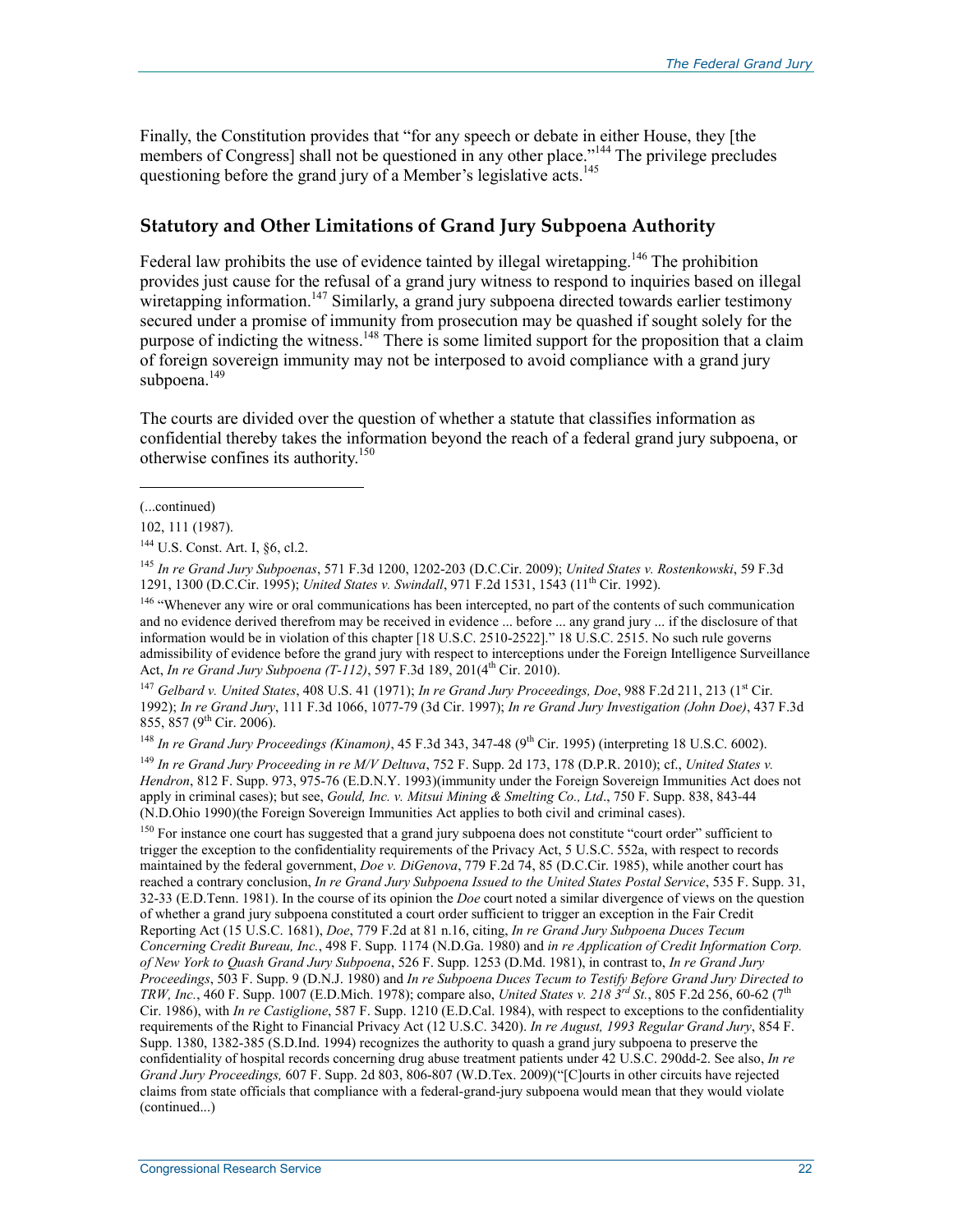Finally, the Constitution provides that "for any speech or debate in either House, they [the members of Congress] shall not be questioned in any other place."[144] The privilege precludes questioning before the grand jury of a Member's legislative acts.[145]

## Statutory and Other Limitations of Grand Jury Subpoena Authority

Federal law prohibits the use of evidence tainted by illegal wiretapping.[146] The prohibition provides just cause for the refusal of a grand jury witness to respond to inquiries based on illegal wiretapping information.[147] Similarly, a grand jury subpoena directed towards earlier testimony secured under a promise of immunity from prosecution may be quashed if sought solely for the purpose of indicting the witness.[148] There is some limited support for the proposition that a claim of foreign sovereign immunity may not be interposed to avoid compliance with a grand jury subpoena.[149]

The courts are divided over the question of whether a statute that classifies information as confidential thereby takes the information beyond the reach of a federal grand jury subpoena, or otherwise confines its authority.[150]

(...continued)

102, 111 (1987).

[144] U.S. Const. Art. I, §6, cl.2.

[145] *In re Grand Jury Subpoenas*, 571 F.3d 1200, 1202-203 (D.C.Cir. 2009); *United States v. Rostenkowski*, 59 F.3d 1291, 1300 (D.C.Cir. 1995); *United States v. Swindall*, 971 F.2d 1531, 1543 (11th Cir. 1992).

[146] "Whenever any wire or oral communications has been intercepted, no part of the contents of such communication and no evidence derived therefrom may be received in evidence ... before ... any grand jury ... if the disclosure of that information would be in violation of this chapter [18 U.S.C. 2510-2522]." 18 U.S.C. 2515. No such rule governs admissibility of evidence before the grand jury with respect to interceptions under the Foreign Intelligence Surveillance Act, *In re Grand Jury Subpoena (T-112)*, 597 F.3d 189, 201(4th Cir. 2010).

[147] *Gelbard v. United States*, 408 U.S. 41 (1971); *In re Grand Jury Proceedings, Doe*, 988 F.2d 211, 213 (1st Cir. 1992); *In re Grand Jury*, 111 F.3d 1066, 1077-79 (3d Cir. 1997); *In re Grand Jury Investigation (John Doe)*, 437 F.3d 855, 857 (9th Cir. 2006).

[148] *In re Grand Jury Proceedings (Kinamon)*, 45 F.3d 343, 347-48 (9th Cir. 1995) (interpreting 18 U.S.C. 6002).

[149] *In re Grand Jury Proceeding in re M/V Deltuva*, 752 F. Supp. 2d 173, 178 (D.P.R. 2010); cf., *United States v. Hendron*, 812 F. Supp. 973, 975-76 (E.D.N.Y. 1993)(immunity under the Foreign Sovereign Immunities Act does not apply in criminal cases); but see, *Gould, Inc. v. Mitsui Mining & Smelting Co., Ltd*., 750 F. Supp. 838, 843-44 (N.D.Ohio 1990)(the Foreign Sovereign Immunities Act applies to both civil and criminal cases).

[150] For instance one court has suggested that a grand jury subpoena does not constitute "court order" sufficient to trigger the exception to the confidentiality requirements of the Privacy Act, 5 U.S.C. 552a, with respect to records maintained by the federal government, *Doe v. DiGenova*, 779 F.2d 74, 85 (D.C.Cir. 1985), while another court has reached a contrary conclusion, *In re Grand Jury Subpoena Issued to the United States Postal Service*, 535 F. Supp. 31, 32-33 (E.D.Tenn. 1981). In the course of its opinion the *Doe* court noted a similar divergence of views on the question of whether a grand jury subpoena constituted a court order sufficient to trigger an exception in the Fair Credit Reporting Act (15 U.S.C. 1681), *Doe*, 779 F.2d at 81 n.16, citing, *In re Grand Jury Subpoena Duces Tecum Concerning Credit Bureau, Inc.*, 498 F. Supp. 1174 (N.D.Ga. 1980) and *in re Application of Credit Information Corp. of New York to Quash Grand Jury Subpoena*, 526 F. Supp. 1253 (D.Md. 1981), in contrast to, *In re Grand Jury Proceedings*, 503 F. Supp. 9 (D.N.J. 1980) and *In re Subpoena Duces Tecum to Testify Before Grand Jury Directed to TRW, Inc.*, 460 F. Supp. 1007 (E.D.Mich. 1978); compare also, *United States v. 218 3rd St.*, 805 F.2d 256, 60-62 (7th Cir. 1986), with *In re Castiglione*, 587 F. Supp. 1210 (E.D.Cal. 1984), with respect to exceptions to the confidentiality requirements of the Right to Financial Privacy Act (12 U.S.C. 3420). *In re August, 1993 Regular Grand Jury*, 854 F. Supp. 1380, 1382-385 (S.D.Ind. 1994) recognizes the authority to quash a grand jury subpoena to preserve the confidentiality of hospital records concerning drug abuse treatment patients under 42 U.S.C. 290dd-2. See also, *In re Grand Jury Proceedings,* 607 F. Supp. 2d 803, 806-807 (W.D.Tex. 2009)("[C]ourts in other circuits have rejected claims from state officials that compliance with a federal-grand-jury subpoena would mean that they would violate (continued...)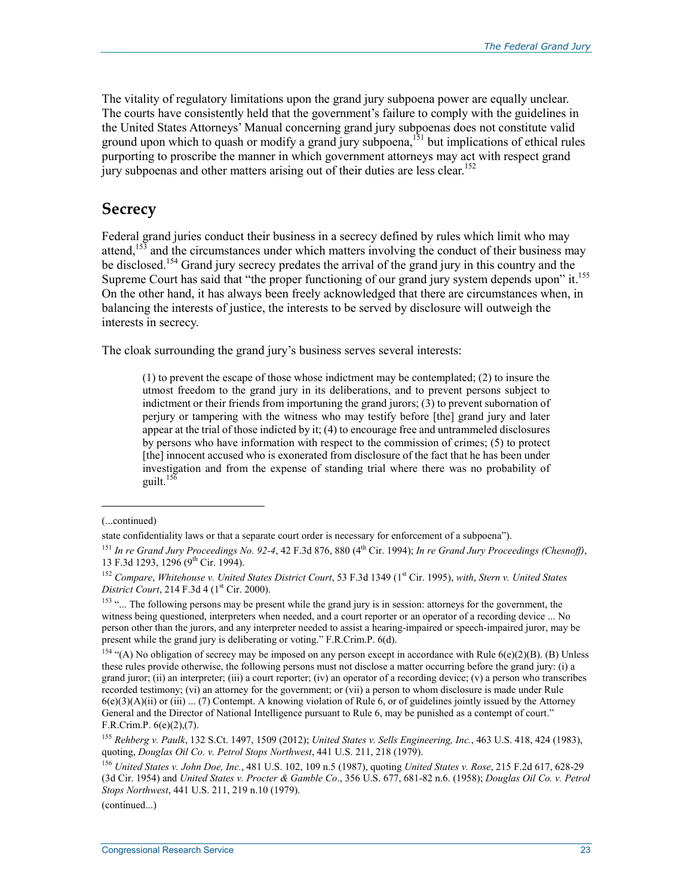The vitality of regulatory limitations upon the grand jury subpoena power are equally unclear. The courts have consistently held that the government's failure to comply with the guidelines in the United States Attorneys' Manual concerning grand jury subpoenas does not constitute valid ground upon which to quash or modify a grand jury subpoena,[151] but implications of ethical rules purporting to proscribe the manner in which government attorneys may act with respect grand jury subpoenas and other matters arising out of their duties are less clear.[152]

## Secrecy

Federal grand juries conduct their business in a secrecy defined by rules which limit who may attend,[153] and the circumstances under which matters involving the conduct of their business may be disclosed.[154] Grand jury secrecy predates the arrival of the grand jury in this country and the Supreme Court has said that "the proper functioning of our grand jury system depends upon" it.[155] On the other hand, it has always been freely acknowledged that there are circumstances when, in balancing the interests of justice, the interests to be served by disclosure will outweigh the interests in secrecy.

The cloak surrounding the grand jury's business serves several interests:

> (1) to prevent the escape of those whose indictment may be contemplated; (2) to insure the utmost freedom to the grand jury in its deliberations, and to prevent persons subject to indictment or their friends from importuning the grand jurors; (3) to prevent subornation of perjury or tampering with the witness who may testify before [the] grand jury and later appear at the trial of those indicted by it; (4) to encourage free and untrammeled disclosures by persons who have information with respect to the commission of crimes; (5) to protect [the] innocent accused who is exonerated from disclosure of the fact that he has been under investigation and from the expense of standing trial where there was no probability of guilt.[156]

---

(...continued)

state confidentiality laws or that a separate court order is necessary for enforcement of a subpoena").

[151] *In re Grand Jury Proceedings No. 92-4*, 42 F.3d 876, 880 (4th Cir. 1994); *In re Grand Jury Proceedings (Chesnoff)*, 13 F.3d 1293, 1296 (9th Cir. 1994).

[152] *Compare*, *Whitehouse v. United States District Court*, 53 F.3d 1349 (1st Cir. 1995), *with*, *Stern v. United States District Court*, 214 F.3d 4 (1st Cir. 2000).

[153] "... The following persons may be present while the grand jury is in session: attorneys for the government, the witness being questioned, interpreters when needed, and a court reporter or an operator of a recording device ... No person other than the jurors, and any interpreter needed to assist a hearing-impaired or speech-impaired juror, may be present while the grand jury is deliberating or voting." F.R.Crim.P. 6(d).

[154] "(A) No obligation of secrecy may be imposed on any person except in accordance with Rule 6(e)(2)(B). (B) Unless these rules provide otherwise, the following persons must not disclose a matter occurring before the grand jury: (i) a grand juror; (ii) an interpreter; (iii) a court reporter; (iv) an operator of a recording device; (v) a person who transcribes recorded testimony; (vi) an attorney for the government; or (vii) a person to whom disclosure is made under Rule 6(e)(3)(A)(ii) or (iii) ... (7) Contempt. A knowing violation of Rule 6, or of guidelines jointly issued by the Attorney General and the Director of National Intelligence pursuant to Rule 6, may be punished as a contempt of court." F.R.Crim.P. 6(e)(2),(7).

[155] *Rehberg v. Paulk*, 132 S.Ct. 1497, 1509 (2012); *United States v. Sells Engineering, Inc.*, 463 U.S. 418, 424 (1983), quoting, *Douglas Oil Co. v. Petrol Stops Northwest*, 441 U.S. 211, 218 (1979).

[156] *United States v. John Doe, Inc.*, 481 U.S. 102, 109 n.5 (1987), quoting *United States v. Rose*, 215 F.2d 617, 628-29 (3d Cir. 1954) and *United States v. Procter & Gamble Co*., 356 U.S. 677, 681-82 n.6. (1958); *Douglas Oil Co. v. Petrol Stops Northwest*, 441 U.S. 211, 219 n.10 (1979).

(continued...)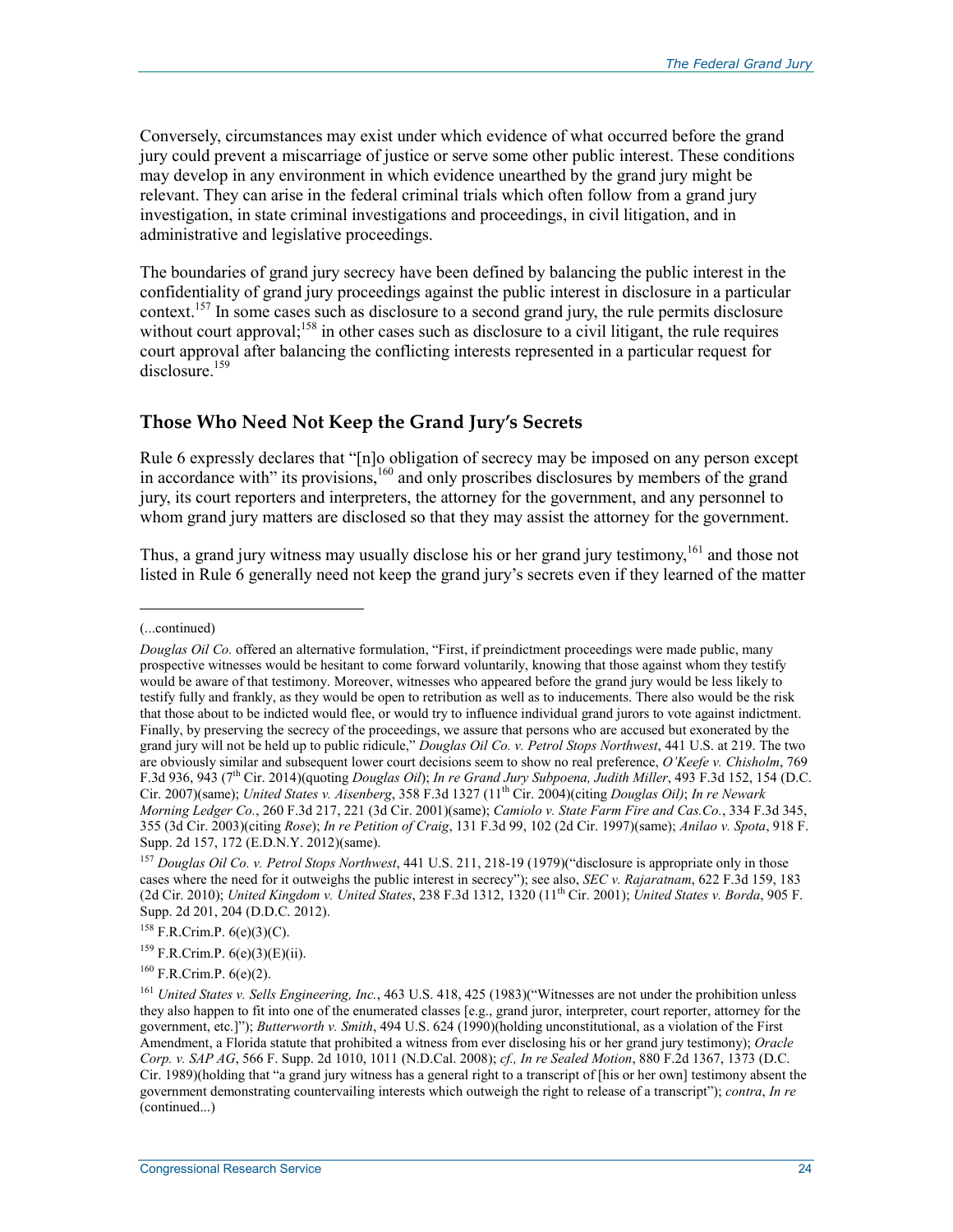Conversely, circumstances may exist under which evidence of what occurred before the grand jury could prevent a miscarriage of justice or serve some other public interest. These conditions may develop in any environment in which evidence unearthed by the grand jury might be relevant. They can arise in the federal criminal trials which often follow from a grand jury investigation, in state criminal investigations and proceedings, in civil litigation, and in administrative and legislative proceedings.

The boundaries of grand jury secrecy have been defined by balancing the public interest in the confidentiality of grand jury proceedings against the public interest in disclosure in a particular context.[157] In some cases such as disclosure to a second grand jury, the rule permits disclosure without court approval;[158] in other cases such as disclosure to a civil litigant, the rule requires court approval after balancing the conflicting interests represented in a particular request for disclosure.[159]

## Those Who Need Not Keep the Grand Jury's Secrets

Rule 6 expressly declares that "[n]o obligation of secrecy may be imposed on any person except in accordance with" its provisions,[160] and only proscribes disclosures by members of the grand jury, its court reporters and interpreters, the attorney for the government, and any personnel to whom grand jury matters are disclosed so that they may assist the attorney for the government.

Thus, a grand jury witness may usually disclose his or her grand jury testimony,[161] and those not listed in Rule 6 generally need not keep the grand jury's secrets even if they learned of the matter

---

(...continued)

*Douglas Oil Co.* offered an alternative formulation, "First, if preindictment proceedings were made public, many prospective witnesses would be hesitant to come forward voluntarily, knowing that those against whom they testify would be aware of that testimony. Moreover, witnesses who appeared before the grand jury would be less likely to testify fully and frankly, as they would be open to retribution as well as to inducements. There also would be the risk that those about to be indicted would flee, or would try to influence individual grand jurors to vote against indictment. Finally, by preserving the secrecy of the proceedings, we assure that persons who are accused but exonerated by the grand jury will not be held up to public ridicule," *Douglas Oil Co. v. Petrol Stops Northwest*, 441 U.S. at 219. The two are obviously similar and subsequent lower court decisions seem to show no real preference, *O'Keefe v. Chisholm*, 769 F.3d 936, 943 (7th Cir. 2014)(quoting *Douglas Oil*); *In re Grand Jury Subpoena, Judith Miller*, 493 F.3d 152, 154 (D.C. Cir. 2007)(same); *United States v. Aisenberg*, 358 F.3d 1327 (11th Cir. 2004)(citing *Douglas Oil)*; *In re Newark Morning Ledger Co.*, 260 F.3d 217, 221 (3d Cir. 2001)(same); *Camiolo v. State Farm Fire and Cas.Co.*, 334 F.3d 345, 355 (3d Cir. 2003)(citing *Rose*); *In re Petition of Craig*, 131 F.3d 99, 102 (2d Cir. 1997)(same); *Anilao v. Spota*, 918 F. Supp. 2d 157, 172 (E.D.N.Y. 2012)(same).

[157] *Douglas Oil Co. v. Petrol Stops Northwest*, 441 U.S. 211, 218-19 (1979)("disclosure is appropriate only in those cases where the need for it outweighs the public interest in secrecy"); see also, *SEC v. Rajaratnam*, 622 F.3d 159, 183 (2d Cir. 2010); *United Kingdom v. United States*, 238 F.3d 1312, 1320 (11th Cir. 2001); *United States v. Borda*, 905 F. Supp. 2d 201, 204 (D.D.C. 2012).

[158] F.R.Crim.P. 6(e)(3)(C).

[159] F.R.Crim.P. 6(e)(3)(E)(ii).

[160] F.R.Crim.P. 6(e)(2).

[161] *United States v. Sells Engineering, Inc.*, 463 U.S. 418, 425 (1983)("Witnesses are not under the prohibition unless they also happen to fit into one of the enumerated classes [e.g., grand juror, interpreter, court reporter, attorney for the government, etc.]"); *Butterworth v. Smith*, 494 U.S. 624 (1990)(holding unconstitutional, as a violation of the First Amendment, a Florida statute that prohibited a witness from ever disclosing his or her grand jury testimony); *Oracle Corp. v. SAP AG*, 566 F. Supp. 2d 1010, 1011 (N.D.Cal. 2008); *cf., In re Sealed Motion*, 880 F.2d 1367, 1373 (D.C. Cir. 1989)(holding that "a grand jury witness has a general right to a transcript of [his or her own] testimony absent the government demonstrating countervailing interests which outweigh the right to release of a transcript"); *contra*, *In re* (continued...)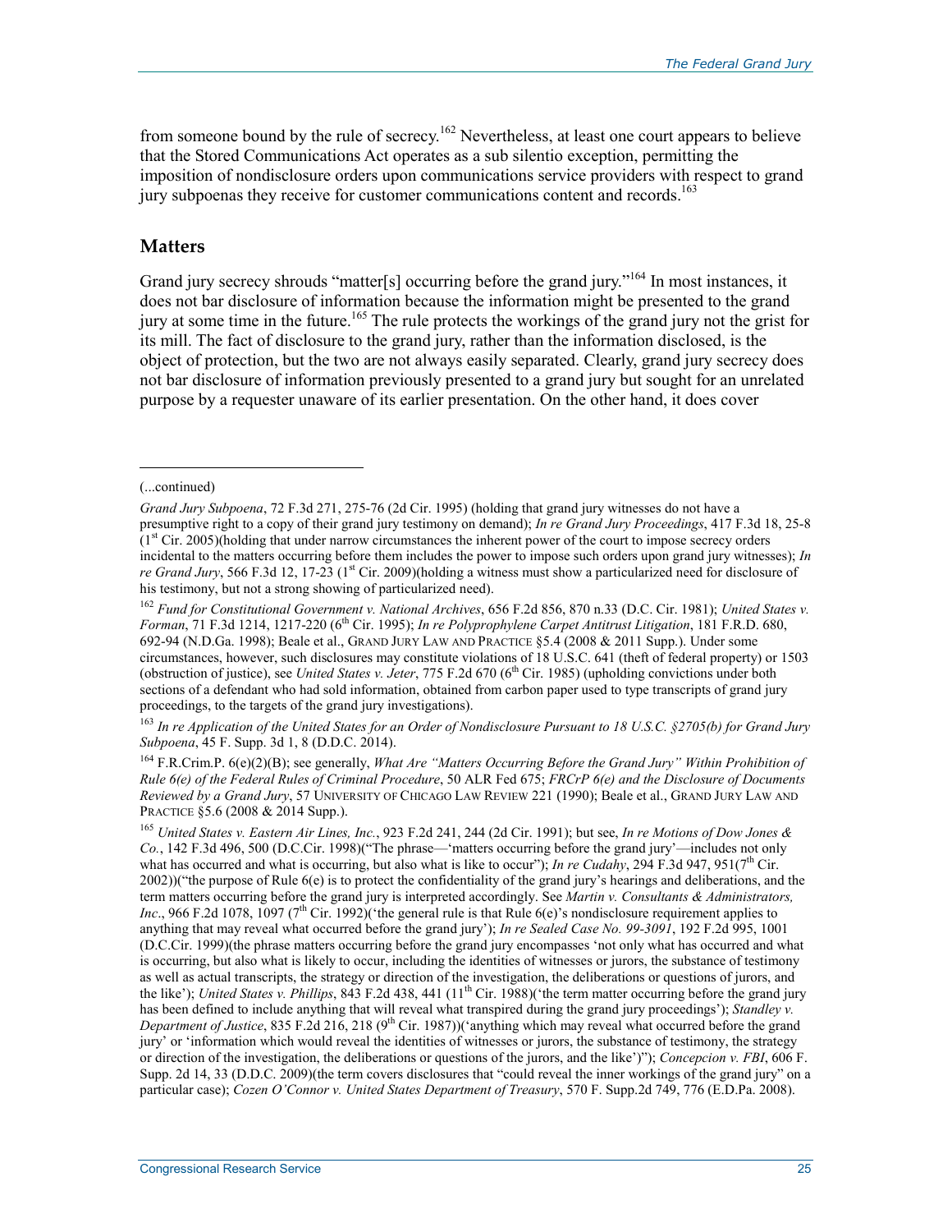from someone bound by the rule of secrecy.[162] Nevertheless, at least one court appears to believe that the Stored Communications Act operates as a sub silentio exception, permitting the imposition of nondisclosure orders upon communications service providers with respect to grand jury subpoenas they receive for customer communications content and records.[163]

## Matters

Grand jury secrecy shrouds "matter[s] occurring before the grand jury."[164] In most instances, it does not bar disclosure of information because the information might be presented to the grand jury at some time in the future.[165] The rule protects the workings of the grand jury not the grist for its mill. The fact of disclosure to the grand jury, rather than the information disclosed, is the object of protection, but the two are not always easily separated. Clearly, grand jury secrecy does not bar disclosure of information previously presented to a grand jury but sought for an unrelated purpose by a requester unaware of its earlier presentation. On the other hand, it does cover

---

(...continued)

*Grand Jury Subpoena*, 72 F.3d 271, 275-76 (2d Cir. 1995) (holding that grand jury witnesses do not have a presumptive right to a copy of their grand jury testimony on demand); *In re Grand Jury Proceedings*, 417 F.3d 18, 25-8 (1st Cir. 2005)(holding that under narrow circumstances the inherent power of the court to impose secrecy orders incidental to the matters occurring before them includes the power to impose such orders upon grand jury witnesses); *In re Grand Jury*, 566 F.3d 12, 17-23 (1st Cir. 2009)(holding a witness must show a particularized need for disclosure of his testimony, but not a strong showing of particularized need).

[162] *Fund for Constitutional Government v. National Archives*, 656 F.2d 856, 870 n.33 (D.C. Cir. 1981); *United States v. Forman*, 71 F.3d 1214, 1217-220 (6th Cir. 1995); *In re Polyprophylene Carpet Antitrust Litigation*, 181 F.R.D. 680, 692-94 (N.D.Ga. 1998); Beale et al., GRAND JURY LAW AND PRACTICE §5.4 (2008 & 2011 Supp.). Under some circumstances, however, such disclosures may constitute violations of 18 U.S.C. 641 (theft of federal property) or 1503 (obstruction of justice), see *United States v. Jeter*, 775 F.2d 670 (6th Cir. 1985) (upholding convictions under both sections of a defendant who had sold information, obtained from carbon paper used to type transcripts of grand jury proceedings, to the targets of the grand jury investigations).

[163] *In re Application of the United States for an Order of Nondisclosure Pursuant to 18 U.S.C. §2705(b) for Grand Jury Subpoena*, 45 F. Supp. 3d 1, 8 (D.D.C. 2014).

[164] F.R.Crim.P. 6(e)(2)(B); see generally, *What Are "Matters Occurring Before the Grand Jury" Within Prohibition of Rule 6(e) of the Federal Rules of Criminal Procedure*, 50 ALR Fed 675; *FRCrP 6(e) and the Disclosure of Documents Reviewed by a Grand Jury*, 57 UNIVERSITY OF CHICAGO LAW REVIEW 221 (1990); Beale et al., GRAND JURY LAW AND PRACTICE §5.6 (2008 & 2014 Supp.).

[165] *United States v. Eastern Air Lines, Inc.*, 923 F.2d 241, 244 (2d Cir. 1991); but see, *In re Motions of Dow Jones & Co.*, 142 F.3d 496, 500 (D.C.Cir. 1998)("The phrase—'matters occurring before the grand jury'—includes not only what has occurred and what is occurring, but also what is like to occur"); *In re Cudahy*, 294 F.3d 947, 951(7th Cir. 2002))("the purpose of Rule 6(e) is to protect the confidentiality of the grand jury's hearings and deliberations, and the term matters occurring before the grand jury is interpreted accordingly. See *Martin v. Consultants & Administrators, Inc*., 966 F.2d 1078, 1097 (7th Cir. 1992)('the general rule is that Rule 6(e)'s nondisclosure requirement applies to anything that may reveal what occurred before the grand jury'); *In re Sealed Case No. 99-3091*, 192 F.2d 995, 1001 (D.C.Cir. 1999)(the phrase matters occurring before the grand jury encompasses 'not only what has occurred and what is occurring, but also what is likely to occur, including the identities of witnesses or jurors, the substance of testimony as well as actual transcripts, the strategy or direction of the investigation, the deliberations or questions of jurors, and the like'); *United States v. Phillips*, 843 F.2d 438, 441 (11th Cir. 1988)('the term matter occurring before the grand jury has been defined to include anything that will reveal what transpired during the grand jury proceedings'); *Standley v. Department of Justice*, 835 F.2d 216, 218 (9th Cir. 1987))('anything which may reveal what occurred before the grand jury' or 'information which would reveal the identities of witnesses or jurors, the substance of testimony, the strategy or direction of the investigation, the deliberations or questions of the jurors, and the like')"); *Concepcion v. FBI*, 606 F. Supp. 2d 14, 33 (D.D.C. 2009)(the term covers disclosures that "could reveal the inner workings of the grand jury" on a particular case); *Cozen O'Connor v. United States Department of Treasury*, 570 F. Supp.2d 749, 776 (E.D.Pa. 2008).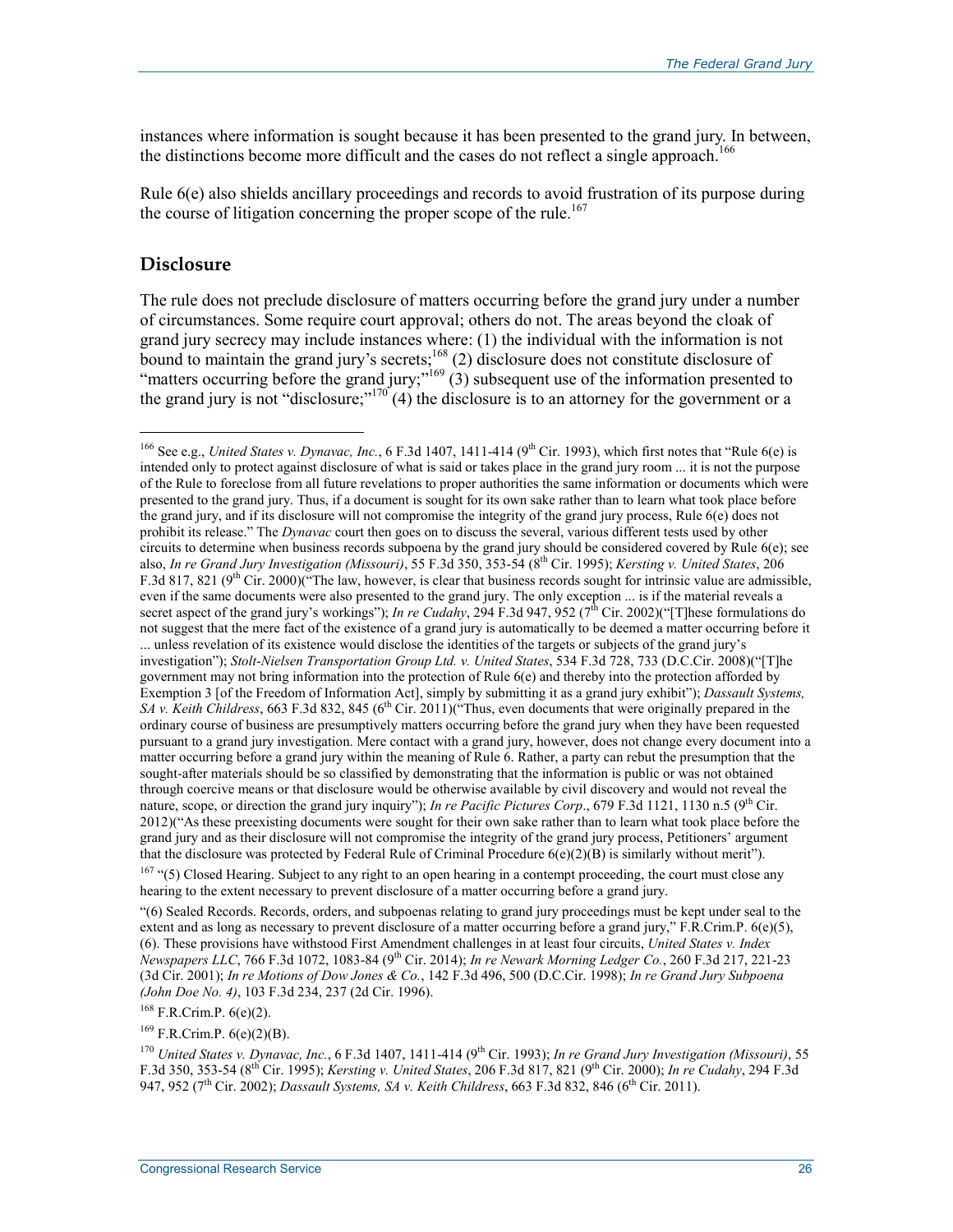instances where information is sought because it has been presented to the grand jury. In between, the distinctions become more difficult and the cases do not reflect a single approach.[166]

Rule 6(e) also shields ancillary proceedings and records to avoid frustration of its purpose during the course of litigation concerning the proper scope of the rule.[167]

## Disclosure

The rule does not preclude disclosure of matters occurring before the grand jury under a number of circumstances. Some require court approval; others do not. The areas beyond the cloak of grand jury secrecy may include instances where: (1) the individual with the information is not bound to maintain the grand jury's secrets;[168] (2) disclosure does not constitute disclosure of "matters occurring before the grand jury;"[169] (3) subsequent use of the information presented to the grand jury is not "disclosure;"[170] (4) the disclosure is to an attorney for the government or a

---

[166] See e.g., *United States v. Dynavac, Inc.*, 6 F.3d 1407, 1411-414 (9th Cir. 1993), which first notes that "Rule 6(e) is intended only to protect against disclosure of what is said or takes place in the grand jury room ... it is not the purpose of the Rule to foreclose from all future revelations to proper authorities the same information or documents which were presented to the grand jury. Thus, if a document is sought for its own sake rather than to learn what took place before the grand jury, and if its disclosure will not compromise the integrity of the grand jury process, Rule 6(e) does not prohibit its release." The *Dynavac* court then goes on to discuss the several, various different tests used by other circuits to determine when business records subpoena by the grand jury should be considered covered by Rule 6(e); see also, *In re Grand Jury Investigation (Missouri)*, 55 F.3d 350, 353-54 (8th Cir. 1995); *Kersting v. United States*, 206 F.3d 817, 821 (9th Cir. 2000)("The law, however, is clear that business records sought for intrinsic value are admissible, even if the same documents were also presented to the grand jury. The only exception ... is if the material reveals a secret aspect of the grand jury's workings"); *In re Cudahy*, 294 F.3d 947, 952 (7th Cir. 2002)("[T]hese formulations do not suggest that the mere fact of the existence of a grand jury is automatically to be deemed a matter occurring before it ... unless revelation of its existence would disclose the identities of the targets or subjects of the grand jury's investigation"); *Stolt-Nielsen Transportation Group Ltd. v. United States*, 534 F.3d 728, 733 (D.C.Cir. 2008)("[T]he government may not bring information into the protection of Rule 6(e) and thereby into the protection afforded by Exemption 3 [of the Freedom of Information Act], simply by submitting it as a grand jury exhibit"); *Dassault Systems, SA v. Keith Childress*, 663 F.3d 832, 845 (6th Cir. 2011)("Thus, even documents that were originally prepared in the ordinary course of business are presumptively matters occurring before the grand jury when they have been requested pursuant to a grand jury investigation. Mere contact with a grand jury, however, does not change every document into a matter occurring before a grand jury within the meaning of Rule 6. Rather, a party can rebut the presumption that the sought-after materials should be so classified by demonstrating that the information is public or was not obtained through coercive means or that disclosure would be otherwise available by civil discovery and would not reveal the nature, scope, or direction the grand jury inquiry"); *In re Pacific Pictures Corp*., 679 F.3d 1121, 1130 n.5 (9th Cir. 2012)("As these preexisting documents were sought for their own sake rather than to learn what took place before the grand jury and as their disclosure will not compromise the integrity of the grand jury process, Petitioners' argument that the disclosure was protected by Federal Rule of Criminal Procedure 6(e)(2)(B) is similarly without merit").

[167] "(5) Closed Hearing. Subject to any right to an open hearing in a contempt proceeding, the court must close any hearing to the extent necessary to prevent disclosure of a matter occurring before a grand jury.

"(6) Sealed Records. Records, orders, and subpoenas relating to grand jury proceedings must be kept under seal to the extent and as long as necessary to prevent disclosure of a matter occurring before a grand jury," F.R.Crim.P. 6(e)(5), (6). These provisions have withstood First Amendment challenges in at least four circuits, *United States v. Index Newspapers LLC*, 766 F.3d 1072, 1083-84 (9th Cir. 2014); *In re Newark Morning Ledger Co.*, 260 F.3d 217, 221-23 (3d Cir. 2001); *In re Motions of Dow Jones & Co.*, 142 F.3d 496, 500 (D.C.Cir. 1998); *In re Grand Jury Subpoena (John Doe No. 4)*, 103 F.3d 234, 237 (2d Cir. 1996).

[168] F.R.Crim.P. 6(e)(2).

[169] F.R.Crim.P. 6(e)(2)(B).

[170] *United States v. Dynavac, Inc.*, 6 F.3d 1407, 1411-414 (9th Cir. 1993); *In re Grand Jury Investigation (Missouri)*, 55 F.3d 350, 353-54 (8th Cir. 1995); *Kersting v. United States*, 206 F.3d 817, 821 (9th Cir. 2000); *In re Cudahy*, 294 F.3d 947, 952 (7th Cir. 2002); *Dassault Systems, SA v. Keith Childress*, 663 F.3d 832, 846 (6th Cir. 2011).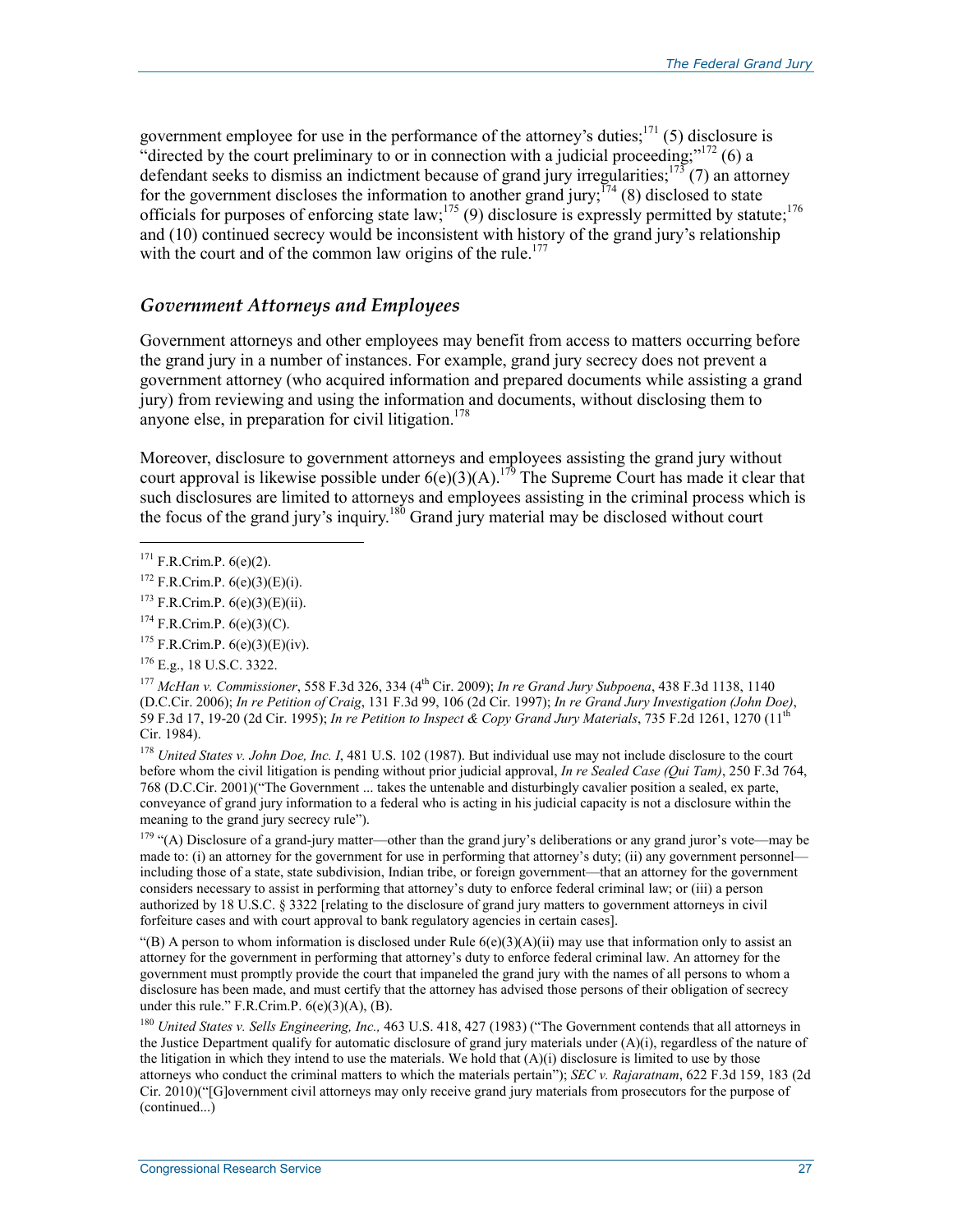government employee for use in the performance of the attorney's duties;[171] (5) disclosure is "directed by the court preliminary to or in connection with a judicial proceeding;"[172] (6) a defendant seeks to dismiss an indictment because of grand jury irregularities;[173] (7) an attorney for the government discloses the information to another grand jury;[174] (8) disclosed to state officials for purposes of enforcing state law;[175] (9) disclosure is expressly permitted by statute;[176] and (10) continued secrecy would be inconsistent with history of the grand jury's relationship with the court and of the common law origins of the rule.[177]

### *Government Attorneys and Employees*

Government attorneys and other employees may benefit from access to matters occurring before the grand jury in a number of instances. For example, grand jury secrecy does not prevent a government attorney (who acquired information and prepared documents while assisting a grand jury) from reviewing and using the information and documents, without disclosing them to anyone else, in preparation for civil litigation.[178]

Moreover, disclosure to government attorneys and employees assisting the grand jury without court approval is likewise possible under 6(e)(3)(A).[179] The Supreme Court has made it clear that such disclosures are limited to attorneys and employees assisting in the criminal process which is the focus of the grand jury's inquiry.[180] Grand jury material may be disclosed without court

---

[171] F.R.Crim.P. 6(e)(2).

[172] F.R.Crim.P. 6(e)(3)(E)(i).

[173] F.R.Crim.P. 6(e)(3)(E)(ii).

[174] F.R.Crim.P. 6(e)(3)(C).

[175] F.R.Crim.P. 6(e)(3)(E)(iv).

[176] E.g., 18 U.S.C. 3322.

[177] *McHan v. Commissioner*, 558 F.3d 326, 334 (4th Cir. 2009); *In re Grand Jury Subpoena*, 438 F.3d 1138, 1140 (D.C.Cir. 2006); *In re Petition of Craig*, 131 F.3d 99, 106 (2d Cir. 1997); *In re Grand Jury Investigation (John Doe)*, 59 F.3d 17, 19-20 (2d Cir. 1995); *In re Petition to Inspect & Copy Grand Jury Materials*, 735 F.2d 1261, 1270 (11th Cir. 1984).

[178] *United States v. John Doe, Inc. I*, 481 U.S. 102 (1987). But individual use may not include disclosure to the court before whom the civil litigation is pending without prior judicial approval, *In re Sealed Case (Qui Tam)*, 250 F.3d 764, 768 (D.C.Cir. 2001)("The Government ... takes the untenable and disturbingly cavalier position a sealed, ex parte, conveyance of grand jury information to a federal who is acting in his judicial capacity is not a disclosure within the meaning to the grand jury secrecy rule").

[179] "(A) Disclosure of a grand-jury matter—other than the grand jury's deliberations or any grand juror's vote—may be made to: (i) an attorney for the government for use in performing that attorney's duty; (ii) any government personnel—including those of a state, state subdivision, Indian tribe, or foreign government—that an attorney for the government considers necessary to assist in performing that attorney's duty to enforce federal criminal law; or (iii) a person authorized by 18 U.S.C. § 3322 [relating to the disclosure of grand jury matters to government attorneys in civil forfeiture cases and with court approval to bank regulatory agencies in certain cases].

"(B) A person to whom information is disclosed under Rule 6(e)(3)(A)(ii) may use that information only to assist an attorney for the government in performing that attorney's duty to enforce federal criminal law. An attorney for the government must promptly provide the court that impaneled the grand jury with the names of all persons to whom a disclosure has been made, and must certify that the attorney has advised those persons of their obligation of secrecy under this rule." F.R.Crim.P. 6(e)(3)(A), (B).

[180] *United States v. Sells Engineering, Inc.,* 463 U.S. 418, 427 (1983) ("The Government contends that all attorneys in the Justice Department qualify for automatic disclosure of grand jury materials under (A)(i), regardless of the nature of the litigation in which they intend to use the materials. We hold that (A)(i) disclosure is limited to use by those attorneys who conduct the criminal matters to which the materials pertain"); *SEC v. Rajaratnam*, 622 F.3d 159, 183 (2d Cir. 2010)("[G]overnment civil attorneys may only receive grand jury materials from prosecutors for the purpose of (continued...)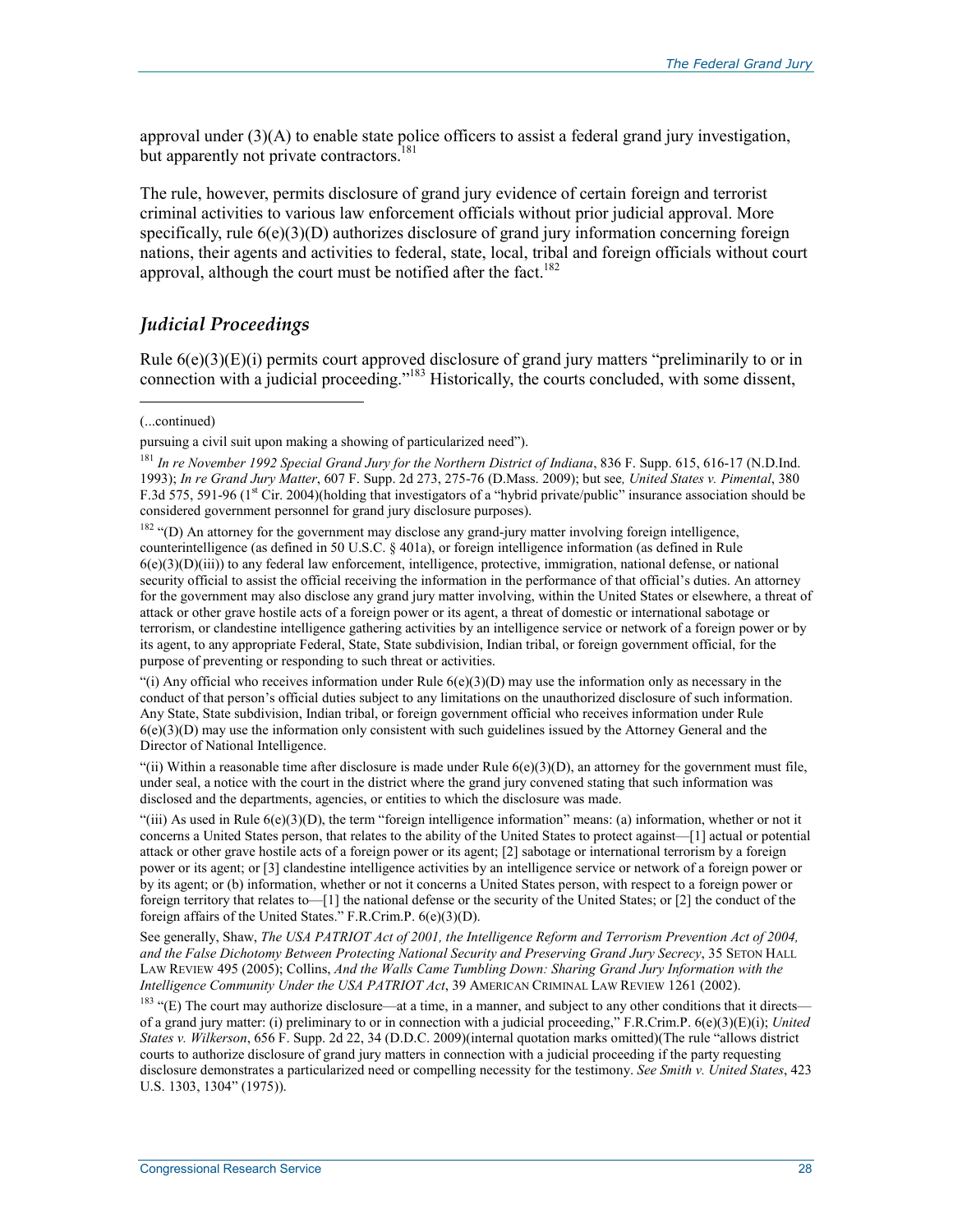approval under (3)(A) to enable state police officers to assist a federal grand jury investigation, but apparently not private contractors.[181]

The rule, however, permits disclosure of grand jury evidence of certain foreign and terrorist criminal activities to various law enforcement officials without prior judicial approval. More specifically, rule 6(e)(3)(D) authorizes disclosure of grand jury information concerning foreign nations, their agents and activities to federal, state, local, tribal and foreign officials without court approval, although the court must be notified after the fact.[182]

## *Judicial Proceedings*

Rule 6(e)(3)(E)(i) permits court approved disclosure of grand jury matters "preliminarily to or in connection with a judicial proceeding."[183] Historically, the courts concluded, with some dissent,

---

(...continued)

pursuing a civil suit upon making a showing of particularized need").

[181] *In re November 1992 Special Grand Jury for the Northern District of Indiana*, 836 F. Supp. 615, 616-17 (N.D.Ind. 1993); *In re Grand Jury Matter*, 607 F. Supp. 2d 273, 275-76 (D.Mass. 2009); but see*, United States v. Pimental*, 380 F.3d 575, 591-96 (1st Cir. 2004)(holding that investigators of a "hybrid private/public" insurance association should be considered government personnel for grand jury disclosure purposes).

[182] "(D) An attorney for the government may disclose any grand-jury matter involving foreign intelligence, counterintelligence (as defined in 50 U.S.C. § 401a), or foreign intelligence information (as defined in Rule 6(e)(3)(D)(iii)) to any federal law enforcement, intelligence, protective, immigration, national defense, or national security official to assist the official receiving the information in the performance of that official's duties. An attorney for the government may also disclose any grand jury matter involving, within the United States or elsewhere, a threat of attack or other grave hostile acts of a foreign power or its agent, a threat of domestic or international sabotage or terrorism, or clandestine intelligence gathering activities by an intelligence service or network of a foreign power or by its agent, to any appropriate Federal, State, State subdivision, Indian tribal, or foreign government official, for the purpose of preventing or responding to such threat or activities.

"(i) Any official who receives information under Rule 6(e)(3)(D) may use the information only as necessary in the conduct of that person's official duties subject to any limitations on the unauthorized disclosure of such information. Any State, State subdivision, Indian tribal, or foreign government official who receives information under Rule 6(e)(3)(D) may use the information only consistent with such guidelines issued by the Attorney General and the Director of National Intelligence.

"(ii) Within a reasonable time after disclosure is made under Rule 6(e)(3)(D), an attorney for the government must file, under seal, a notice with the court in the district where the grand jury convened stating that such information was disclosed and the departments, agencies, or entities to which the disclosure was made.

"(iii) As used in Rule 6(e)(3)(D), the term "foreign intelligence information" means: (a) information, whether or not it concerns a United States person, that relates to the ability of the United States to protect against—[1] actual or potential attack or other grave hostile acts of a foreign power or its agent; [2] sabotage or international terrorism by a foreign power or its agent; or [3] clandestine intelligence activities by an intelligence service or network of a foreign power or by its agent; or (b) information, whether or not it concerns a United States person, with respect to a foreign power or foreign territory that relates to—[1] the national defense or the security of the United States; or [2] the conduct of the foreign affairs of the United States." F.R.Crim.P. 6(e)(3)(D).

See generally, Shaw, *The USA PATRIOT Act of 2001, the Intelligence Reform and Terrorism Prevention Act of 2004, and the False Dichotomy Between Protecting National Security and Preserving Grand Jury Secrecy*, 35 SETON HALL LAW REVIEW 495 (2005); Collins, *And the Walls Came Tumbling Down: Sharing Grand Jury Information with the Intelligence Community Under the USA PATRIOT Act*, 39 AMERICAN CRIMINAL LAW REVIEW 1261 (2002).

[183] "(E) The court may authorize disclosure—at a time, in a manner, and subject to any other conditions that it directs—of a grand jury matter: (i) preliminary to or in connection with a judicial proceeding," F.R.Crim.P. 6(e)(3)(E)(i); *United States v. Wilkerson*, 656 F. Supp. 2d 22, 34 (D.D.C. 2009)(internal quotation marks omitted)(The rule "allows district courts to authorize disclosure of grand jury matters in connection with a judicial proceeding if the party requesting disclosure demonstrates a particularized need or compelling necessity for the testimony. *See Smith v. United States*, 423 U.S. 1303, 1304" (1975)).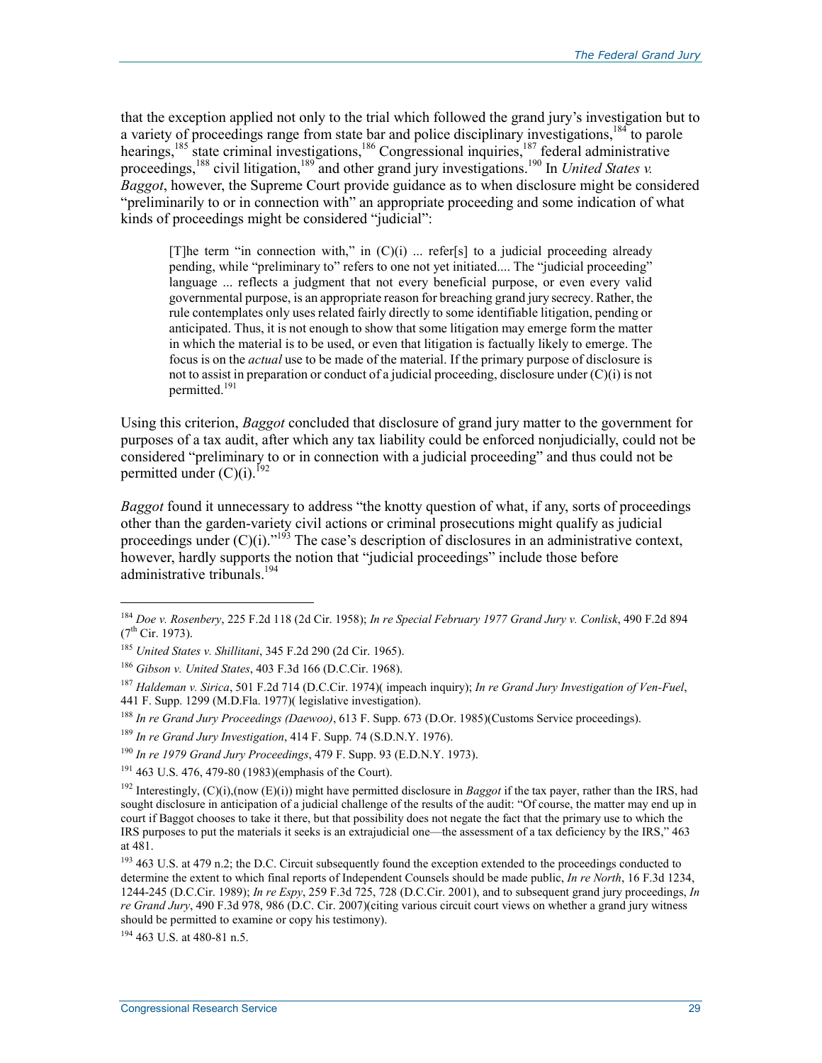that the exception applied not only to the trial which followed the grand jury's investigation but to a variety of proceedings range from state bar and police disciplinary investigations,[184] to parole hearings,[185] state criminal investigations,[186] Congressional inquiries,[187] federal administrative proceedings,[188] civil litigation,[189] and other grand jury investigations.[190] In *United States v. Baggot*, however, the Supreme Court provide guidance as to when disclosure might be considered "preliminarily to or in connection with" an appropriate proceeding and some indication of what kinds of proceedings might be considered "judicial":

> [T]he term "in connection with," in (C)(i) ... refer[s] to a judicial proceeding already pending, while "preliminary to" refers to one not yet initiated.... The "judicial proceeding" language ... reflects a judgment that not every beneficial purpose, or even every valid governmental purpose, is an appropriate reason for breaching grand jury secrecy. Rather, the rule contemplates only uses related fairly directly to some identifiable litigation, pending or anticipated. Thus, it is not enough to show that some litigation may emerge form the matter in which the material is to be used, or even that litigation is factually likely to emerge. The focus is on the *actual* use to be made of the material. If the primary purpose of disclosure is not to assist in preparation or conduct of a judicial proceeding, disclosure under (C)(i) is not permitted.[191]

Using this criterion, *Baggot* concluded that disclosure of grand jury matter to the government for purposes of a tax audit, after which any tax liability could be enforced nonjudicially, could not be considered "preliminary to or in connection with a judicial proceeding" and thus could not be permitted under (C)(i).[192]

*Baggot* found it unnecessary to address "the knotty question of what, if any, sorts of proceedings other than the garden-variety civil actions or criminal prosecutions might qualify as judicial proceedings under (C)(i)."[193] The case's description of disclosures in an administrative context, however, hardly supports the notion that "judicial proceedings" include those before administrative tribunals.[194]

---

[184] *Doe v. Rosenbery*, 225 F.2d 118 (2d Cir. 1958); *In re Special February 1977 Grand Jury v. Conlisk*, 490 F.2d 894 (7th Cir. 1973).

[185] *United States v. Shillitani*, 345 F.2d 290 (2d Cir. 1965).

[186] *Gibson v. United States*, 403 F.3d 166 (D.C.Cir. 1968).

[187] *Haldeman v. Sirica*, 501 F.2d 714 (D.C.Cir. 1974)( impeach inquiry); *In re Grand Jury Investigation of Ven-Fuel*, 441 F. Supp. 1299 (M.D.Fla. 1977)( legislative investigation).

[188] *In re Grand Jury Proceedings (Daewoo)*, 613 F. Supp. 673 (D.Or. 1985)(Customs Service proceedings).

[189] *In re Grand Jury Investigation*, 414 F. Supp. 74 (S.D.N.Y. 1976).

[190] *In re 1979 Grand Jury Proceedings*, 479 F. Supp. 93 (E.D.N.Y. 1973).

[191] 463 U.S. 476, 479-80 (1983)(emphasis of the Court).

[192] Interestingly, (C)(i),(now (E)(i)) might have permitted disclosure in *Baggot* if the tax payer, rather than the IRS, had sought disclosure in anticipation of a judicial challenge of the results of the audit: "Of course, the matter may end up in court if Baggot chooses to take it there, but that possibility does not negate the fact that the primary use to which the IRS purposes to put the materials it seeks is an extrajudicial one—the assessment of a tax deficiency by the IRS," 463 at 481.

[193] 463 U.S. at 479 n.2; the D.C. Circuit subsequently found the exception extended to the proceedings conducted to determine the extent to which final reports of Independent Counsels should be made public, *In re North*, 16 F.3d 1234, 1244-245 (D.C.Cir. 1989); *In re Espy*, 259 F.3d 725, 728 (D.C.Cir. 2001), and to subsequent grand jury proceedings, *In re Grand Jury*, 490 F.3d 978, 986 (D.C. Cir. 2007)(citing various circuit court views on whether a grand jury witness should be permitted to examine or copy his testimony).

[194] 463 U.S. at 480-81 n.5.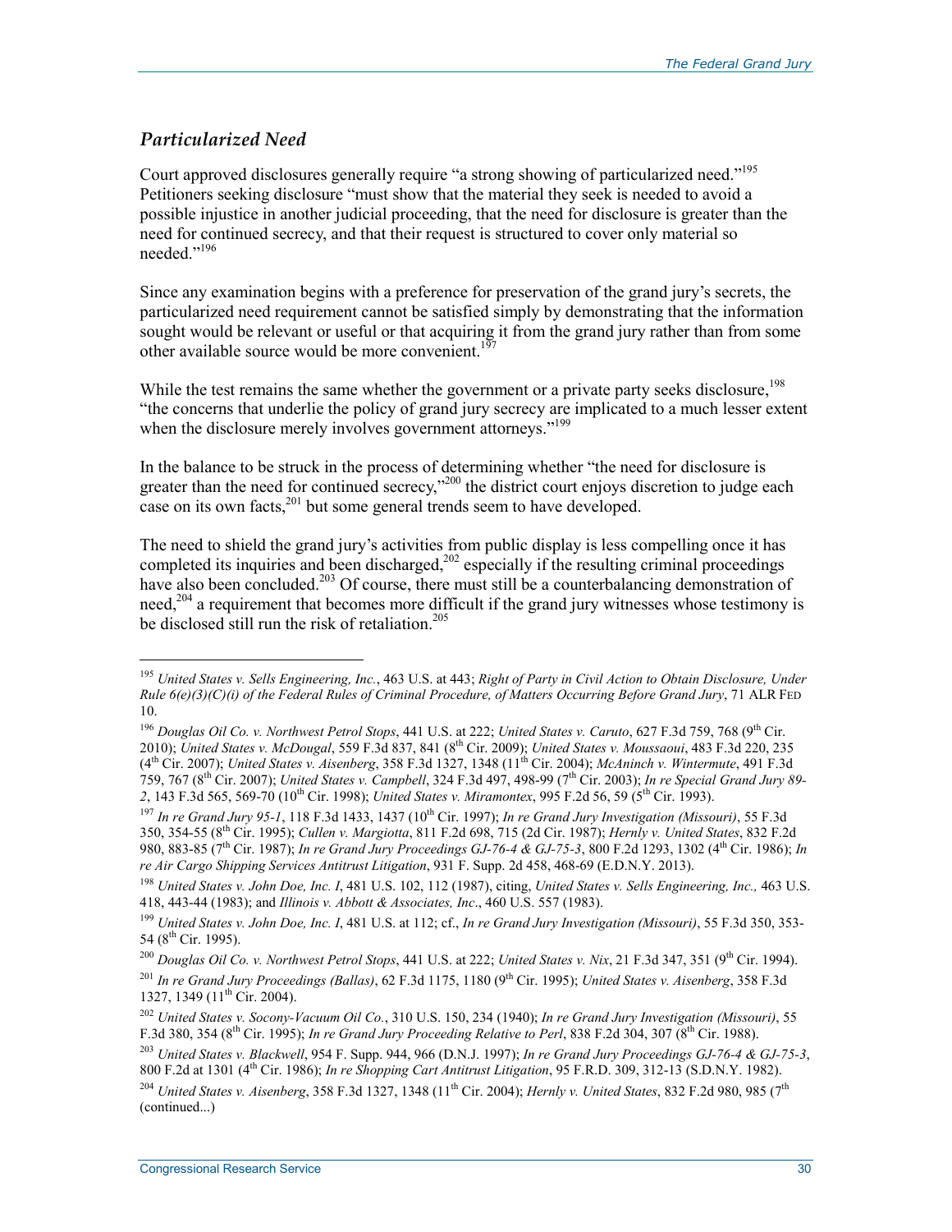### *Particularized Need*

Court approved disclosures generally require "a strong showing of particularized need."[195] Petitioners seeking disclosure "must show that the material they seek is needed to avoid a possible injustice in another judicial proceeding, that the need for disclosure is greater than the need for continued secrecy, and that their request is structured to cover only material so needed."[196]

Since any examination begins with a preference for preservation of the grand jury's secrets, the particularized need requirement cannot be satisfied simply by demonstrating that the information sought would be relevant or useful or that acquiring it from the grand jury rather than from some other available source would be more convenient.[197]

While the test remains the same whether the government or a private party seeks disclosure,[198] "the concerns that underlie the policy of grand jury secrecy are implicated to a much lesser extent when the disclosure merely involves government attorneys."[199]

In the balance to be struck in the process of determining whether "the need for disclosure is greater than the need for continued secrecy,"[200] the district court enjoys discretion to judge each case on its own facts,[201] but some general trends seem to have developed.

The need to shield the grand jury's activities from public display is less compelling once it has completed its inquiries and been discharged,[202] especially if the resulting criminal proceedings have also been concluded.[203] Of course, there must still be a counterbalancing demonstration of need,[204] a requirement that becomes more difficult if the grand jury witnesses whose testimony is be disclosed still run the risk of retaliation.[205]

---

[195] *United States v. Sells Engineering, Inc.*, 463 U.S. at 443; *Right of Party in Civil Action to Obtain Disclosure, Under Rule 6(e)(3)(C)(i) of the Federal Rules of Criminal Procedure, of Matters Occurring Before Grand Jury*, 71 ALR FED 10.

[196] *Douglas Oil Co. v. Northwest Petrol Stops*, 441 U.S. at 222; *United States v. Caruto*, 627 F.3d 759, 768 (9th Cir. 2010); *United States v. McDougal*, 559 F.3d 837, 841 (8th Cir. 2009); *United States v. Moussaoui*, 483 F.3d 220, 235 (4th Cir. 2007); *United States v. Aisenberg*, 358 F.3d 1327, 1348 (11th Cir. 2004); *McAninch v. Wintermute*, 491 F.3d 759, 767 (8th Cir. 2007); *United States v. Campbell*, 324 F.3d 497, 498-99 (7th Cir. 2003); *In re Special Grand Jury 89-2*, 143 F.3d 565, 569-70 (10th Cir. 1998); *United States v. Miramontex*, 995 F.2d 56, 59 (5th Cir. 1993).

[197] *In re Grand Jury 95-1*, 118 F.3d 1433, 1437 (10th Cir. 1997); *In re Grand Jury Investigation (Missouri)*, 55 F.3d 350, 354-55 (8th Cir. 1995); *Cullen v. Margiotta*, 811 F.2d 698, 715 (2d Cir. 1987); *Hernly v. United States*, 832 F.2d 980, 883-85 (7th Cir. 1987); *In re Grand Jury Proceedings GJ-76-4 & GJ-75-3*, 800 F.2d 1293, 1302 (4th Cir. 1986); *In re Air Cargo Shipping Services Antitrust Litigation*, 931 F. Supp. 2d 458, 468-69 (E.D.N.Y. 2013).

[198] *United States v. John Doe, Inc. I*, 481 U.S. 102, 112 (1987), citing, *United States v. Sells Engineering, Inc.,* 463 U.S. 418, 443-44 (1983); and *Illinois v. Abbott & Associates, Inc*., 460 U.S. 557 (1983).

[199] *United States v. John Doe, Inc. I*, 481 U.S. at 112; cf., *In re Grand Jury Investigation (Missouri)*, 55 F.3d 350, 353-54 (8th Cir. 1995).

[200] *Douglas Oil Co. v. Northwest Petrol Stops*, 441 U.S. at 222; *United States v. Nix*, 21 F.3d 347, 351 (9th Cir. 1994).

[201] *In re Grand Jury Proceedings (Ballas)*, 62 F.3d 1175, 1180 (9th Cir. 1995); *United States v. Aisenberg*, 358 F.3d 1327, 1349 (11th Cir. 2004).

[202] *United States v. Socony-Vacuum Oil Co.*, 310 U.S. 150, 234 (1940); *In re Grand Jury Investigation (Missouri)*, 55 F.3d 380, 354 (8th Cir. 1995); *In re Grand Jury Proceeding Relative to Perl*, 838 F.2d 304, 307 (8th Cir. 1988).

[203] *United States v. Blackwell*, 954 F. Supp. 944, 966 (D.N.J. 1997); *In re Grand Jury Proceedings GJ-76-4 & GJ-75-3*, 800 F.2d at 1301 (4th Cir. 1986); *In re Shopping Cart Antitrust Litigation*, 95 F.R.D. 309, 312-13 (S.D.N.Y. 1982).

[204] *United States v. Aisenberg*, 358 F.3d 1327, 1348 (11th Cir. 2004); *Hernly v. United States*, 832 F.2d 980, 985 (7th (continued...)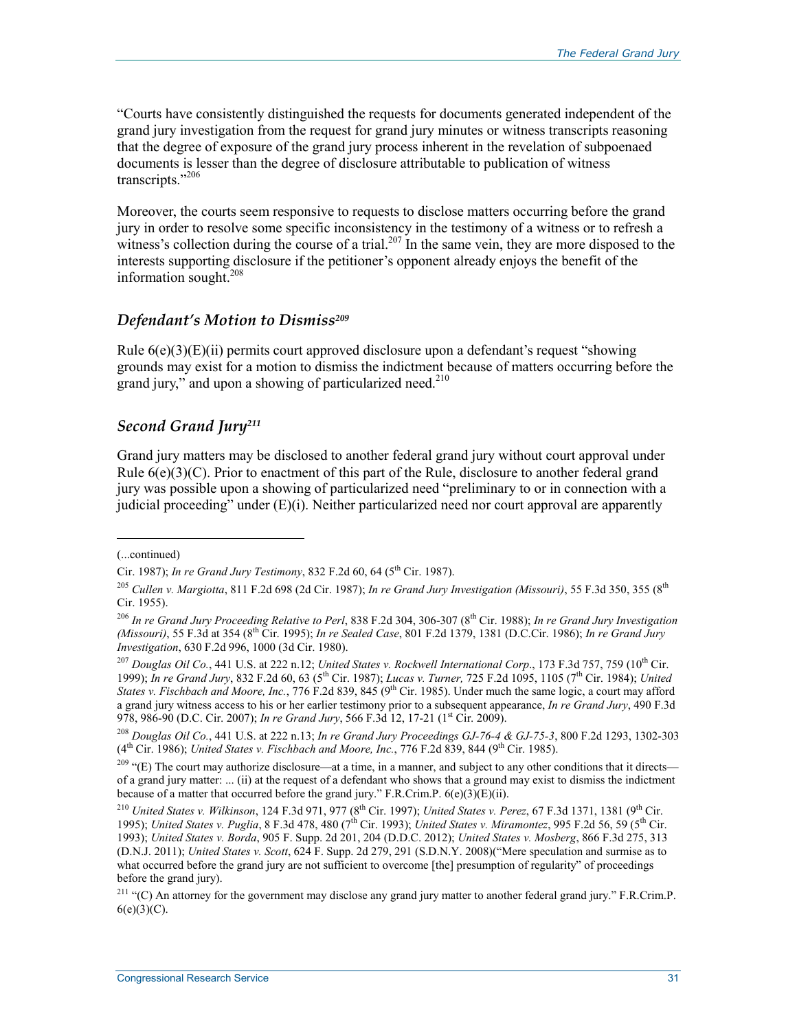"Courts have consistently distinguished the requests for documents generated independent of the grand jury investigation from the request for grand jury minutes or witness transcripts reasoning that the degree of exposure of the grand jury process inherent in the revelation of subpoenaed documents is lesser than the degree of disclosure attributable to publication of witness transcripts."[206]

Moreover, the courts seem responsive to requests to disclose matters occurring before the grand jury in order to resolve some specific inconsistency in the testimony of a witness or to refresh a witness's collection during the course of a trial.[207] In the same vein, they are more disposed to the interests supporting disclosure if the petitioner's opponent already enjoys the benefit of the information sought.[208]

### *Defendant's Motion to Dismiss*[209]

Rule 6(e)(3)(E)(ii) permits court approved disclosure upon a defendant's request "showing grounds may exist for a motion to dismiss the indictment because of matters occurring before the grand jury," and upon a showing of particularized need.[210]

### *Second Grand Jury*[211]

Grand jury matters may be disclosed to another federal grand jury without court approval under Rule 6(e)(3)(C). Prior to enactment of this part of the Rule, disclosure to another federal grand jury was possible upon a showing of particularized need "preliminary to or in connection with a judicial proceeding" under (E)(i). Neither particularized need nor court approval are apparently

---

(...continued)

Cir. 1987); *In re Grand Jury Testimony*, 832 F.2d 60, 64 (5th Cir. 1987).

[205] *Cullen v. Margiotta*, 811 F.2d 698 (2d Cir. 1987); *In re Grand Jury Investigation (Missouri)*, 55 F.3d 350, 355 (8th Cir. 1955).

[206] *In re Grand Jury Proceeding Relative to Perl*, 838 F.2d 304, 306-307 (8th Cir. 1988); *In re Grand Jury Investigation (Missouri)*, 55 F.3d at 354 (8th Cir. 1995); *In re Sealed Case*, 801 F.2d 1379, 1381 (D.C.Cir. 1986); *In re Grand Jury Investigation*, 630 F.2d 996, 1000 (3d Cir. 1980).

[207] *Douglas Oil Co.*, 441 U.S. at 222 n.12; *United States v. Rockwell International Corp*., 173 F.3d 757, 759 (10th Cir. 1999); *In re Grand Jury*, 832 F.2d 60, 63 (5th Cir. 1987); *Lucas v. Turner,* 725 F.2d 1095, 1105 (7th Cir. 1984); *United States v. Fischbach and Moore, Inc.*, 776 F.2d 839, 845 (9th Cir. 1985). Under much the same logic, a court may afford a grand jury witness access to his or her earlier testimony prior to a subsequent appearance, *In re Grand Jury*, 490 F.3d 978, 986-90 (D.C. Cir. 2007); *In re Grand Jury*, 566 F.3d 12, 17-21 (1st Cir. 2009).

[208] *Douglas Oil Co.*, 441 U.S. at 222 n.13; *In re Grand Jury Proceedings GJ-76-4 & GJ-75-3*, 800 F.2d 1293, 1302-303 (4th Cir. 1986); *United States v. Fischbach and Moore, Inc.*, 776 F.2d 839, 844 (9th Cir. 1985).

[209] "(E) The court may authorize disclosure—at a time, in a manner, and subject to any other conditions that it directs—of a grand jury matter: ... (ii) at the request of a defendant who shows that a ground may exist to dismiss the indictment because of a matter that occurred before the grand jury." F.R.Crim.P. 6(e)(3)(E)(ii).

[210] *United States v. Wilkinson*, 124 F.3d 971, 977 (8th Cir. 1997); *United States v. Perez*, 67 F.3d 1371, 1381 (9th Cir. 1995); *United States v. Puglia*, 8 F.3d 478, 480 (7th Cir. 1993); *United States v. Miramontez*, 995 F.2d 56, 59 (5th Cir. 1993); *United States v. Borda*, 905 F. Supp. 2d 201, 204 (D.D.C. 2012); *United States v. Mosberg*, 866 F.3d 275, 313 (D.N.J. 2011); *United States v. Scott*, 624 F. Supp. 2d 279, 291 (S.D.N.Y. 2008)("Mere speculation and surmise as to what occurred before the grand jury are not sufficient to overcome [the] presumption of regularity" of proceedings before the grand jury).

[211] "(C) An attorney for the government may disclose any grand jury matter to another federal grand jury." F.R.Crim.P. 6(e)(3)(C).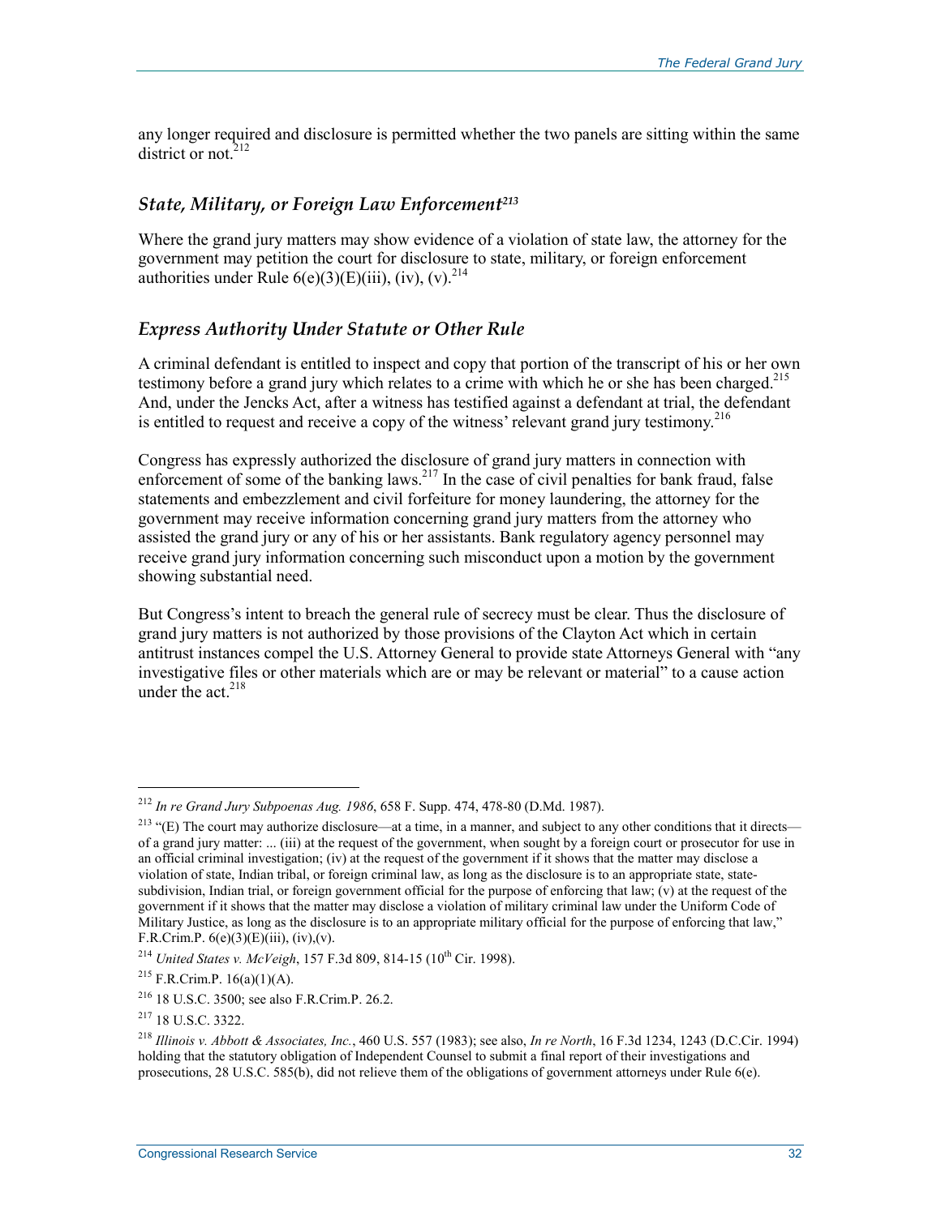any longer required and disclosure is permitted whether the two panels are sitting within the same district or not.[212]

### *State, Military, or Foreign Law Enforcement*[213]

Where the grand jury matters may show evidence of a violation of state law, the attorney for the government may petition the court for disclosure to state, military, or foreign enforcement authorities under Rule 6(e)(3)(E)(iii), (iv), (v).[214]

### *Express Authority Under Statute or Other Rule*

A criminal defendant is entitled to inspect and copy that portion of the transcript of his or her own testimony before a grand jury which relates to a crime with which he or she has been charged.[215] And, under the Jencks Act, after a witness has testified against a defendant at trial, the defendant is entitled to request and receive a copy of the witness' relevant grand jury testimony.[216]

Congress has expressly authorized the disclosure of grand jury matters in connection with enforcement of some of the banking laws.[217] In the case of civil penalties for bank fraud, false statements and embezzlement and civil forfeiture for money laundering, the attorney for the government may receive information concerning grand jury matters from the attorney who assisted the grand jury or any of his or her assistants. Bank regulatory agency personnel may receive grand jury information concerning such misconduct upon a motion by the government showing substantial need.

But Congress's intent to breach the general rule of secrecy must be clear. Thus the disclosure of grand jury matters is not authorized by those provisions of the Clayton Act which in certain antitrust instances compel the U.S. Attorney General to provide state Attorneys General with "any investigative files or other materials which are or may be relevant or material" to a cause action under the act.[218]

---

[212] *In re Grand Jury Subpoenas Aug. 1986*, 658 F. Supp. 474, 478-80 (D.Md. 1987).

[213] "(E) The court may authorize disclosure—at a time, in a manner, and subject to any other conditions that it directs—of a grand jury matter: ... (iii) at the request of the government, when sought by a foreign court or prosecutor for use in an official criminal investigation; (iv) at the request of the government if it shows that the matter may disclose a violation of state, Indian tribal, or foreign criminal law, as long as the disclosure is to an appropriate state, state-subdivision, Indian trial, or foreign government official for the purpose of enforcing that law; (v) at the request of the government if it shows that the matter may disclose a violation of military criminal law under the Uniform Code of Military Justice, as long as the disclosure is to an appropriate military official for the purpose of enforcing that law," F.R.Crim.P. 6(e)(3)(E)(iii), (iv),(v).

[214] *United States v. McVeigh*, 157 F.3d 809, 814-15 (10th Cir. 1998).

[215] F.R.Crim.P. 16(a)(1)(A).

[216] 18 U.S.C. 3500; see also F.R.Crim.P. 26.2.

[217] 18 U.S.C. 3322.

[218] *Illinois v. Abbott & Associates, Inc.*, 460 U.S. 557 (1983); see also, *In re North*, 16 F.3d 1234, 1243 (D.C.Cir. 1994) holding that the statutory obligation of Independent Counsel to submit a final report of their investigations and prosecutions, 28 U.S.C. 585(b), did not relieve them of the obligations of government attorneys under Rule 6(e).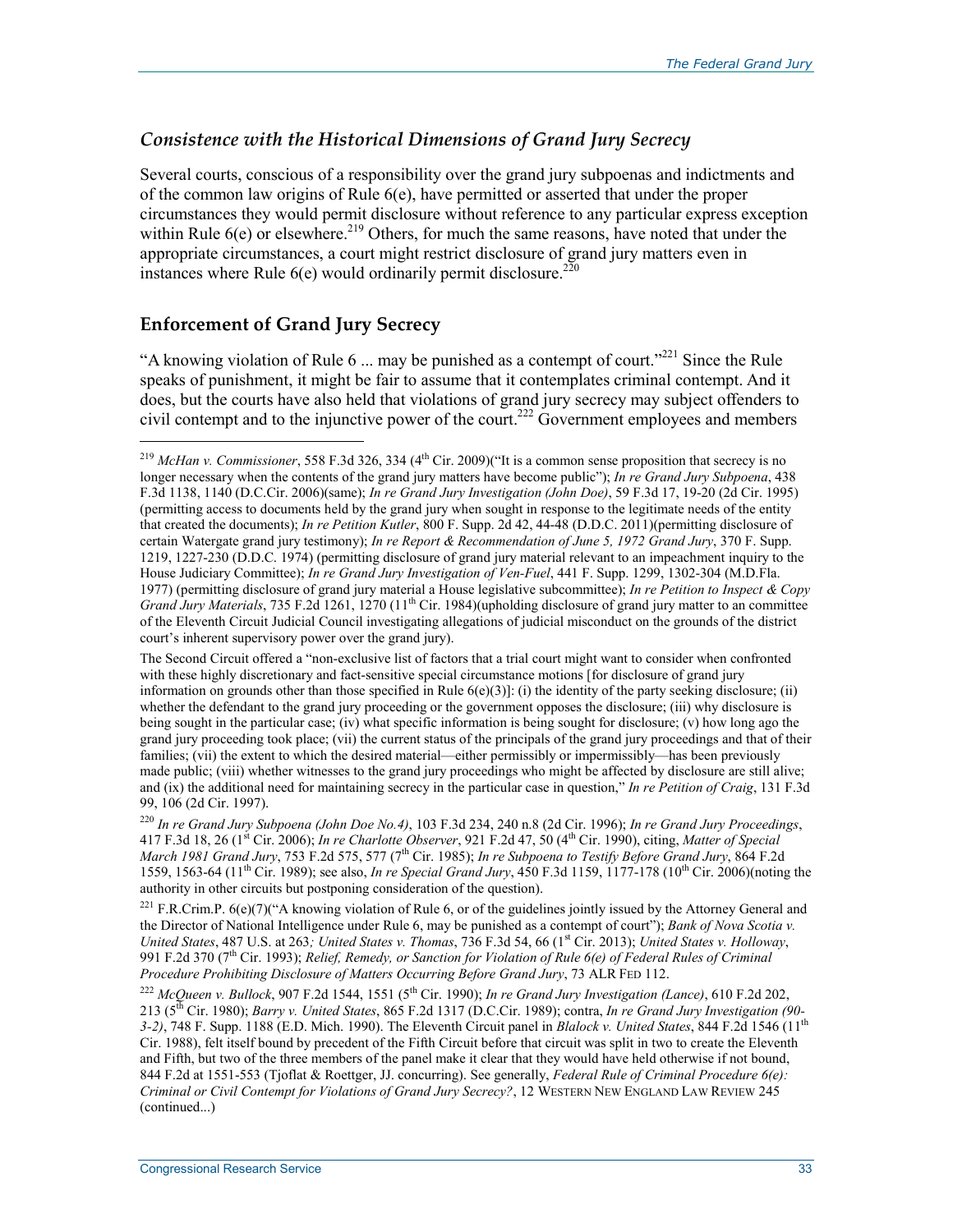### *Consistence with the Historical Dimensions of Grand Jury Secrecy*

Several courts, conscious of a responsibility over the grand jury subpoenas and indictments and of the common law origins of Rule 6(e), have permitted or asserted that under the proper circumstances they would permit disclosure without reference to any particular express exception within Rule 6(e) or elsewhere.[219] Others, for much the same reasons, have noted that under the appropriate circumstances, a court might restrict disclosure of grand jury matters even in instances where Rule 6(e) would ordinarily permit disclosure.[220]

## Enforcement of Grand Jury Secrecy

"A knowing violation of Rule 6 ... may be punished as a contempt of court."[221] Since the Rule speaks of punishment, it might be fair to assume that it contemplates criminal contempt. And it does, but the courts have also held that violations of grand jury secrecy may subject offenders to civil contempt and to the injunctive power of the court.[222] Government employees and members

---

[219] *McHan v. Commissioner*, 558 F.3d 326, 334 (4th Cir. 2009)("It is a common sense proposition that secrecy is no longer necessary when the contents of the grand jury matters have become public"); *In re Grand Jury Subpoena*, 438 F.3d 1138, 1140 (D.C.Cir. 2006)(same); *In re Grand Jury Investigation (John Doe)*, 59 F.3d 17, 19-20 (2d Cir. 1995) (permitting access to documents held by the grand jury when sought in response to the legitimate needs of the entity that created the documents); *In re Petition Kutler*, 800 F. Supp. 2d 42, 44-48 (D.D.C. 2011)(permitting disclosure of certain Watergate grand jury testimony); *In re Report & Recommendation of June 5, 1972 Grand Jury*, 370 F. Supp. 1219, 1227-230 (D.D.C. 1974) (permitting disclosure of grand jury material relevant to an impeachment inquiry to the House Judiciary Committee); *In re Grand Jury Investigation of Ven-Fuel*, 441 F. Supp. 1299, 1302-304 (M.D.Fla. 1977) (permitting disclosure of grand jury material a House legislative subcommittee); *In re Petition to Inspect & Copy Grand Jury Materials*, 735 F.2d 1261, 1270 (11th Cir. 1984)(upholding disclosure of grand jury matter to an committee of the Eleventh Circuit Judicial Council investigating allegations of judicial misconduct on the grounds of the district court's inherent supervisory power over the grand jury).

The Second Circuit offered a "non-exclusive list of factors that a trial court might want to consider when confronted with these highly discretionary and fact-sensitive special circumstance motions [for disclosure of grand jury information on grounds other than those specified in Rule 6(e)(3)]: (i) the identity of the party seeking disclosure; (ii) whether the defendant to the grand jury proceeding or the government opposes the disclosure; (iii) why disclosure is being sought in the particular case; (iv) what specific information is being sought for disclosure; (v) how long ago the grand jury proceeding took place; (vii) the current status of the principals of the grand jury proceedings and that of their families; (vii) the extent to which the desired material—either permissibly or impermissibly—has been previously made public; (viii) whether witnesses to the grand jury proceedings who might be affected by disclosure are still alive; and (ix) the additional need for maintaining secrecy in the particular case in question," *In re Petition of Craig*, 131 F.3d 99, 106 (2d Cir. 1997).

[220] *In re Grand Jury Subpoena (John Doe No.4)*, 103 F.3d 234, 240 n.8 (2d Cir. 1996); *In re Grand Jury Proceedings*, 417 F.3d 18, 26 (1st Cir. 2006); *In re Charlotte Observer*, 921 F.2d 47, 50 (4th Cir. 1990), citing, *Matter of Special March 1981 Grand Jury*, 753 F.2d 575, 577 (7th Cir. 1985); *In re Subpoena to Testify Before Grand Jury*, 864 F.2d 1559, 1563-64 (11th Cir. 1989); see also, *In re Special Grand Jury*, 450 F.3d 1159, 1177-178 (10th Cir. 2006)(noting the authority in other circuits but postponing consideration of the question).

[221] F.R.Crim.P. 6(e)(7)("A knowing violation of Rule 6, or of the guidelines jointly issued by the Attorney General and the Director of National Intelligence under Rule 6, may be punished as a contempt of court"); *Bank of Nova Scotia v. United States*, 487 U.S. at 263*; United States v. Thomas*, 736 F.3d 54, 66 (1st Cir. 2013); *United States v. Holloway*, 991 F.2d 370 (7th Cir. 1993); *Relief, Remedy, or Sanction for Violation of Rule 6(e) of Federal Rules of Criminal Procedure Prohibiting Disclosure of Matters Occurring Before Grand Jury*, 73 ALR FED 112.

[222] *McQueen v. Bullock*, 907 F.2d 1544, 1551 (5th Cir. 1990); *In re Grand Jury Investigation (Lance)*, 610 F.2d 202, 213 (5th Cir. 1980); *Barry v. United States*, 865 F.2d 1317 (D.C.Cir. 1989); contra, *In re Grand Jury Investigation (90-3-2)*, 748 F. Supp. 1188 (E.D. Mich. 1990). The Eleventh Circuit panel in *Blalock v. United States*, 844 F.2d 1546 (11th Cir. 1988), felt itself bound by precedent of the Fifth Circuit before that circuit was split in two to create the Eleventh and Fifth, but two of the three members of the panel make it clear that they would have held otherwise if not bound, 844 F.2d at 1551-553 (Tjoflat & Roettger, JJ. concurring). See generally, *Federal Rule of Criminal Procedure 6(e): Criminal or Civil Contempt for Violations of Grand Jury Secrecy?*, 12 WESTERN NEW ENGLAND LAW REVIEW 245 (continued...)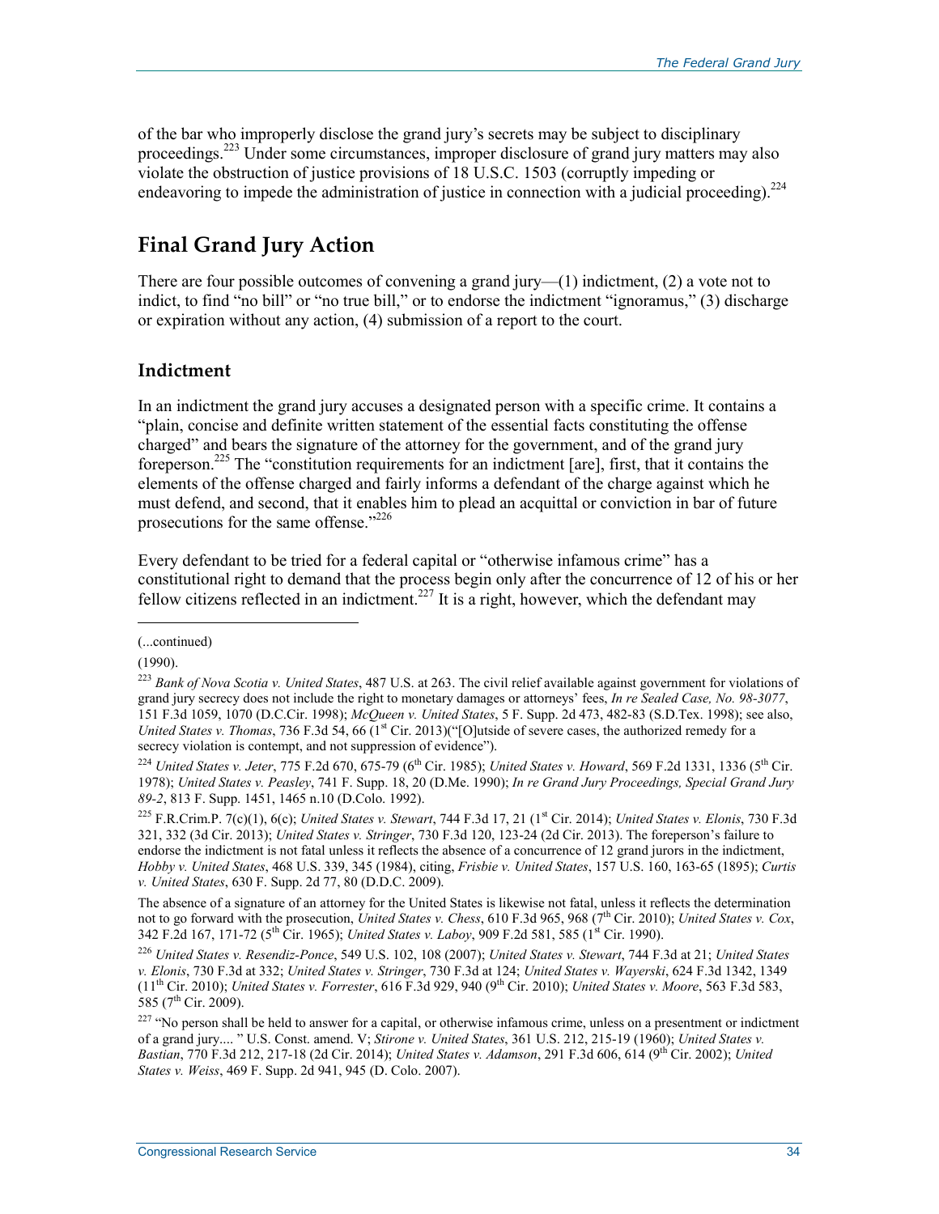of the bar who improperly disclose the grand jury's secrets may be subject to disciplinary proceedings.[223] Under some circumstances, improper disclosure of grand jury matters may also violate the obstruction of justice provisions of 18 U.S.C. 1503 (corruptly impeding or endeavoring to impede the administration of justice in connection with a judicial proceeding).[224]

## Final Grand Jury Action

There are four possible outcomes of convening a grand jury—(1) indictment, (2) a vote not to indict, to find "no bill" or "no true bill," or to endorse the indictment "ignoramus," (3) discharge or expiration without any action, (4) submission of a report to the court.

### Indictment

In an indictment the grand jury accuses a designated person with a specific crime. It contains a "plain, concise and definite written statement of the essential facts constituting the offense charged" and bears the signature of the attorney for the government, and of the grand jury foreperson.[225] The "constitution requirements for an indictment [are], first, that it contains the elements of the offense charged and fairly informs a defendant of the charge against which he must defend, and second, that it enables him to plead an acquittal or conviction in bar of future prosecutions for the same offense."[226]

Every defendant to be tried for a federal capital or "otherwise infamous crime" has a constitutional right to demand that the process begin only after the concurrence of 12 of his or her fellow citizens reflected in an indictment.[227] It is a right, however, which the defendant may

---

(...continued)

(1990).

[223] *Bank of Nova Scotia v. United States*, 487 U.S. at 263. The civil relief available against government for violations of grand jury secrecy does not include the right to monetary damages or attorneys' fees, *In re Sealed Case, No. 98-3077*, 151 F.3d 1059, 1070 (D.C.Cir. 1998); *McQueen v. United States*, 5 F. Supp. 2d 473, 482-83 (S.D.Tex. 1998); see also, *United States v. Thomas*, 736 F.3d 54, 66 (1st Cir. 2013)("[O]utside of severe cases, the authorized remedy for a secrecy violation is contempt, and not suppression of evidence").

[224] *United States v. Jeter*, 775 F.2d 670, 675-79 (6th Cir. 1985); *United States v. Howard*, 569 F.2d 1331, 1336 (5th Cir. 1978); *United States v. Peasley*, 741 F. Supp. 18, 20 (D.Me. 1990); *In re Grand Jury Proceedings, Special Grand Jury 89-2*, 813 F. Supp. 1451, 1465 n.10 (D.Colo. 1992).

[225] F.R.Crim.P. 7(c)(1), 6(c); *United States v. Stewart*, 744 F.3d 17, 21 (1st Cir. 2014); *United States v. Elonis*, 730 F.3d 321, 332 (3d Cir. 2013); *United States v. Stringer*, 730 F.3d 120, 123-24 (2d Cir. 2013). The foreperson's failure to endorse the indictment is not fatal unless it reflects the absence of a concurrence of 12 grand jurors in the indictment, *Hobby v. United States*, 468 U.S. 339, 345 (1984), citing, *Frisbie v. United States*, 157 U.S. 160, 163-65 (1895); *Curtis v. United States*, 630 F. Supp. 2d 77, 80 (D.D.C. 2009).

The absence of a signature of an attorney for the United States is likewise not fatal, unless it reflects the determination not to go forward with the prosecution, *United States v. Chess*, 610 F.3d 965, 968 (7th Cir. 2010); *United States v. Cox*, 342 F.2d 167, 171-72 (5th Cir. 1965); *United States v. Laboy*, 909 F.2d 581, 585 (1st Cir. 1990).

[226] *United States v. Resendiz-Ponce*, 549 U.S. 102, 108 (2007); *United States v. Stewart*, 744 F.3d at 21; *United States v. Elonis*, 730 F.3d at 332; *United States v. Stringer*, 730 F.3d at 124; *United States v. Wayerski*, 624 F.3d 1342, 1349 (11th Cir. 2010); *United States v. Forrester*, 616 F.3d 929, 940 (9th Cir. 2010); *United States v. Moore*, 563 F.3d 583, 585 (7th Cir. 2009).

[227] "No person shall be held to answer for a capital, or otherwise infamous crime, unless on a presentment or indictment of a grand jury.... " U.S. Const. amend. V; *Stirone v. United States*, 361 U.S. 212, 215-19 (1960); *United States v. Bastian*, 770 F.3d 212, 217-18 (2d Cir. 2014); *United States v. Adamson*, 291 F.3d 606, 614 (9th Cir. 2002); *United States v. Weiss*, 469 F. Supp. 2d 941, 945 (D. Colo. 2007).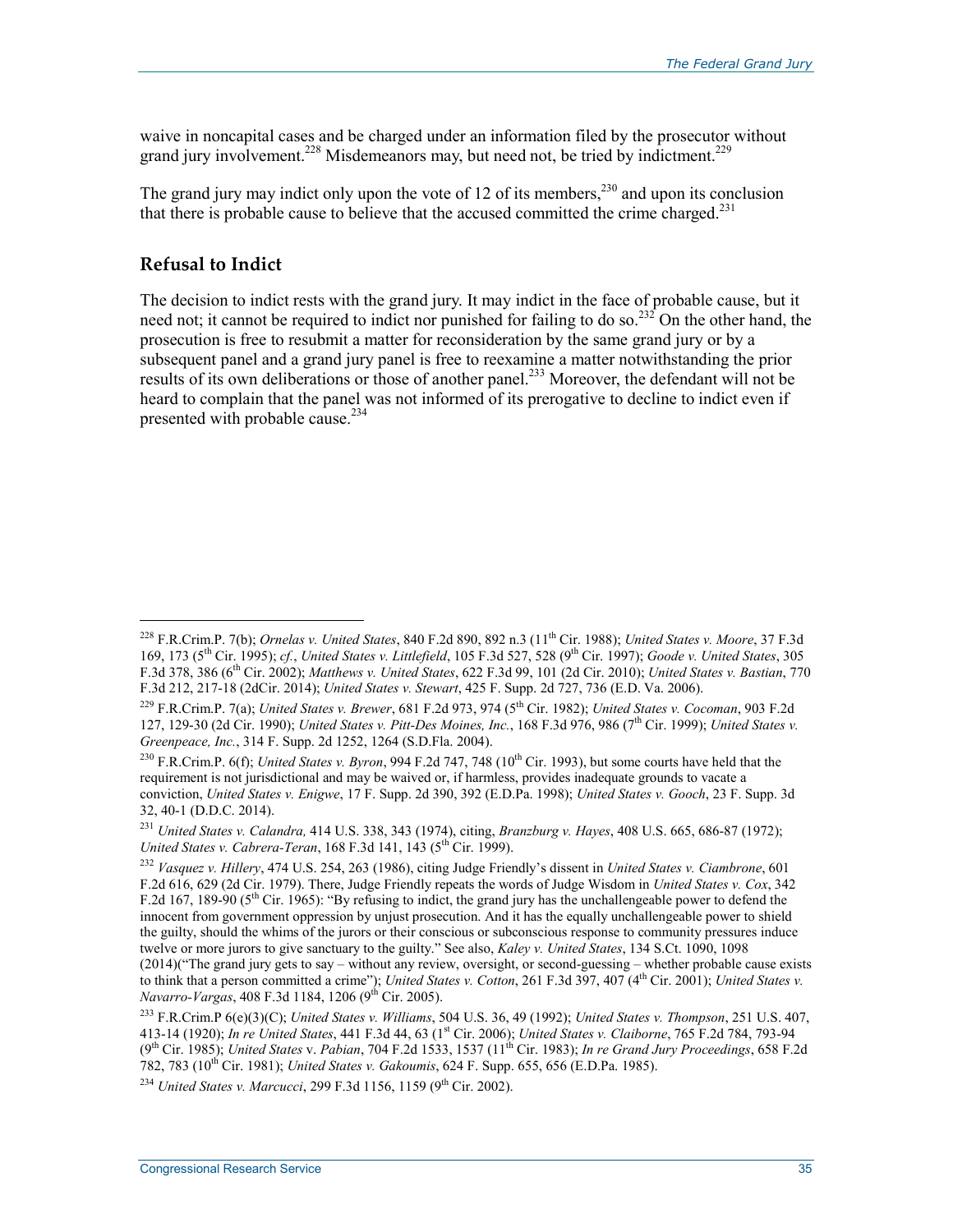waive in noncapital cases and be charged under an information filed by the prosecutor without grand jury involvement.[228] Misdemeanors may, but need not, be tried by indictment.[229]

The grand jury may indict only upon the vote of 12 of its members,[230] and upon its conclusion that there is probable cause to believe that the accused committed the crime charged.[231]

## Refusal to Indict

The decision to indict rests with the grand jury. It may indict in the face of probable cause, but it need not; it cannot be required to indict nor punished for failing to do so.[232] On the other hand, the prosecution is free to resubmit a matter for reconsideration by the same grand jury or by a subsequent panel and a grand jury panel is free to reexamine a matter notwithstanding the prior results of its own deliberations or those of another panel.[233] Moreover, the defendant will not be heard to complain that the panel was not informed of its prerogative to decline to indict even if presented with probable cause.[234]

---

[228] F.R.Crim.P. 7(b); *Ornelas v. United States*, 840 F.2d 890, 892 n.3 (11th Cir. 1988); *United States v. Moore*, 37 F.3d 169, 173 (5th Cir. 1995); *cf.*, *United States v. Littlefield*, 105 F.3d 527, 528 (9th Cir. 1997); *Goode v. United States*, 305 F.3d 378, 386 (6th Cir. 2002); *Matthews v. United States*, 622 F.3d 99, 101 (2d Cir. 2010); *United States v. Bastian*, 770 F.3d 212, 217-18 (2dCir. 2014); *United States v. Stewart*, 425 F. Supp. 2d 727, 736 (E.D. Va. 2006).

[229] F.R.Crim.P. 7(a); *United States v. Brewer*, 681 F.2d 973, 974 (5th Cir. 1982); *United States v. Cocoman*, 903 F.2d 127, 129-30 (2d Cir. 1990); *United States v. Pitt-Des Moines, Inc.*, 168 F.3d 976, 986 (7th Cir. 1999); *United States v. Greenpeace, Inc.*, 314 F. Supp. 2d 1252, 1264 (S.D.Fla. 2004).

[230] F.R.Crim.P. 6(f); *United States v. Byron*, 994 F.2d 747, 748 (10th Cir. 1993), but some courts have held that the requirement is not jurisdictional and may be waived or, if harmless, provides inadequate grounds to vacate a conviction, *United States v. Enigwe*, 17 F. Supp. 2d 390, 392 (E.D.Pa. 1998); *United States v. Gooch*, 23 F. Supp. 3d 32, 40-1 (D.D.C. 2014).

[231] *United States v. Calandra,* 414 U.S. 338, 343 (1974), citing, *Branzburg v. Hayes*, 408 U.S. 665, 686-87 (1972); *United States v. Cabrera-Teran*, 168 F.3d 141, 143 (5th Cir. 1999).

[232] *Vasquez v. Hillery*, 474 U.S. 254, 263 (1986), citing Judge Friendly's dissent in *United States v. Ciambrone*, 601 F.2d 616, 629 (2d Cir. 1979). There, Judge Friendly repeats the words of Judge Wisdom in *United States v. Cox*, 342 F.2d 167, 189-90 (5th Cir. 1965): "By refusing to indict, the grand jury has the unchallengeable power to defend the innocent from government oppression by unjust prosecution. And it has the equally unchallengeable power to shield the guilty, should the whims of the jurors or their conscious or subconscious response to community pressures induce twelve or more jurors to give sanctuary to the guilty." See also, *Kaley v. United States*, 134 S.Ct. 1090, 1098 (2014)("The grand jury gets to say – without any review, oversight, or second-guessing – whether probable cause exists to think that a person committed a crime"); *United States v. Cotton*, 261 F.3d 397, 407 (4th Cir. 2001); *United States v. Navarro-Vargas*, 408 F.3d 1184, 1206 (9th Cir. 2005).

[233] F.R.Crim.P 6(e)(3)(C); *United States v. Williams*, 504 U.S. 36, 49 (1992); *United States v. Thompson*, 251 U.S. 407, 413-14 (1920); *In re United States*, 441 F.3d 44, 63 (1st Cir. 2006); *United States v. Claiborne*, 765 F.2d 784, 793-94 (9th Cir. 1985); *United States* v. *Pabian*, 704 F.2d 1533, 1537 (11th Cir. 1983); *In re Grand Jury Proceedings*, 658 F.2d 782, 783 (10th Cir. 1981); *United States v. Gakoumis*, 624 F. Supp. 655, 656 (E.D.Pa. 1985).

[234] *United States v. Marcucci*, 299 F.3d 1156, 1159 (9th Cir. 2002).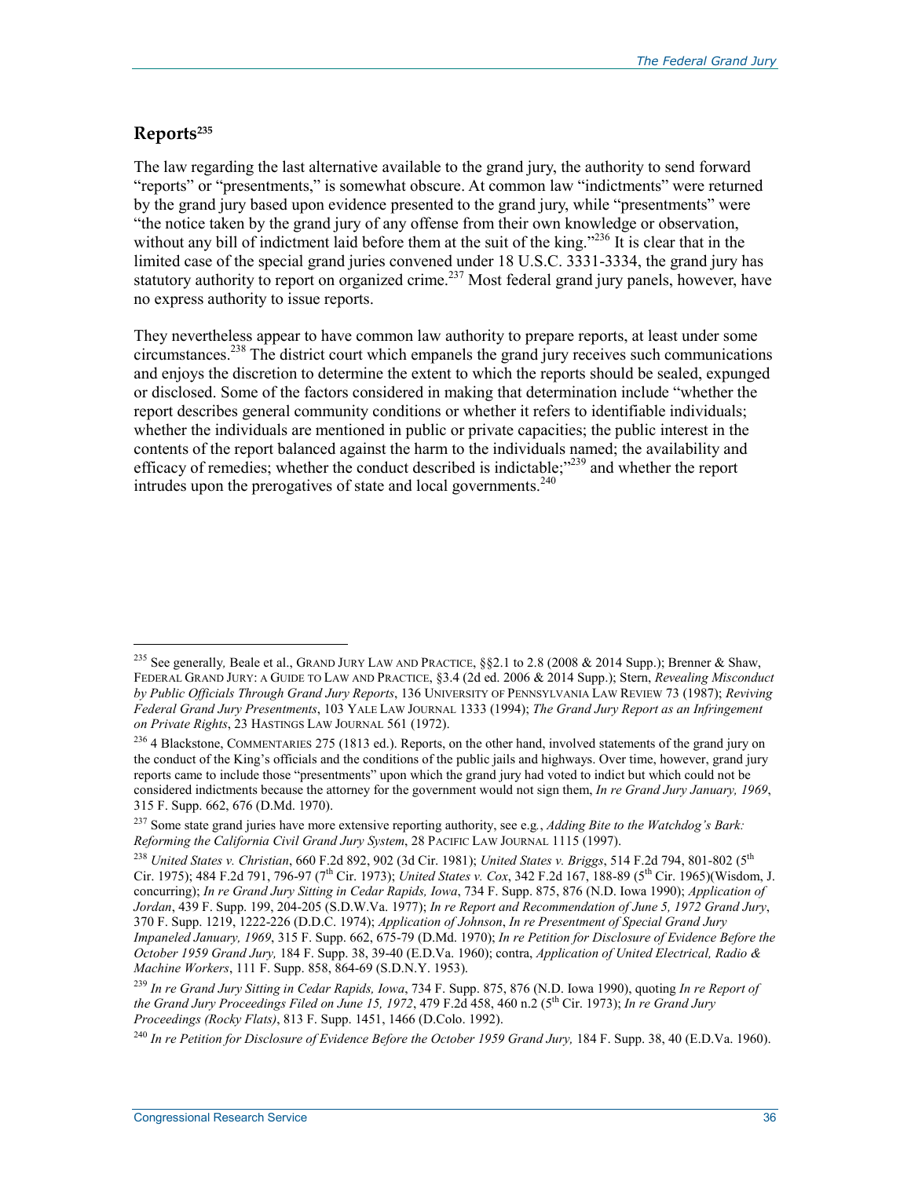## Reports[235]

The law regarding the last alternative available to the grand jury, the authority to send forward "reports" or "presentments," is somewhat obscure. At common law "indictments" were returned by the grand jury based upon evidence presented to the grand jury, while "presentments" were "the notice taken by the grand jury of any offense from their own knowledge or observation, without any bill of indictment laid before them at the suit of the king."[236] It is clear that in the limited case of the special grand juries convened under 18 U.S.C. 3331-3334, the grand jury has statutory authority to report on organized crime.[237] Most federal grand jury panels, however, have no express authority to issue reports.

They nevertheless appear to have common law authority to prepare reports, at least under some circumstances.[238] The district court which empanels the grand jury receives such communications and enjoys the discretion to determine the extent to which the reports should be sealed, expunged or disclosed. Some of the factors considered in making that determination include "whether the report describes general community conditions or whether it refers to identifiable individuals; whether the individuals are mentioned in public or private capacities; the public interest in the contents of the report balanced against the harm to the individuals named; the availability and efficacy of remedies; whether the conduct described is indictable;"[239] and whether the report intrudes upon the prerogatives of state and local governments.[240]

---

[235] See generally*,* Beale et al., GRAND JURY LAW AND PRACTICE, §§2.1 to 2.8 (2008 & 2014 Supp.); Brenner & Shaw, FEDERAL GRAND JURY: A GUIDE TO LAW AND PRACTICE, §3.4 (2d ed. 2006 & 2014 Supp.); Stern, *Revealing Misconduct by Public Officials Through Grand Jury Reports*, 136 UNIVERSITY OF PENNSYLVANIA LAW REVIEW 73 (1987); *Reviving Federal Grand Jury Presentments*, 103 YALE LAW JOURNAL 1333 (1994); *The Grand Jury Report as an Infringement on Private Rights*, 23 HASTINGS LAW JOURNAL 561 (1972).

[236] 4 Blackstone, COMMENTARIES 275 (1813 ed.). Reports, on the other hand, involved statements of the grand jury on the conduct of the King's officials and the conditions of the public jails and highways. Over time, however, grand jury reports came to include those "presentments" upon which the grand jury had voted to indict but which could not be considered indictments because the attorney for the government would not sign them, *In re Grand Jury January, 1969*, 315 F. Supp. 662, 676 (D.Md. 1970).

[237] Some state grand juries have more extensive reporting authority, see e.g*.*, *Adding Bite to the Watchdog's Bark: Reforming the California Civil Grand Jury System*, 28 PACIFIC LAW JOURNAL 1115 (1997).

[238] *United States v. Christian*, 660 F.2d 892, 902 (3d Cir. 1981); *United States v. Briggs*, 514 F.2d 794, 801-802 (5th Cir. 1975); 484 F.2d 791, 796-97 (7th Cir. 1973); *United States v. Cox*, 342 F.2d 167, 188-89 (5th Cir. 1965)(Wisdom, J. concurring); *In re Grand Jury Sitting in Cedar Rapids, Iowa*, 734 F. Supp. 875, 876 (N.D. Iowa 1990); *Application of Jordan*, 439 F. Supp. 199, 204-205 (S.D.W.Va. 1977); *In re Report and Recommendation of June 5, 1972 Grand Jury*, 370 F. Supp. 1219, 1222-226 (D.D.C. 1974); *Application of Johnson*, *In re Presentment of Special Grand Jury Impaneled January, 1969*, 315 F. Supp. 662, 675-79 (D.Md. 1970); *In re Petition for Disclosure of Evidence Before the October 1959 Grand Jury,* 184 F. Supp. 38, 39-40 (E.D.Va. 1960); contra, *Application of United Electrical, Radio & Machine Workers*, 111 F. Supp. 858, 864-69 (S.D.N.Y. 1953).

[239] *In re Grand Jury Sitting in Cedar Rapids, Iowa*, 734 F. Supp. 875, 876 (N.D. Iowa 1990), quoting *In re Report of the Grand Jury Proceedings Filed on June 15, 1972*, 479 F.2d 458, 460 n.2 (5th Cir. 1973); *In re Grand Jury Proceedings (Rocky Flats)*, 813 F. Supp. 1451, 1466 (D.Colo. 1992).

[240] *In re Petition for Disclosure of Evidence Before the October 1959 Grand Jury,* 184 F. Supp. 38, 40 (E.D.Va. 1960).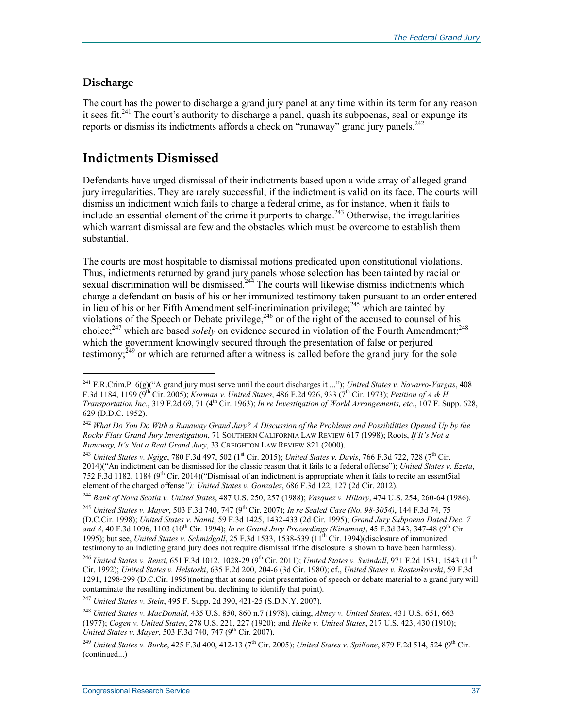### Discharge

The court has the power to discharge a grand jury panel at any time within its term for any reason it sees fit.[241] The court's authority to discharge a panel, quash its subpoenas, seal or expunge its reports or dismiss its indictments affords a check on "runaway" grand jury panels.[242]

## Indictments Dismissed

Defendants have urged dismissal of their indictments based upon a wide array of alleged grand jury irregularities. They are rarely successful, if the indictment is valid on its face. The courts will dismiss an indictment which fails to charge a federal crime, as for instance, when it fails to include an essential element of the crime it purports to charge.[243] Otherwise, the irregularities which warrant dismissal are few and the obstacles which must be overcome to establish them substantial.

The courts are most hospitable to dismissal motions predicated upon constitutional violations. Thus, indictments returned by grand jury panels whose selection has been tainted by racial or sexual discrimination will be dismissed.[244] The courts will likewise dismiss indictments which charge a defendant on basis of his or her immunized testimony taken pursuant to an order entered in lieu of his or her Fifth Amendment self-incrimination privilege;[245] which are tainted by violations of the Speech or Debate privilege,[246] or of the right of the accused to counsel of his choice;[247] which are based *solely* on evidence secured in violation of the Fourth Amendment;[248] which the government knowingly secured through the presentation of false or perjured testimony;[249] or which are returned after a witness is called before the grand jury for the sole

---

[241] F.R.Crim.P. 6(g)("A grand jury must serve until the court discharges it ..."); *United States v. Navarro-Vargas*, 408 F.3d 1184, 1199 (9th Cir. 2005); *Korman v. United States*, 486 F.2d 926, 933 (7th Cir. 1973); *Petition of A & H Transportation Inc.*, 319 F.2d 69, 71 (4th Cir. 1963); *In re Investigation of World Arrangements, etc.*, 107 F. Supp. 628, 629 (D.D.C. 1952).

[242] *What Do You Do With a Runaway Grand Jury? A Discussion of the Problems and Possibilities Opened Up by the Rocky Flats Grand Jury Investigation*, 71 SOUTHERN CALIFORNIA LAW REVIEW 617 (1998); Roots, *If It's Not a Runaway, It's Not a Real Grand Jury*, 33 CREIGHTON LAW REVIEW 821 (2000).

[243] *United States v. Ngige*, 780 F.3d 497, 502 (1st Cir. 2015); *United States v. Davis*, 766 F.3d 722, 728 (7th Cir. 2014)("An indictment can be dismissed for the classic reason that it fails to a federal offense"); *United States v. Ezeta*, 752 F.3d 1182, 1184 (9th Cir. 2014)("Dismissal of an indictment is appropriate when it fails to recite an essent5ial element of the charged offense*"); United States v. Gonzalez*, 686 F.3d 122, 127 (2d Cir. 2012).

[244] *Bank of Nova Scotia v. United States*, 487 U.S. 250, 257 (1988); *Vasquez v. Hillary*, 474 U.S. 254, 260-64 (1986).

[245] *United States v. Mayer*, 503 F.3d 740, 747 (9th Cir. 2007); *In re Sealed Case (No. 98-3054)*, 144 F.3d 74, 75 (D.C.Cir. 1998); *United States v. Nanni*, 59 F.3d 1425, 1432-433 (2d Cir. 1995); *Grand Jury Subpoena Dated Dec. 7 and 8*, 40 F.3d 1096, 1103 (10th Cir. 1994); *In re Grand Jury Proceedings (Kinamon)*, 45 F.3d 343, 347-48 (9th Cir. 1995); but see, *United States v. Schmidgall*, 25 F.3d 1533, 1538-539 (11th Cir. 1994)(disclosure of immunized testimony to an indicting grand jury does not require dismissal if the disclosure is shown to have been harmless).

[246] *United States v. Renzi*, 651 F.3d 1012, 1028-29 (9th Cir. 2011); *United States v. Swindall*, 971 F.2d 1531, 1543 (11th Cir. 1992); *United States v. Helstoski*, 635 F.2d 200, 204-6 (3d Cir. 1980); cf., *United States v. Rostenkowski*, 59 F.3d 1291, 1298-299 (D.C.Cir. 1995)(noting that at some point presentation of speech or debate material to a grand jury will contaminate the resulting indictment but declining to identify that point).

[247] *United States v. Stein*, 495 F. Supp. 2d 390, 421-25 (S.D.N.Y. 2007).

[248] *United States v. MacDonald*, 435 U.S. 850, 860 n.7 (1978), citing, *Abney v. United States*, 431 U.S. 651, 663 (1977); *Cogen v. United States*, 278 U.S. 221, 227 (1920); and *Heike v. United States*, 217 U.S. 423, 430 (1910); *United States v. Mayer*, 503 F.3d 740, 747 (9th Cir. 2007).

[249] *United States v. Burke*, 425 F.3d 400, 412-13 (7th Cir. 2005); *United States v. Spillone*, 879 F.2d 514, 524 (9th Cir. (continued...)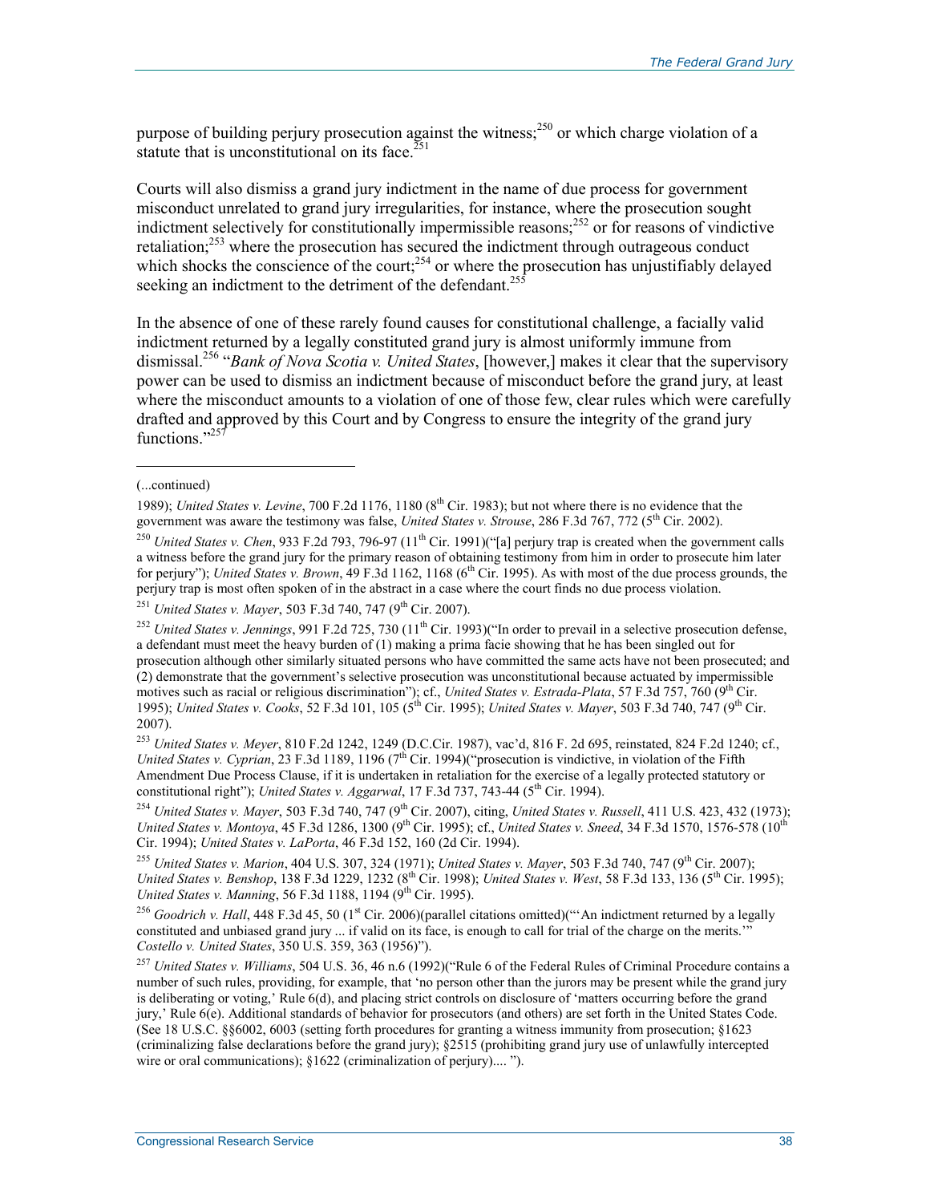purpose of building perjury prosecution against the witness;[250] or which charge violation of a statute that is unconstitutional on its face.[251]

Courts will also dismiss a grand jury indictment in the name of due process for government misconduct unrelated to grand jury irregularities, for instance, where the prosecution sought indictment selectively for constitutionally impermissible reasons;[252] or for reasons of vindictive retaliation;[253] where the prosecution has secured the indictment through outrageous conduct which shocks the conscience of the court;[254] or where the prosecution has unjustifiably delayed seeking an indictment to the detriment of the defendant.[255]

In the absence of one of these rarely found causes for constitutional challenge, a facially valid indictment returned by a legally constituted grand jury is almost uniformly immune from dismissal.[256] "*Bank of Nova Scotia v. United States*, [however,] makes it clear that the supervisory power can be used to dismiss an indictment because of misconduct before the grand jury, at least where the misconduct amounts to a violation of one of those few, clear rules which were carefully drafted and approved by this Court and by Congress to ensure the integrity of the grand jury functions."[257]

---

(...continued)

1989); *United States v. Levine*, 700 F.2d 1176, 1180 (8th Cir. 1983); but not where there is no evidence that the government was aware the testimony was false, *United States v. Strouse*, 286 F.3d 767, 772 (5th Cir. 2002).

[250] *United States v. Chen*, 933 F.2d 793, 796-97 (11th Cir. 1991)("[a] perjury trap is created when the government calls a witness before the grand jury for the primary reason of obtaining testimony from him in order to prosecute him later for perjury"); *United States v. Brown*, 49 F.3d 1162, 1168 (6th Cir. 1995). As with most of the due process grounds, the perjury trap is most often spoken of in the abstract in a case where the court finds no due process violation.

[251] *United States v. Mayer*, 503 F.3d 740, 747 (9th Cir. 2007).

[252] *United States v. Jennings*, 991 F.2d 725, 730 (11th Cir. 1993)("In order to prevail in a selective prosecution defense, a defendant must meet the heavy burden of (1) making a prima facie showing that he has been singled out for prosecution although other similarly situated persons who have committed the same acts have not been prosecuted; and (2) demonstrate that the government's selective prosecution was unconstitutional because actuated by impermissible motives such as racial or religious discrimination"); cf., *United States v. Estrada-Plata*, 57 F.3d 757, 760 (9th Cir. 1995); *United States v. Cooks*, 52 F.3d 101, 105 (5th Cir. 1995); *United States v. Mayer*, 503 F.3d 740, 747 (9th Cir. 2007).

[253] *United States v. Meyer*, 810 F.2d 1242, 1249 (D.C.Cir. 1987), vac'd, 816 F. 2d 695, reinstated, 824 F.2d 1240; cf., *United States v. Cyprian*, 23 F.3d 1189, 1196 (7th Cir. 1994)("prosecution is vindictive, in violation of the Fifth Amendment Due Process Clause, if it is undertaken in retaliation for the exercise of a legally protected statutory or constitutional right"); *United States v. Aggarwal*, 17 F.3d 737, 743-44 (5th Cir. 1994).

[254] *United States v. Mayer*, 503 F.3d 740, 747 (9th Cir. 2007), citing, *United States v. Russell*, 411 U.S. 423, 432 (1973); *United States v. Montoya*, 45 F.3d 1286, 1300 (9th Cir. 1995); cf., *United States v. Sneed*, 34 F.3d 1570, 1576-578 (10th Cir. 1994); *United States v. LaPorta*, 46 F.3d 152, 160 (2d Cir. 1994).

[255] *United States v. Marion*, 404 U.S. 307, 324 (1971); *United States v. Mayer*, 503 F.3d 740, 747 (9th Cir. 2007); *United States v. Benshop*, 138 F.3d 1229, 1232 (8th Cir. 1998); *United States v. West*, 58 F.3d 133, 136 (5th Cir. 1995); *United States v. Manning*, 56 F.3d 1188, 1194 (9th Cir. 1995).

[256] *Goodrich v. Hall*, 448 F.3d 45, 50 (1st Cir. 2006)(parallel citations omitted)("'An indictment returned by a legally constituted and unbiased grand jury ... if valid on its face, is enough to call for trial of the charge on the merits.'" *Costello v. United States*, 350 U.S. 359, 363 (1956)").

[257] *United States v. Williams*, 504 U.S. 36, 46 n.6 (1992)("Rule 6 of the Federal Rules of Criminal Procedure contains a number of such rules, providing, for example, that 'no person other than the jurors may be present while the grand jury is deliberating or voting,' Rule 6(d), and placing strict controls on disclosure of 'matters occurring before the grand jury,' Rule 6(e). Additional standards of behavior for prosecutors (and others) are set forth in the United States Code. (See 18 U.S.C. §§6002, 6003 (setting forth procedures for granting a witness immunity from prosecution; §1623 (criminalizing false declarations before the grand jury); §2515 (prohibiting grand jury use of unlawfully intercepted wire or oral communications); §1622 (criminalization of perjury).... ").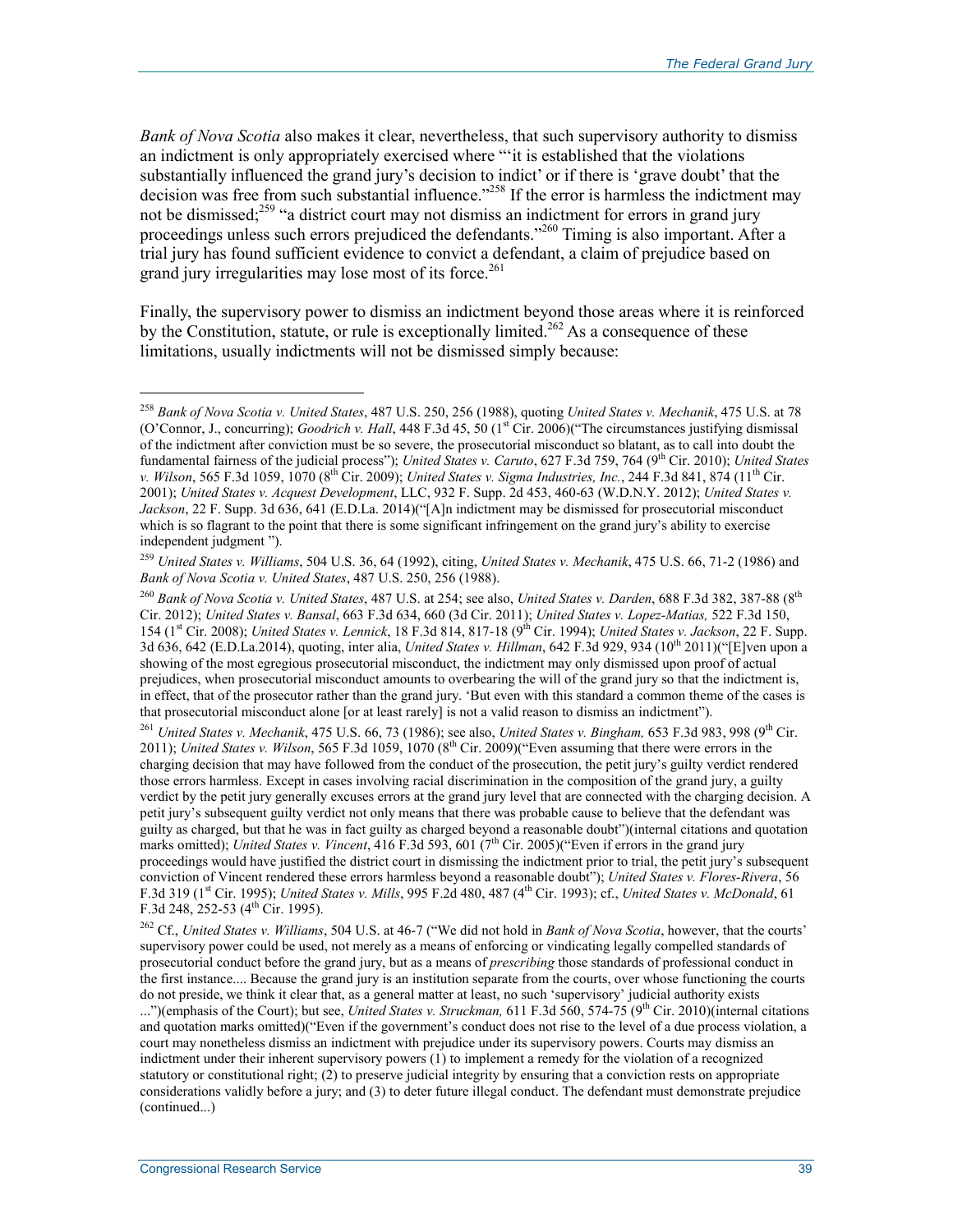*Bank of Nova Scotia* also makes it clear, nevertheless, that such supervisory authority to dismiss an indictment is only appropriately exercised where "'it is established that the violations substantially influenced the grand jury's decision to indict' or if there is 'grave doubt' that the decision was free from such substantial influence."[258] If the error is harmless the indictment may not be dismissed;[259] "a district court may not dismiss an indictment for errors in grand jury proceedings unless such errors prejudiced the defendants."[260] Timing is also important. After a trial jury has found sufficient evidence to convict a defendant, a claim of prejudice based on grand jury irregularities may lose most of its force.[261]

Finally, the supervisory power to dismiss an indictment beyond those areas where it is reinforced by the Constitution, statute, or rule is exceptionally limited.[262] As a consequence of these limitations, usually indictments will not be dismissed simply because:

---

[258] *Bank of Nova Scotia v. United States*, 487 U.S. 250, 256 (1988), quoting *United States v. Mechanik*, 475 U.S. at 78 (O'Connor, J., concurring); *Goodrich v. Hall*, 448 F.3d 45, 50 (1st Cir. 2006)("The circumstances justifying dismissal of the indictment after conviction must be so severe, the prosecutorial misconduct so blatant, as to call into doubt the fundamental fairness of the judicial process"); *United States v. Caruto*, 627 F.3d 759, 764 (9th Cir. 2010); *United States v. Wilson*, 565 F.3d 1059, 1070 (8th Cir. 2009); *United States v. Sigma Industries, Inc.*, 244 F.3d 841, 874 (11th Cir. 2001); *United States v. Acquest Development*, LLC, 932 F. Supp. 2d 453, 460-63 (W.D.N.Y. 2012); *United States v. Jackson*, 22 F. Supp. 3d 636, 641 (E.D.La. 2014)("[A]n indictment may be dismissed for prosecutorial misconduct which is so flagrant to the point that there is some significant infringement on the grand jury's ability to exercise independent judgment ").

[259] *United States v. Williams*, 504 U.S. 36, 64 (1992), citing, *United States v. Mechanik*, 475 U.S. 66, 71-2 (1986) and *Bank of Nova Scotia v. United States*, 487 U.S. 250, 256 (1988).

[260] *Bank of Nova Scotia v. United States*, 487 U.S. at 254; see also, *United States v. Darden*, 688 F.3d 382, 387-88 (8th Cir. 2012); *United States v. Bansal*, 663 F.3d 634, 660 (3d Cir. 2011); *United States v. Lopez-Matias,* 522 F.3d 150, 154 (1st Cir. 2008); *United States v. Lennick*, 18 F.3d 814, 817-18 (9th Cir. 1994); *United States v. Jackson*, 22 F. Supp. 3d 636, 642 (E.D.La.2014), quoting, inter alia, *United States v. Hillman*, 642 F.3d 929, 934 (10th 2011)("[E]ven upon a showing of the most egregious prosecutorial misconduct, the indictment may only dismissed upon proof of actual prejudices, when prosecutorial misconduct amounts to overbearing the will of the grand jury so that the indictment is, in effect, that of the prosecutor rather than the grand jury. 'But even with this standard a common theme of the cases is that prosecutorial misconduct alone [or at least rarely] is not a valid reason to dismiss an indictment").

[261] *United States v. Mechanik*, 475 U.S. 66, 73 (1986); see also, *United States v. Bingham,* 653 F.3d 983, 998 (9th Cir. 2011); *United States v. Wilson*, 565 F.3d 1059, 1070 (8th Cir. 2009)("Even assuming that there were errors in the charging decision that may have followed from the conduct of the prosecution, the petit jury's guilty verdict rendered those errors harmless. Except in cases involving racial discrimination in the composition of the grand jury, a guilty verdict by the petit jury generally excuses errors at the grand jury level that are connected with the charging decision. A petit jury's subsequent guilty verdict not only means that there was probable cause to believe that the defendant was guilty as charged, but that he was in fact guilty as charged beyond a reasonable doubt")(internal citations and quotation marks omitted); *United States v. Vincent*, 416 F.3d 593, 601 (7th Cir. 2005)("Even if errors in the grand jury proceedings would have justified the district court in dismissing the indictment prior to trial, the petit jury's subsequent conviction of Vincent rendered these errors harmless beyond a reasonable doubt"); *United States v. Flores-Rivera*, 56 F.3d 319 (1st Cir. 1995); *United States v. Mills*, 995 F.2d 480, 487 (4th Cir. 1993); cf., *United States v. McDonald*, 61 F.3d 248, 252-53 (4th Cir. 1995).

[262] Cf., *United States v. Williams*, 504 U.S. at 46-7 ("We did not hold in *Bank of Nova Scotia*, however, that the courts' supervisory power could be used, not merely as a means of enforcing or vindicating legally compelled standards of prosecutorial conduct before the grand jury, but as a means of *prescribing* those standards of professional conduct in the first instance.... Because the grand jury is an institution separate from the courts, over whose functioning the courts do not preside, we think it clear that, as a general matter at least, no such 'supervisory' judicial authority exists ...")(emphasis of the Court); but see, *United States v. Struckman,* 611 F.3d 560, 574-75 (9th Cir. 2010)(internal citations and quotation marks omitted)("Even if the government's conduct does not rise to the level of a due process violation, a court may nonetheless dismiss an indictment with prejudice under its supervisory powers. Courts may dismiss an indictment under their inherent supervisory powers (1) to implement a remedy for the violation of a recognized statutory or constitutional right; (2) to preserve judicial integrity by ensuring that a conviction rests on appropriate considerations validly before a jury; and (3) to deter future illegal conduct. The defendant must demonstrate prejudice (continued...)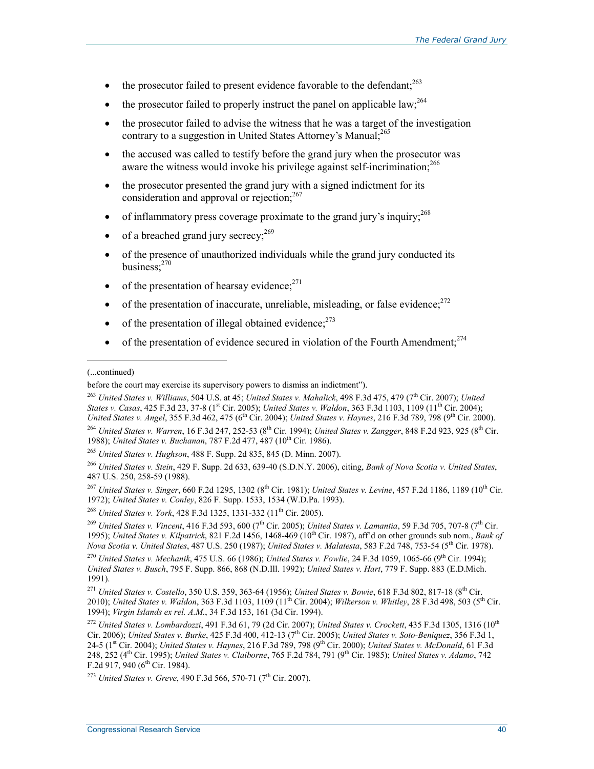- the prosecutor failed to present evidence favorable to the defendant;[263]
- the prosecutor failed to properly instruct the panel on applicable law;[264]
- the prosecutor failed to advise the witness that he was a target of the investigation contrary to a suggestion in United States Attorney's Manual;[265]
- the accused was called to testify before the grand jury when the prosecutor was aware the witness would invoke his privilege against self-incrimination;[266]
- the prosecutor presented the grand jury with a signed indictment for its consideration and approval or rejection;[267]
- of inflammatory press coverage proximate to the grand jury's inquiry;[268]
- of a breached grand jury secrecy;[269]
- of the presence of unauthorized individuals while the grand jury conducted its business;[270]
- of the presentation of hearsay evidence;[271]
- of the presentation of inaccurate, unreliable, misleading, or false evidence;[272]
- of the presentation of illegal obtained evidence;[273]
- of the presentation of evidence secured in violation of the Fourth Amendment;[274]

---

(...continued)

before the court may exercise its supervisory powers to dismiss an indictment").

[263] *United States v. Williams*, 504 U.S. at 45; *United States v. Mahalick*, 498 F.3d 475, 479 (7th Cir. 2007); *United States v. Casas*, 425 F.3d 23, 37-8 (1st Cir. 2005); *United States v. Waldon*, 363 F.3d 1103, 1109 (11th Cir. 2004); *United States v. Angel*, 355 F.3d 462, 475 (6th Cir. 2004); *United States v. Haynes*, 216 F.3d 789, 798 (9th Cir. 2000).

[264] *United States v. Warren*, 16 F.3d 247, 252-53 (8th Cir. 1994); *United States v. Zangger*, 848 F.2d 923, 925 (8th Cir. 1988); *United States v. Buchanan*, 787 F.2d 477, 487 (10th Cir. 1986).

[265] *United States v. Hughson*, 488 F. Supp. 2d 835, 845 (D. Minn. 2007).

[266] *United States v. Stein*, 429 F. Supp. 2d 633, 639-40 (S.D.N.Y. 2006), citing, *Bank of Nova Scotia v. United States*, 487 U.S. 250, 258-59 (1988).

[267] *United States v. Singer*, 660 F.2d 1295, 1302 (8th Cir. 1981); *United States v. Levine*, 457 F.2d 1186, 1189 (10th Cir. 1972); *United States v. Conley*, 826 F. Supp. 1533, 1534 (W.D.Pa. 1993).

[268] *United States v. York*, 428 F.3d 1325, 1331-332 (11th Cir. 2005).

[269] *United States v. Vincent*, 416 F.3d 593, 600 (7th Cir. 2005); *United States v. Lamantia*, 59 F.3d 705, 707-8 (7th Cir. 1995); *United States v. Kilpatrick*, 821 F.2d 1456, 1468-469 (10th Cir. 1987), aff'd on other grounds sub nom., *Bank of Nova Scotia v. United States*, 487 U.S. 250 (1987); *United States v. Malatesta*, 583 F.2d 748, 753-54 (5th Cir. 1978).

[270] *United States v. Mechanik*, 475 U.S. 66 (1986); *United States v. Fowlie*, 24 F.3d 1059, 1065-66 (9th Cir. 1994); *United States v. Busch*, 795 F. Supp. 866, 868 (N.D.Ill. 1992); *United States v. Hart*, 779 F. Supp. 883 (E.D.Mich. 1991).

[271] *United States v. Costello*, 350 U.S. 359, 363-64 (1956); *United States v. Bowie*, 618 F.3d 802, 817-18 (8th Cir. 2010); *United States v. Waldon*, 363 F.3d 1103, 1109 (11th Cir. 2004); *Wilkerson v. Whitley*, 28 F.3d 498, 503 (5th Cir. 1994); *Virgin Islands ex rel. A.M.*, 34 F.3d 153, 161 (3d Cir. 1994).

[272] *United States v. Lombardozzi*, 491 F.3d 61, 79 (2d Cir. 2007); *United States v. Crockett*, 435 F.3d 1305, 1316 (10th Cir. 2006); *United States v. Burke*, 425 F.3d 400, 412-13 (7th Cir. 2005); *United States v. Soto-Beniquez*, 356 F.3d 1, 24-5 (1st Cir. 2004); *United States v. Haynes*, 216 F.3d 789, 798 (9th Cir. 2000); *United States v. McDonald*, 61 F.3d 248, 252 (4th Cir. 1995); *United States v. Claiborne*, 765 F.2d 784, 791 (9th Cir. 1985); *United States v. Adamo*, 742 F.2d 917, 940 (6th Cir. 1984).

[273] *United States v. Greve*, 490 F.3d 566, 570-71 (7th Cir. 2007).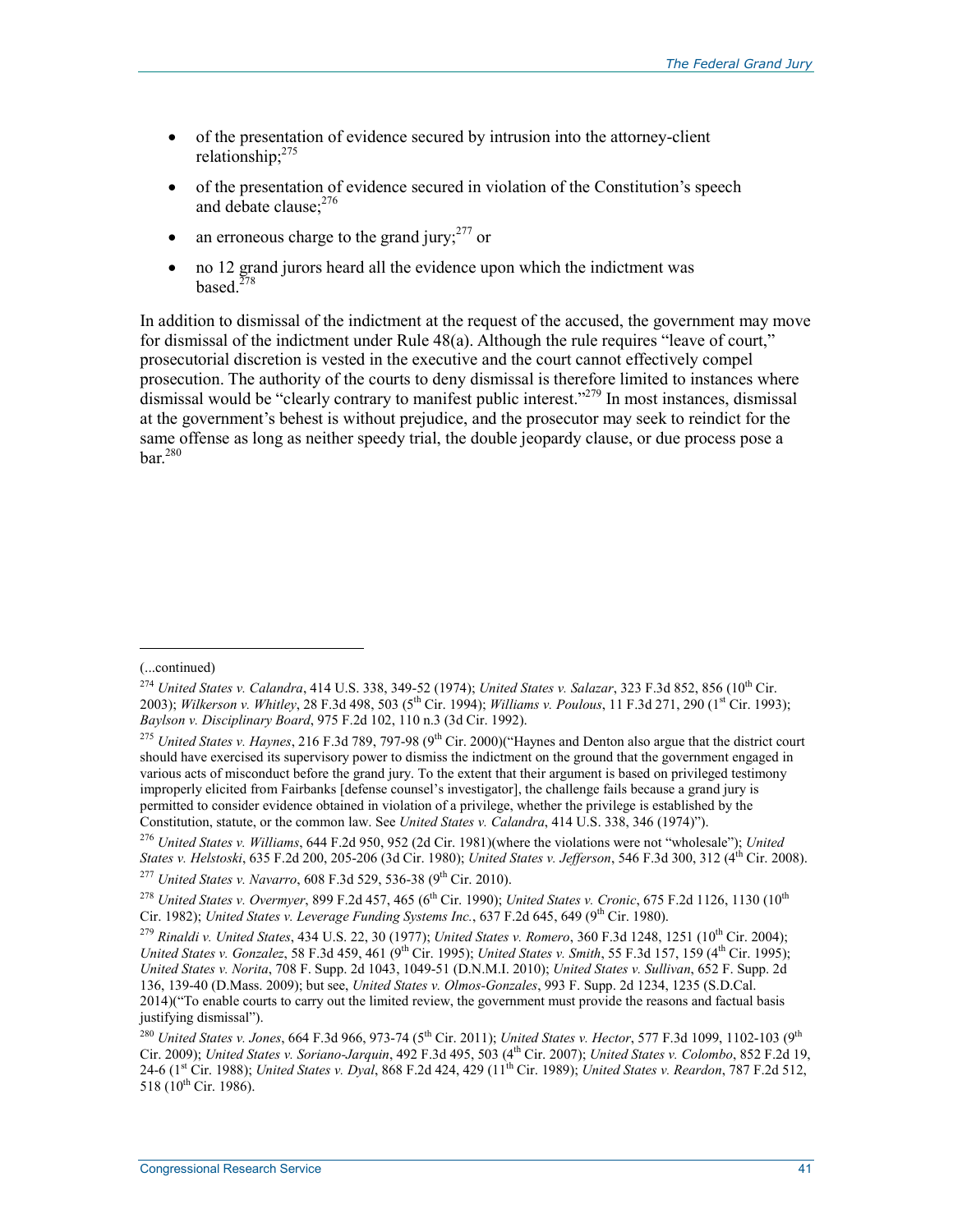- of the presentation of evidence secured by intrusion into the attorney-client relationship;[275]
- of the presentation of evidence secured in violation of the Constitution's speech and debate clause;[276]
- an erroneous charge to the grand jury;[277] or
- no 12 grand jurors heard all the evidence upon which the indictment was based.[278]

In addition to dismissal of the indictment at the request of the accused, the government may move for dismissal of the indictment under Rule 48(a). Although the rule requires "leave of court," prosecutorial discretion is vested in the executive and the court cannot effectively compel prosecution. The authority of the courts to deny dismissal is therefore limited to instances where dismissal would be "clearly contrary to manifest public interest."[279] In most instances, dismissal at the government's behest is without prejudice, and the prosecutor may seek to reindict for the same offense as long as neither speedy trial, the double jeopardy clause, or due process pose a bar.[280]

---

(...continued)

[274] *United States v. Calandra*, 414 U.S. 338, 349-52 (1974); *United States v. Salazar*, 323 F.3d 852, 856 (10th Cir. 2003); *Wilkerson v. Whitley*, 28 F.3d 498, 503 (5th Cir. 1994); *Williams v. Poulous*, 11 F.3d 271, 290 (1st Cir. 1993); *Baylson v. Disciplinary Board*, 975 F.2d 102, 110 n.3 (3d Cir. 1992).

[275] *United States v. Haynes*, 216 F.3d 789, 797-98 (9th Cir. 2000)("Haynes and Denton also argue that the district court should have exercised its supervisory power to dismiss the indictment on the ground that the government engaged in various acts of misconduct before the grand jury. To the extent that their argument is based on privileged testimony improperly elicited from Fairbanks [defense counsel's investigator], the challenge fails because a grand jury is permitted to consider evidence obtained in violation of a privilege, whether the privilege is established by the Constitution, statute, or the common law. See *United States v. Calandra*, 414 U.S. 338, 346 (1974)").

[276] *United States v. Williams*, 644 F.2d 950, 952 (2d Cir. 1981)(where the violations were not "wholesale"); *United States v. Helstoski*, 635 F.2d 200, 205-206 (3d Cir. 1980); *United States v. Jefferson*, 546 F.3d 300, 312 (4th Cir. 2008).

[277] *United States v. Navarro*, 608 F.3d 529, 536-38 (9th Cir. 2010).

[278] *United States v. Overmyer*, 899 F.2d 457, 465 (6th Cir. 1990); *United States v. Cronic*, 675 F.2d 1126, 1130 (10th Cir. 1982); *United States v. Leverage Funding Systems Inc.*, 637 F.2d 645, 649 (9th Cir. 1980).

[279] *Rinaldi v. United States*, 434 U.S. 22, 30 (1977); *United States v. Romero*, 360 F.3d 1248, 1251 (10th Cir. 2004); *United States v. Gonzalez*, 58 F.3d 459, 461 (9th Cir. 1995); *United States v. Smith*, 55 F.3d 157, 159 (4th Cir. 1995); *United States v. Norita*, 708 F. Supp. 2d 1043, 1049-51 (D.N.M.I. 2010); *United States v. Sullivan*, 652 F. Supp. 2d 136, 139-40 (D.Mass. 2009); but see, *United States v. Olmos-Gonzales*, 993 F. Supp. 2d 1234, 1235 (S.D.Cal. 2014)("To enable courts to carry out the limited review, the government must provide the reasons and factual basis justifying dismissal").

[280] *United States v. Jones*, 664 F.3d 966, 973-74 (5th Cir. 2011); *United States v. Hector*, 577 F.3d 1099, 1102-103 (9th Cir. 2009); *United States v. Soriano-Jarquin*, 492 F.3d 495, 503 (4th Cir. 2007); *United States v. Colombo*, 852 F.2d 19, 24-6 (1st Cir. 1988); *United States v. Dyal*, 868 F.2d 424, 429 (11th Cir. 1989); *United States v. Reardon*, 787 F.2d 512, 518 (10th Cir. 1986).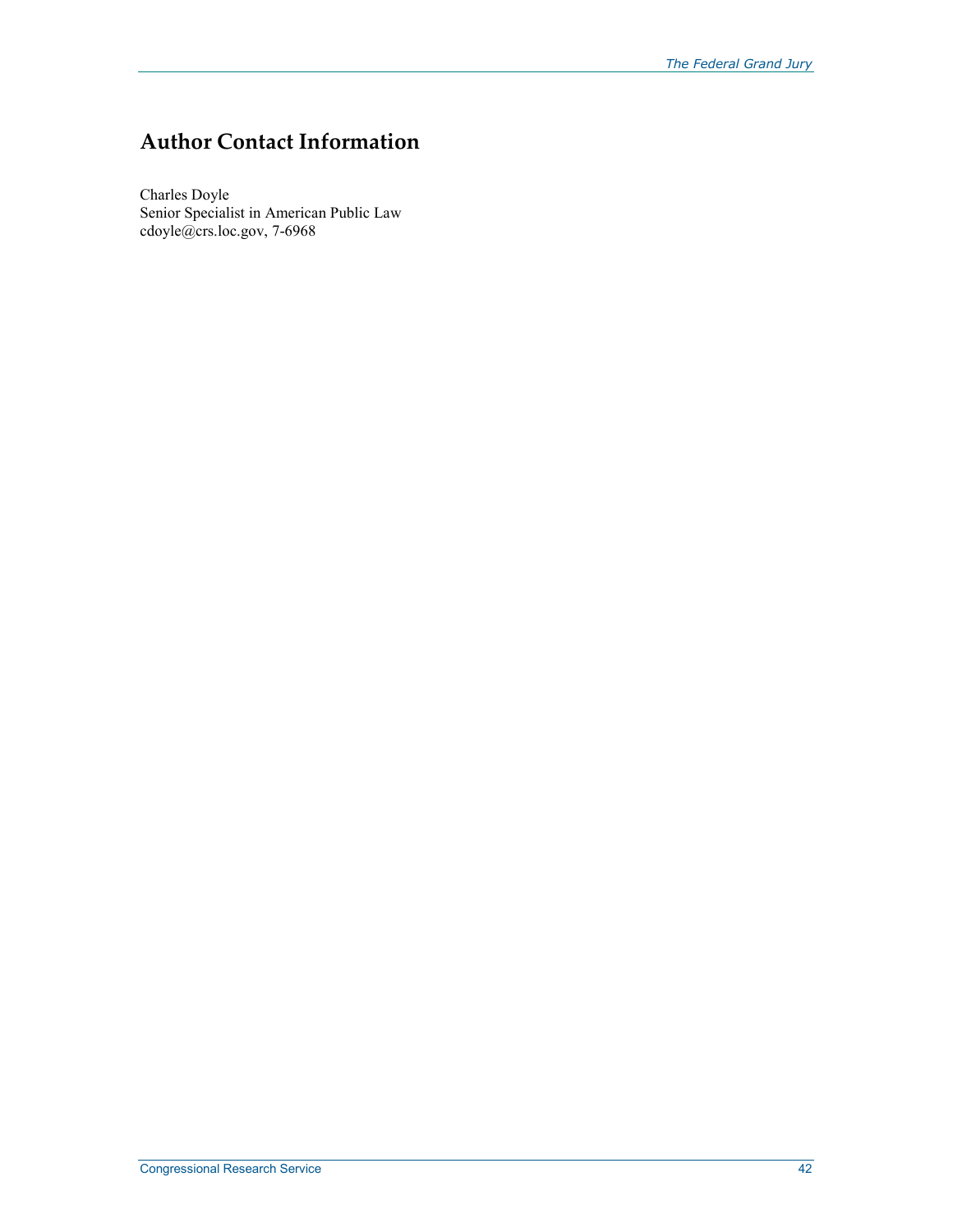## Author Contact Information

Charles Doyle
Senior Specialist in American Public Law
cdoyle@crs.loc.gov, 7-6968